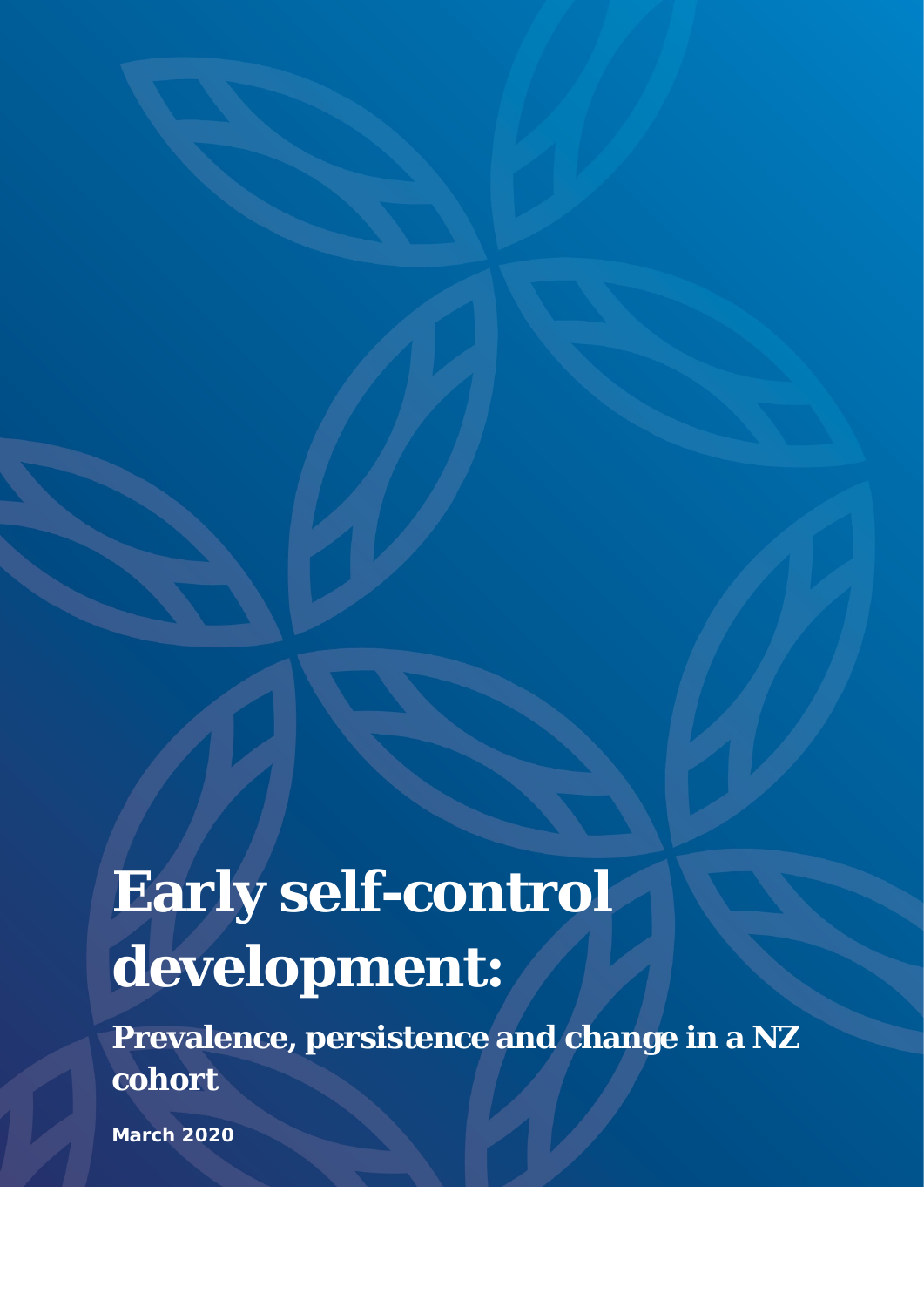# Early self-control development:

## Prevalence, persistence and change in a NZ cohort

**March 2020**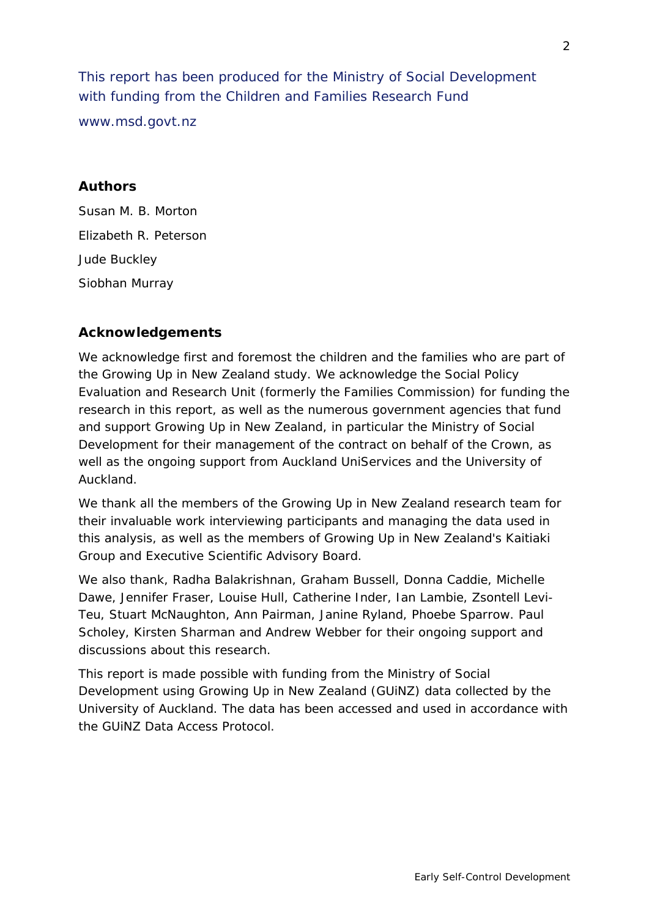This report has been produced for the Ministry of Social Development with funding from the Children and Families Research Fund

www.msd.govt.nz

## Authors

Susan M. B. Morton

Elizabeth R. Peterson

Jude Buckley

Siobhan Murray

## Acknowledgements

We acknowledge first and foremost the children and the families who are part of the Growing Up in New Zealand study. We acknowledge the Social Policy Evaluation and Research Unit (formerly the Families Commission) for funding the research in this report, as well as the numerous government agencies that fund and support Growing Up in New Zealand, in particular the Ministry of Social Development for their management of the contract on behalf of the Crown, as well as the ongoing support from Auckland UniServices and the University of Auckland.

We thank all the members of the Growing Up in New Zealand research team for their invaluable work interviewing participants and managing the data used in this analysis, as well as the members of Growing Up in New Zealand's Kaitiaki Group and Executive Scientific Advisory Board.

We also thank, Radha Balakrishnan, Graham Bussell, Donna Caddie, Michelle Dawe, Jennifer Fraser, Louise Hull, Catherine Inder, Ian Lambie, Zsontell Levi-Teu, Stuart McNaughton, Ann Pairman, Janine Ryland, Phoebe Sparrow. Paul Scholey, Kirsten Sharman and Andrew Webber for their ongoing support and discussions about this research.

This report is made possible with funding from the Ministry of Social Development using Growing Up in New Zealand (GUiNZ) data collected by the University of Auckland. The data has been accessed and used in accordance with the GUiNZ Data Access Protocol.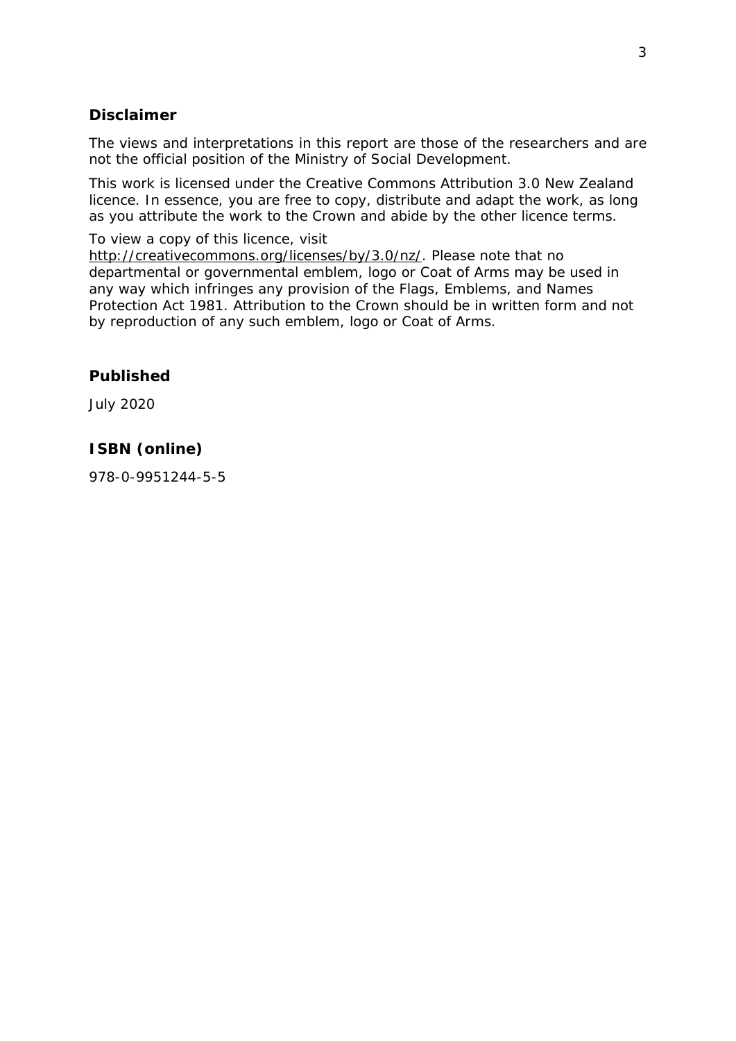## Disclaimer

The views and interpretations in this report are those of the researchers and are not the official position of the Ministry of Social Development.

This work is licensed under the Creative Commons Attribution 3.0 New Zealand licence. In essence, you are free to copy, distribute and adapt the work, as long as you attribute the work to the Crown and abide by the other licence terms.

To view a copy of this licence, visit http://creativecommons.org/licenses/by/3.0/nz/. Please note that no departmental or governmental emblem, logo or Coat of Arms may be used in any way which infringes any provision of the Flags, Emblems, and Names Protection Act 1981. Attribution to the Crown should be in written form and not by reproduction of any such emblem, logo or Coat of Arms.

## Published

July 2020

## ISBN (online)

978-0-9951244-5-5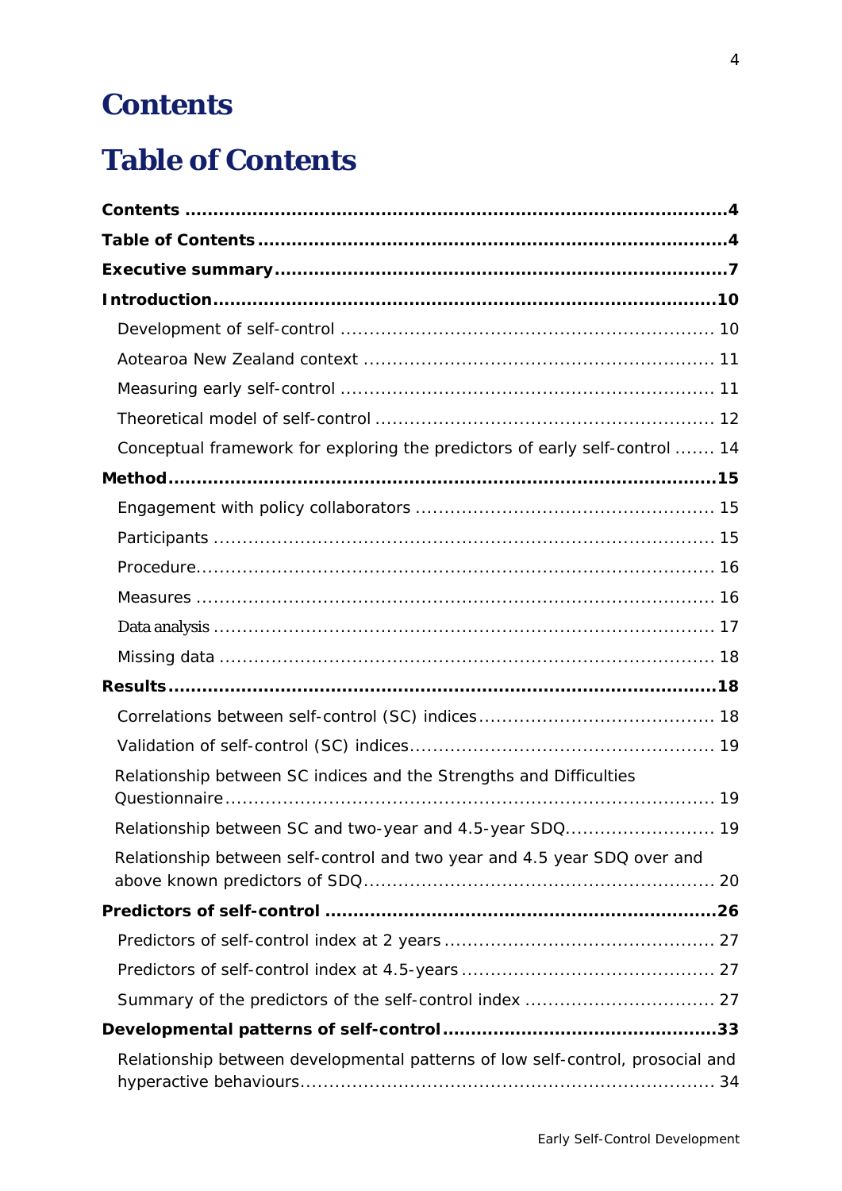# Contents

# Table of Contents

**Contents** ........................................................................................4

**Table of Contents** ...........................................................................4

**Executive summary** ..........................................................................7

**Introduction** ....................................................................................10

Development of self-control ................................................................ 10

Aotearoa New Zealand context ............................................................ 11

Measuring early self-control ................................................................ 11

Theoretical model of self-control .......................................................... 12

Conceptual framework for exploring the predictors of early self-control ....... 14

**Method** ............................................................................................15

Engagement with policy collaborators .................................................... 15

Participants ....................................................................................... 15

Procedure.......................................................................................... 16

Measures .......................................................................................... 16

Data analysis ...................................................................................... 17

Missing data ...................................................................................... 18

**Results** ............................................................................................18

Correlations between self-control (SC) indices ........................................ 18

Validation of self-control (SC) indices.................................................... 19

Relationship between SC indices and the Strengths and Difficulties Questionnaire.................................................................................... 19

Relationship between SC and two-year and 4.5-year SDQ......................... 19

Relationship between self-control and two year and 4.5 year SDQ over and above known predictors of SDQ............................................................ 20

**Predictors of self-control** .................................................................26

Predictors of self-control index at 2 years ............................................... 27

Predictors of self-control index at 4.5-years ........................................... 27

Summary of the predictors of the self-control index ................................. 27

**Developmental patterns of self-control** ............................................33

Relationship between developmental patterns of low self-control, prosocial and hyperactive behaviours....................................................................... 34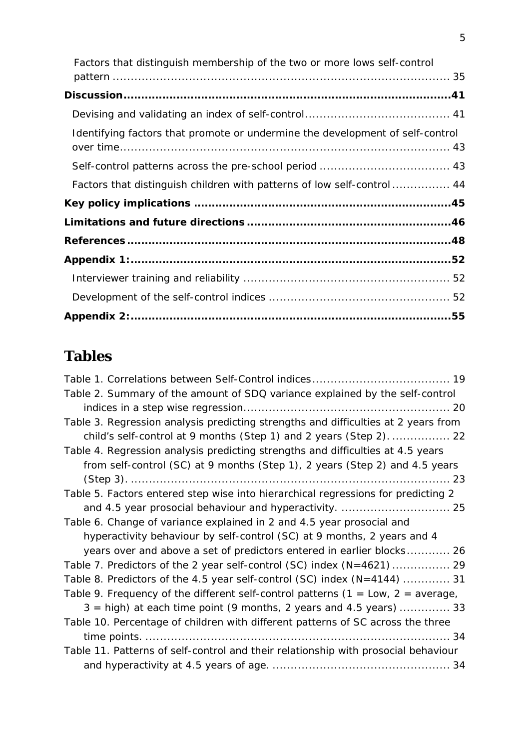Factors that distinguish membership of the two or more lows self-control pattern ............................................................................................ 35

**Discussion**......................................................................................... **41**

Devising and validating an index of self-control....................................... 41

Identifying factors that promote or undermine the development of self-control over time......................................................................................... 43

Self-control patterns across the pre-school period .................................... 43

Factors that distinguish children with patterns of low self-control ................ 44

**Key policy implications** ....................................................................... **45**

**Limitations and future directions** ......................................................... **46**

**References** .......................................................................................... **48**

**Appendix 1:**......................................................................................... **52**

Interviewer training and reliability ......................................................... 52

Development of the self-control indices ................................................. 52

**Appendix 2:**......................................................................................... **55**

## Tables

Table 1. Correlations between Self-Control indices...................................... 19

Table 2. Summary of the amount of SDQ variance explained by the self-control indices in a step wise regression......................................................... 20

Table 3. Regression analysis predicting strengths and difficulties at 2 years from child's self-control at 9 months (Step 1) and 2 years (Step 2). ................ 22

Table 4. Regression analysis predicting strengths and difficulties at 4.5 years from self-control (SC) at 9 months (Step 1), 2 years (Step 2) and 4.5 years (Step 3). ........................................................................................ 23

Table 5. Factors entered step wise into hierarchical regressions for predicting 2 and 4.5 year prosocial behaviour and hyperactivity. .............................. 25

Table 6. Change of variance explained in 2 and 4.5 year prosocial and hyperactivity behaviour by self-control (SC) at 9 months, 2 years and 4 years over and above a set of predictors entered in earlier blocks............ 26

Table 7. Predictors of the 2 year self-control (SC) index (N=4621) ................ 29

Table 8. Predictors of the 4.5 year self-control (SC) index (N=4144) ............. 31

Table 9. Frequency of the different self-control patterns (1 = Low, 2 = average, 3 = high) at each time point (9 months, 2 years and 4.5 years) .............. 33

Table 10. Percentage of children with different patterns of SC across the three time points. .................................................................................... 34

Table 11. Patterns of self-control and their relationship with prosocial behaviour and hyperactivity at 4.5 years of age. ................................................. 34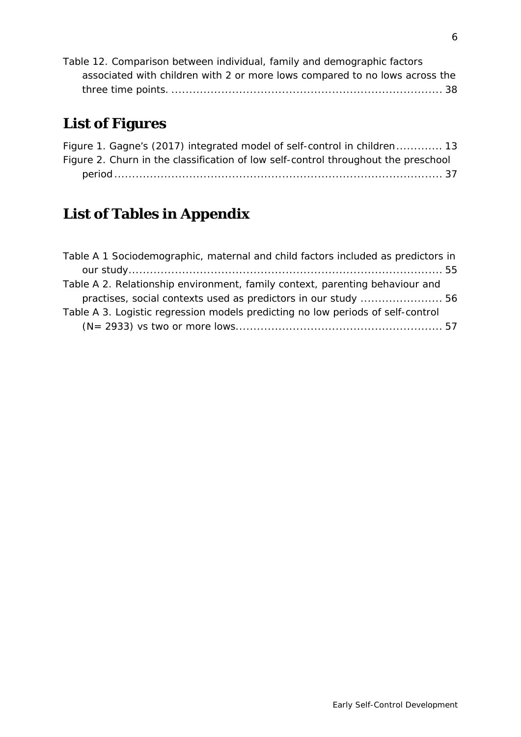Table 12. Comparison between individual, family and demographic factors associated with children with 2 or more lows compared to no lows across the three time points. ........................................................................... 38

## List of Figures

Figure 1. Gagne's (2017) integrated model of self-control in children............. 13

Figure 2. Churn in the classification of low self-control throughout the preschool period ......................................................................................... 37

## List of Tables in Appendix

Table A 1 Sociodemographic, maternal and child factors included as predictors in our study ......................................................................................... 55

Table A 2. Relationship environment, family context, parenting behaviour and practises, social contexts used as predictors in our study ....................... 56

Table A 3. Logistic regression models predicting no low periods of self-control (N= 2933) vs two or more lows......................................................... 57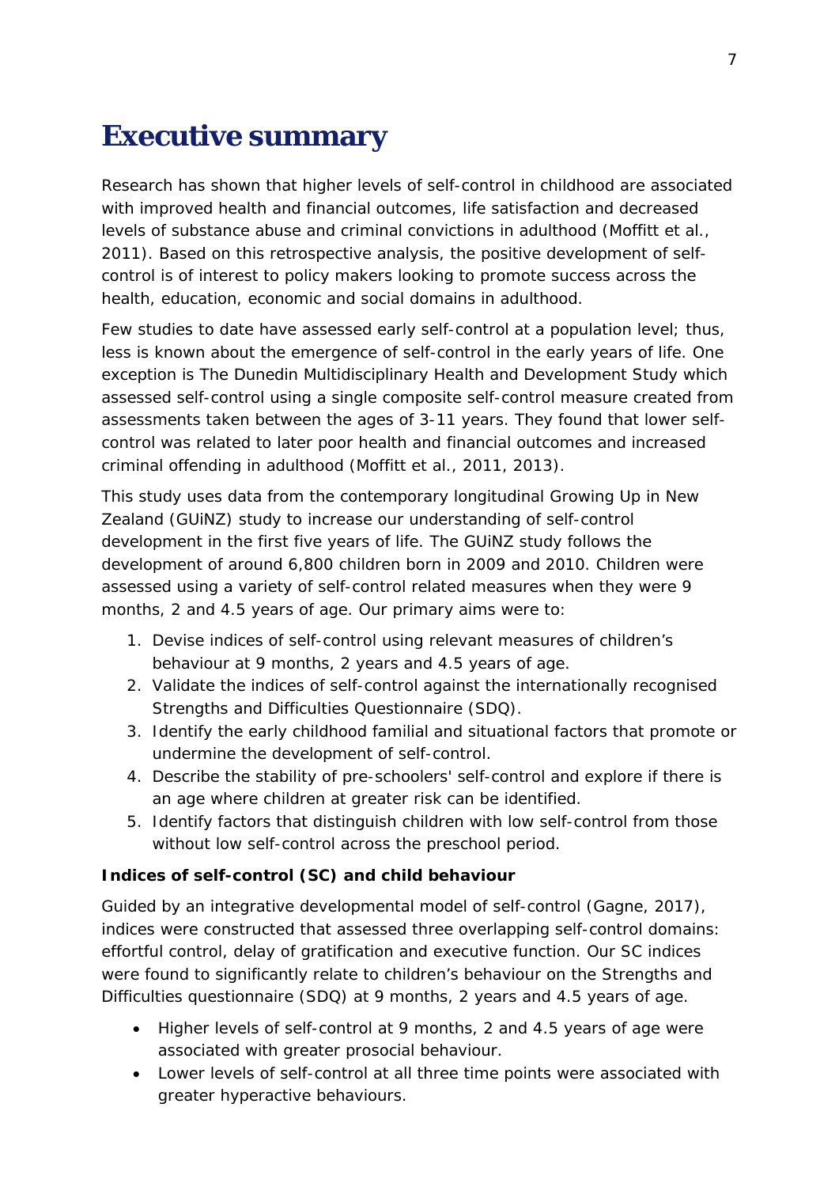# Executive summary

Research has shown that higher levels of self-control in childhood are associated with improved health and financial outcomes, life satisfaction and decreased levels of substance abuse and criminal convictions in adulthood (Moffitt et al., 2011). Based on this retrospective analysis, the positive development of self-control is of interest to policy makers looking to promote success across the health, education, economic and social domains in adulthood.

Few studies to date have assessed early self-control at a population level; thus, less is known about the emergence of self-control in the early years of life. One exception is The Dunedin Multidisciplinary Health and Development Study which assessed self-control using a single composite self-control measure created from assessments taken between the ages of 3-11 years. They found that lower self-control was related to later poor health and financial outcomes and increased criminal offending in adulthood (Moffitt et al., 2011, 2013).

This study uses data from the contemporary longitudinal Growing Up in New Zealand (GUiNZ) study to increase our understanding of self-control development in the first five years of life. The GUiNZ study follows the development of around 6,800 children born in 2009 and 2010. Children were assessed using a variety of self-control related measures when they were 9 months, 2 and 4.5 years of age. Our primary aims were to:

1. Devise indices of self-control using relevant measures of children's behaviour at 9 months, 2 years and 4.5 years of age.
2. Validate the indices of self-control against the internationally recognised Strengths and Difficulties Questionnaire (SDQ).
3. Identify the early childhood familial and situational factors that promote or undermine the development of self-control.
4. Describe the stability of pre-schoolers' self-control and explore if there is an age where children at greater risk can be identified.
5. Identify factors that distinguish children with low self-control from those without low self-control across the preschool period.

**Indices of self-control (SC) and child behaviour**

Guided by an integrative developmental model of self-control (Gagne, 2017), indices were constructed that assessed three overlapping self-control domains: effortful control, delay of gratification and executive function. Our SC indices were found to significantly relate to children's behaviour on the Strengths and Difficulties questionnaire (SDQ) at 9 months, 2 years and 4.5 years of age.

- Higher levels of self-control at 9 months, 2 and 4.5 years of age were associated with greater prosocial behaviour.
- Lower levels of self-control at all three time points were associated with greater hyperactive behaviours.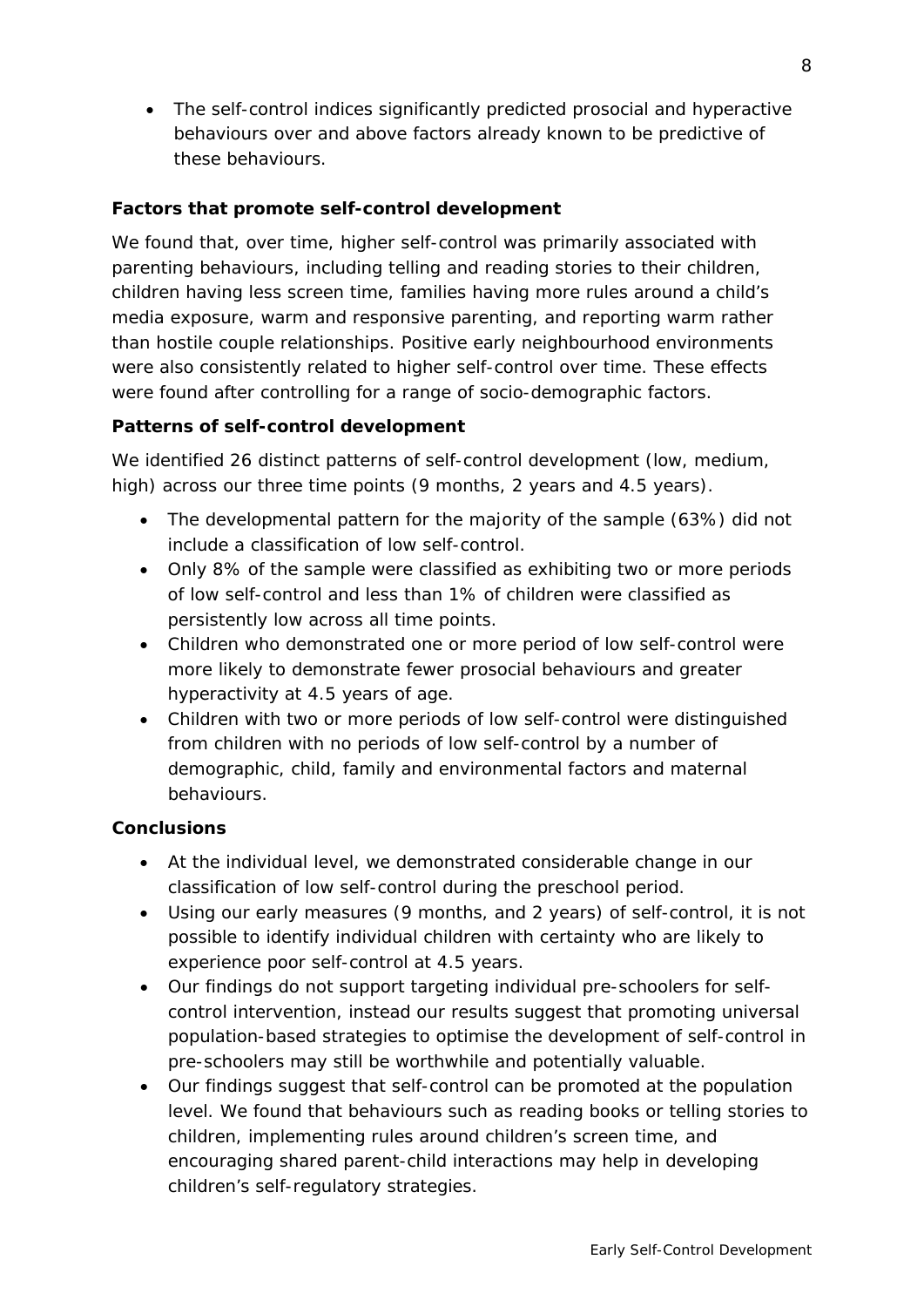- The self-control indices significantly predicted prosocial and hyperactive behaviours over and above factors already known to be predictive of these behaviours.

**Factors that promote self-control development**

We found that, over time, higher self-control was primarily associated with parenting behaviours, including telling and reading stories to their children, children having less screen time, families having more rules around a child's media exposure, warm and responsive parenting, and reporting warm rather than hostile couple relationships. Positive early neighbourhood environments were also consistently related to higher self-control over time. These effects were found after controlling for a range of socio-demographic factors.

**Patterns of self-control development**

We identified 26 distinct patterns of self-control development (low, medium, high) across our three time points (9 months, 2 years and 4.5 years).

- The developmental pattern for the majority of the sample (63%) did not include a classification of low self-control.
- Only 8% of the sample were classified as exhibiting two or more periods of low self-control and less than 1% of children were classified as persistently low across all time points.
- Children who demonstrated one or more period of low self-control were more likely to demonstrate fewer prosocial behaviours and greater hyperactivity at 4.5 years of age.
- Children with two or more periods of low self-control were distinguished from children with no periods of low self-control by a number of demographic, child, family and environmental factors and maternal behaviours.

**Conclusions**

- At the individual level, we demonstrated considerable change in our classification of low self-control during the preschool period.
- Using our early measures (9 months, and 2 years) of self-control, it is not possible to identify individual children with certainty who are likely to experience poor self-control at 4.5 years.
- Our findings do not support targeting individual pre-schoolers for self-control intervention, instead our results suggest that promoting universal population-based strategies to optimise the development of self-control in pre-schoolers may still be worthwhile and potentially valuable.
- Our findings suggest that self-control can be promoted at the population level. We found that behaviours such as reading books or telling stories to children, implementing rules around children's screen time, and encouraging shared parent-child interactions may help in developing children's self-regulatory strategies.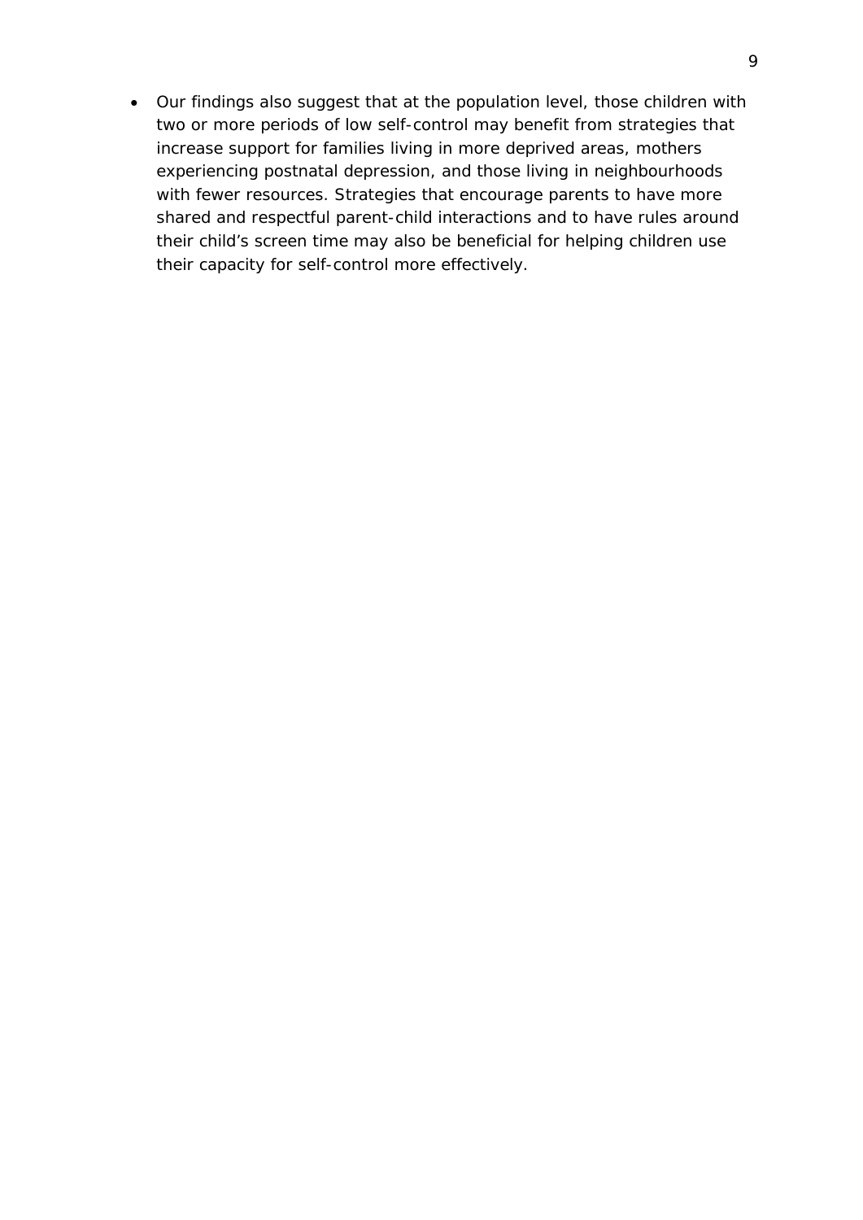- Our findings also suggest that at the population level, those children with two or more periods of low self-control may benefit from strategies that increase support for families living in more deprived areas, mothers experiencing postnatal depression, and those living in neighbourhoods with fewer resources. Strategies that encourage parents to have more shared and respectful parent-child interactions and to have rules around their child's screen time may also be beneficial for helping children use their capacity for self-control more effectively.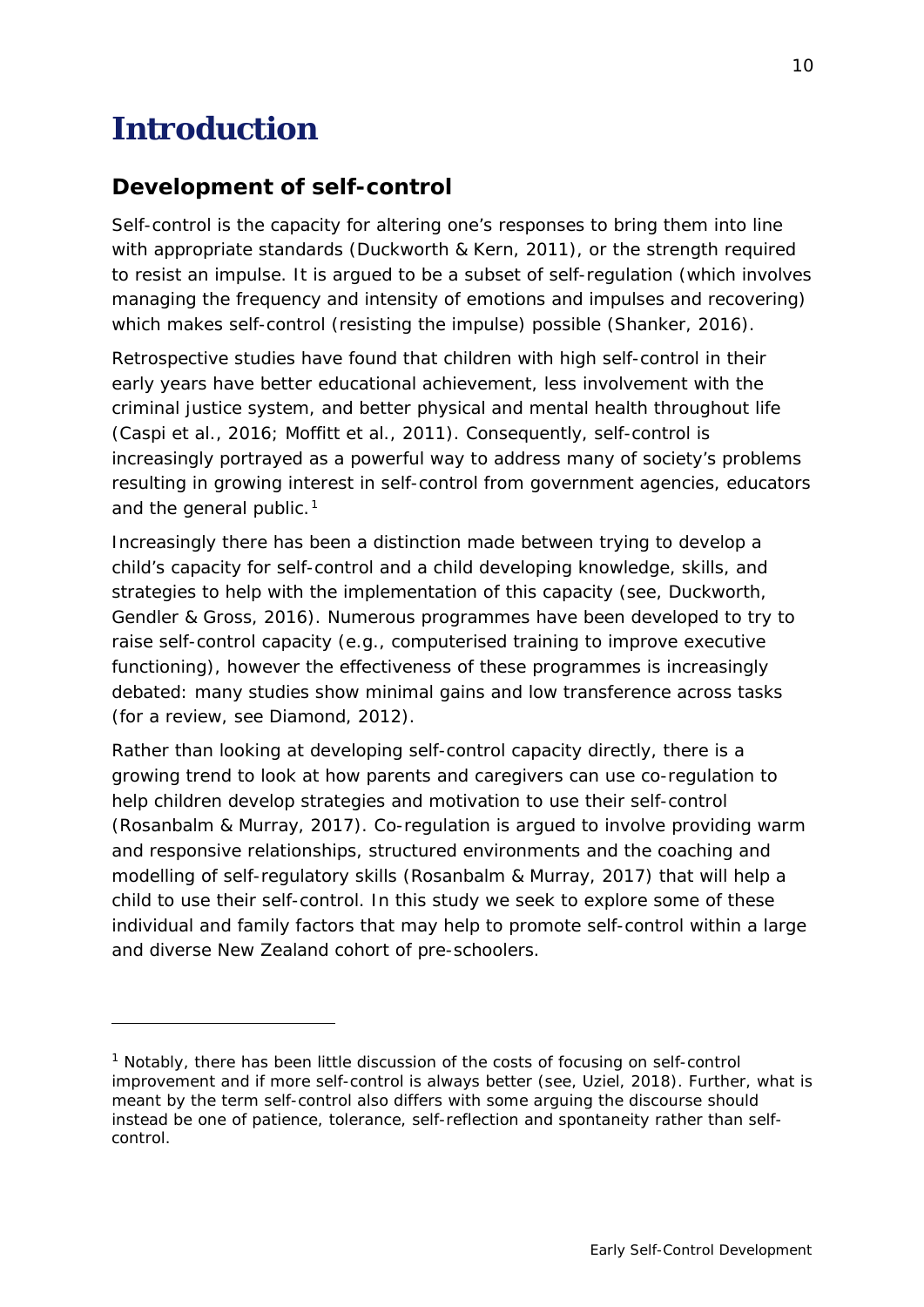# Introduction

## Development of self-control

Self-control is the capacity for altering one's responses to bring them into line with appropriate standards (Duckworth & Kern, 2011), or the strength required to resist an impulse. It is argued to be a subset of self-regulation (which involves managing the frequency and intensity of emotions and impulses and recovering) which makes self-control (resisting the impulse) possible (Shanker, 2016).

Retrospective studies have found that children with high self-control in their early years have better educational achievement, less involvement with the criminal justice system, and better physical and mental health throughout life (Caspi et al., 2016; Moffitt et al., 2011). Consequently, self-control is increasingly portrayed as a powerful way to address many of society's problems resulting in growing interest in self-control from government agencies, educators and the general public.[1]

Increasingly there has been a distinction made between trying to develop a child's capacity for self-control and a child developing knowledge, skills, and strategies to help with the implementation of this capacity (see, Duckworth, Gendler & Gross, 2016). Numerous programmes have been developed to try to raise self-control capacity (e.g., computerised training to improve executive functioning), however the effectiveness of these programmes is increasingly debated: many studies show minimal gains and low transference across tasks (for a review, see Diamond, 2012).

Rather than looking at developing self-control capacity directly, there is a growing trend to look at how parents and caregivers can use co-regulation to help children develop strategies and motivation to use their self-control (Rosanbalm & Murray, 2017). Co-regulation is argued to involve providing warm and responsive relationships, structured environments and the coaching and modelling of self-regulatory skills (Rosanbalm & Murray, 2017) that will help a child to use their self-control. In this study we seek to explore some of these individual and family factors that may help to promote self-control within a large and diverse New Zealand cohort of pre-schoolers.

---

[1] Notably, there has been little discussion of the costs of focusing on self-control improvement and if more self-control is always better (see, Uziel, 2018). Further, what is meant by the term self-control also differs with some arguing the discourse should instead be one of patience, tolerance, self-reflection and spontaneity rather than self-control.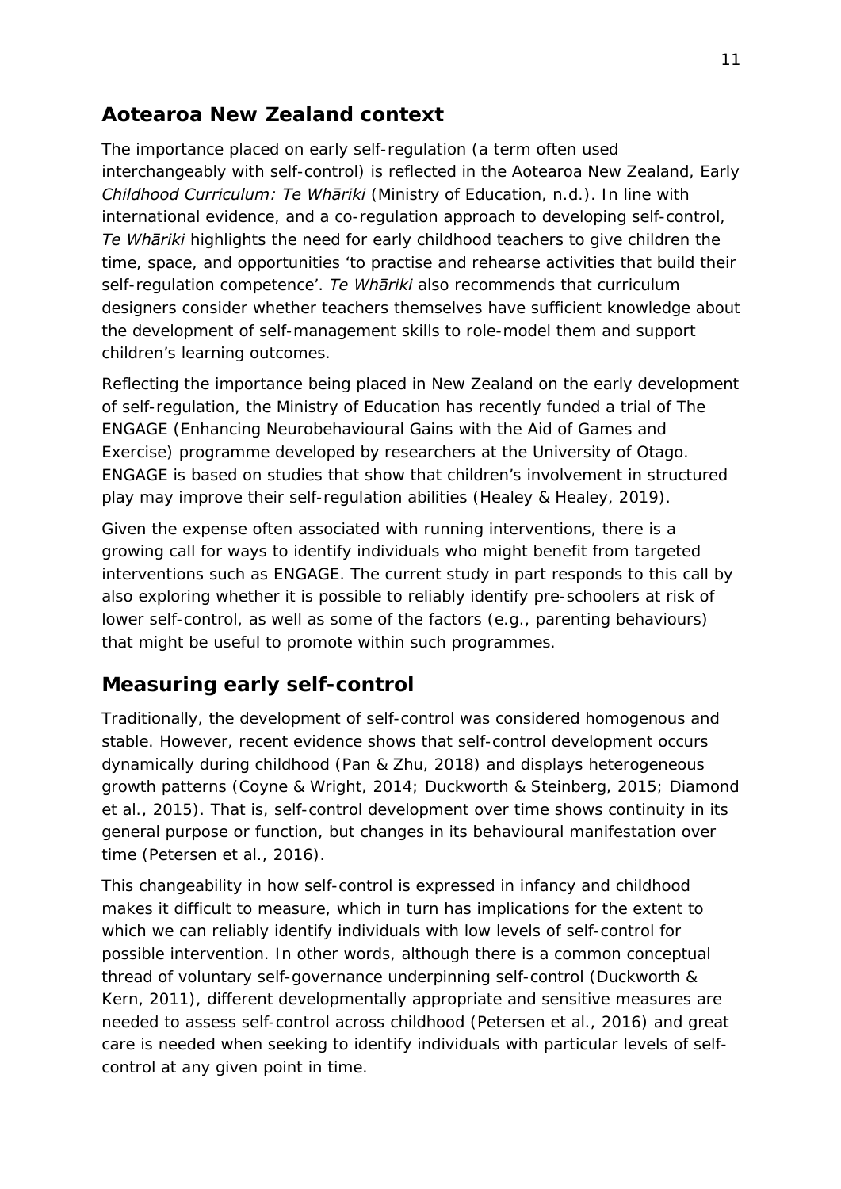## Aotearoa New Zealand context

The importance placed on early self-regulation (a term often used interchangeably with self-control) is reflected in the Aotearoa New Zealand, Early *Childhood Curriculum: Te Whāriki* (Ministry of Education, n.d.). In line with international evidence, and a co-regulation approach to developing self-control, *Te Whāriki* highlights the need for early childhood teachers to give children the time, space, and opportunities 'to practise and rehearse activities that build their self-regulation competence'. *Te Whāriki* also recommends that curriculum designers consider whether teachers themselves have sufficient knowledge about the development of self-management skills to role-model them and support children's learning outcomes.

Reflecting the importance being placed in New Zealand on the early development of self-regulation, the Ministry of Education has recently funded a trial of The ENGAGE (Enhancing Neurobehavioural Gains with the Aid of Games and Exercise) programme developed by researchers at the University of Otago. ENGAGE is based on studies that show that children's involvement in structured play may improve their self-regulation abilities (Healey & Healey, 2019).

Given the expense often associated with running interventions, there is a growing call for ways to identify individuals who might benefit from targeted interventions such as ENGAGE. The current study in part responds to this call by also exploring whether it is possible to reliably identify pre-schoolers at risk of lower self-control, as well as some of the factors (e.g., parenting behaviours) that might be useful to promote within such programmes.

## Measuring early self-control

Traditionally, the development of self-control was considered homogenous and stable. However, recent evidence shows that self-control development occurs dynamically during childhood (Pan & Zhu, 2018) and displays heterogeneous growth patterns (Coyne & Wright, 2014; Duckworth & Steinberg, 2015; Diamond et al., 2015). That is, self-control development over time shows continuity in its general purpose or function, but changes in its behavioural manifestation over time (Petersen et al., 2016).

This changeability in how self-control is expressed in infancy and childhood makes it difficult to measure, which in turn has implications for the extent to which we can reliably identify individuals with low levels of self-control for possible intervention. In other words, although there is a common conceptual thread of voluntary self-governance underpinning self-control (Duckworth & Kern, 2011), different developmentally appropriate and sensitive measures are needed to assess self-control across childhood (Petersen et al., 2016) and great care is needed when seeking to identify individuals with particular levels of self-control at any given point in time.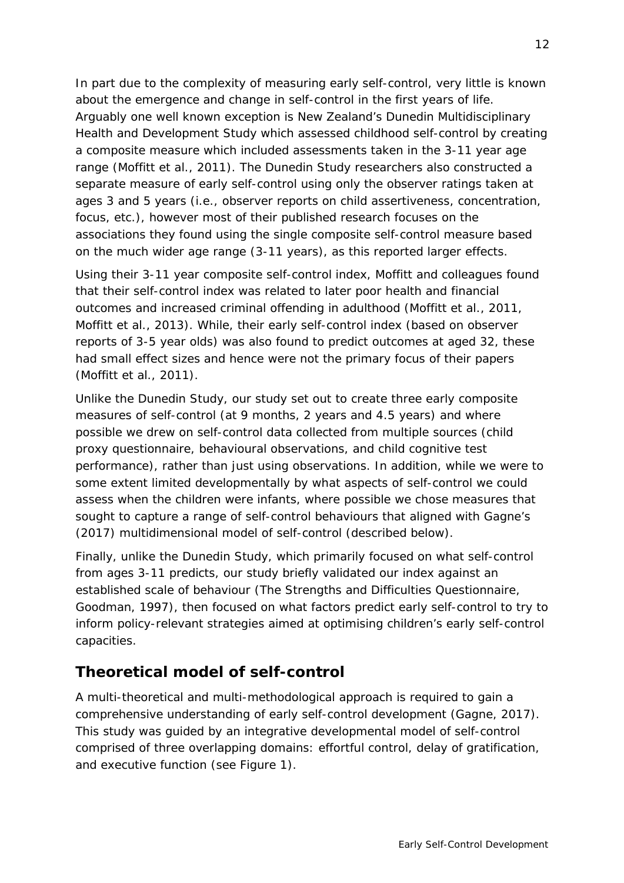In part due to the complexity of measuring early self-control, very little is known about the emergence and change in self-control in the first years of life. Arguably one well known exception is New Zealand's Dunedin Multidisciplinary Health and Development Study which assessed childhood self-control by creating a composite measure which included assessments taken in the 3-11 year age range (Moffitt et al., 2011). The Dunedin Study researchers also constructed a separate measure of early self-control using only the observer ratings taken at ages 3 and 5 years (i.e., observer reports on child assertiveness, concentration, focus, etc.), however most of their published research focuses on the associations they found using the single composite self-control measure based on the much wider age range (3-11 years), as this reported larger effects.

Using their 3-11 year composite self-control index, Moffitt and colleagues found that their self-control index was related to later poor health and financial outcomes and increased criminal offending in adulthood (Moffitt et al., 2011, Moffitt et al., 2013). While, their early self-control index (based on observer reports of 3-5 year olds) was also found to predict outcomes at aged 32, these had small effect sizes and hence were not the primary focus of their papers (Moffitt et al., 2011).

Unlike the Dunedin Study, our study set out to create three early composite measures of self-control (at 9 months, 2 years and 4.5 years) and where possible we drew on self-control data collected from multiple sources (child proxy questionnaire, behavioural observations, and child cognitive test performance), rather than just using observations. In addition, while we were to some extent limited developmentally by what aspects of self-control we could assess when the children were infants, where possible we chose measures that sought to capture a range of self-control behaviours that aligned with Gagne's (2017) multidimensional model of self-control (described below).

Finally, unlike the Dunedin Study, which primarily focused on what self-control from ages 3-11 predicts, our study briefly validated our index against an established scale of behaviour (The Strengths and Difficulties Questionnaire, Goodman, 1997), then focused on what factors predict early self-control to try to inform policy-relevant strategies aimed at optimising children's early self-control capacities.

## Theoretical model of self-control

A multi-theoretical and multi-methodological approach is required to gain a comprehensive understanding of early self-control development (Gagne, 2017). This study was guided by an integrative developmental model of self-control comprised of three overlapping domains: effortful control, delay of gratification, and executive function (see Figure 1).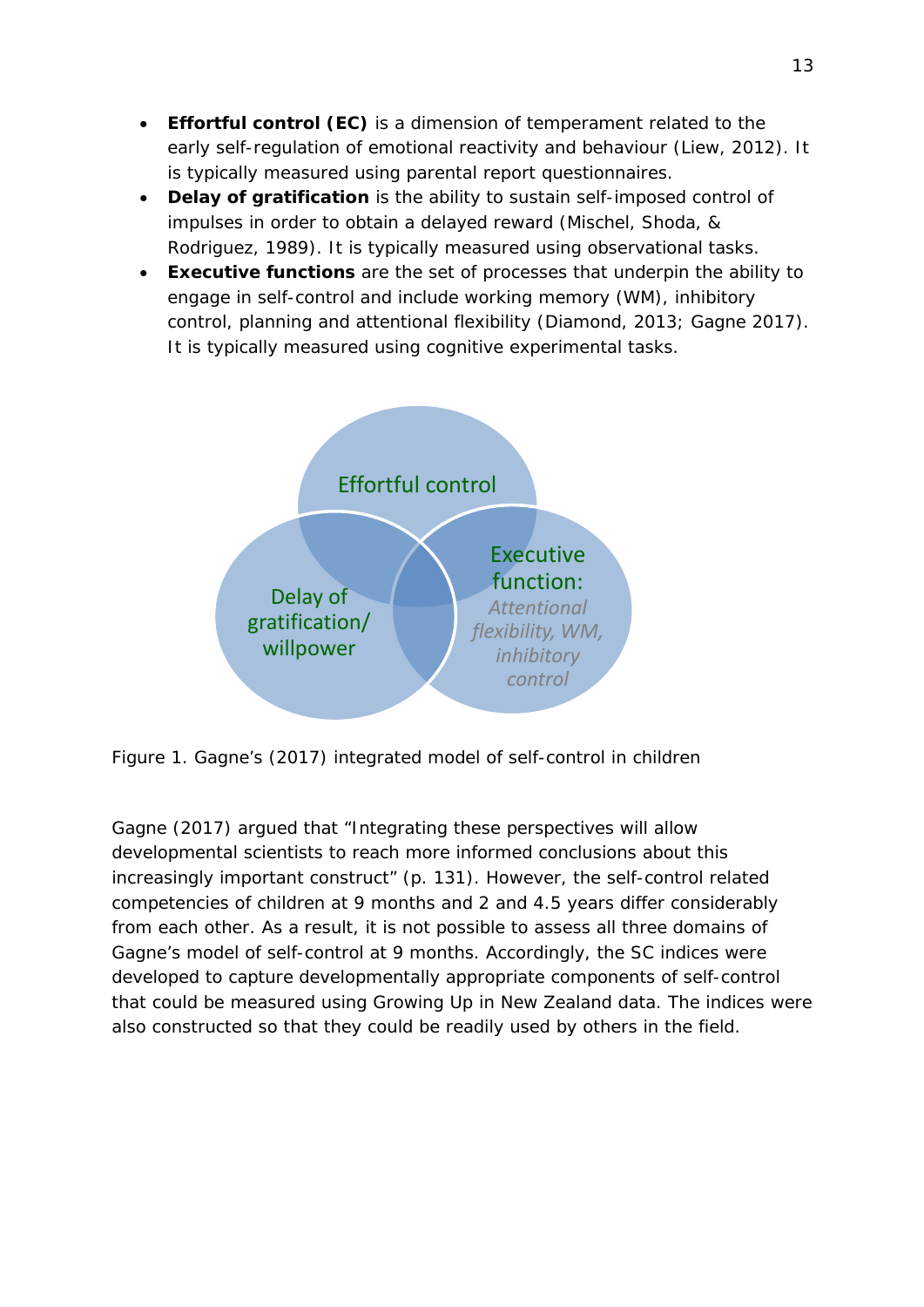- **Effortful control (EC)** is a dimension of temperament related to the early self-regulation of emotional reactivity and behaviour (Liew, 2012). It is typically measured using parental report questionnaires.
- **Delay of gratification** is the ability to sustain self-imposed control of impulses in order to obtain a delayed reward (Mischel, Shoda, & Rodriguez, 1989). It is typically measured using observational tasks.
- **Executive functions** are the set of processes that underpin the ability to engage in self-control and include working memory (WM), inhibitory control, planning and attentional flexibility (Diamond, 2013; Gagne 2017). It is typically measured using cognitive experimental tasks.

Effortful control

Delay of gratification/ willpower

Executive function: *Attentional flexibility, WM, inhibitory control*

Figure 1. Gagne's (2017) integrated model of self-control in children

Gagne (2017) argued that "Integrating these perspectives will allow developmental scientists to reach more informed conclusions about this increasingly important construct" (p. 131). However, the self-control related competencies of children at 9 months and 2 and 4.5 years differ considerably from each other. As a result, it is not possible to assess all three domains of Gagne's model of self-control at 9 months. Accordingly, the SC indices were developed to capture developmentally appropriate components of self-control that could be measured using Growing Up in New Zealand data. The indices were also constructed so that they could be readily used by others in the field.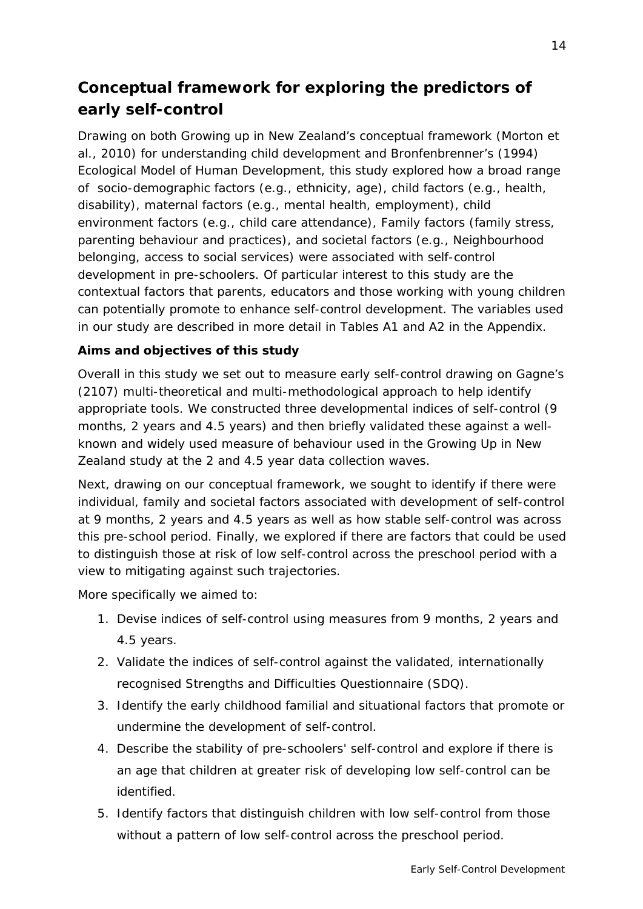## Conceptual framework for exploring the predictors of early self-control

Drawing on both Growing up in New Zealand's conceptual framework (Morton et al., 2010) for understanding child development and Bronfenbrenner's (1994) Ecological Model of Human Development, this study explored how a broad range of socio-demographic factors (e.g., ethnicity, age), child factors (e.g., health, disability), maternal factors (e.g., mental health, employment), child environment factors (e.g., child care attendance), Family factors (family stress, parenting behaviour and practices), and societal factors (e.g., Neighbourhood belonging, access to social services) were associated with self-control development in pre-schoolers. Of particular interest to this study are the contextual factors that parents, educators and those working with young children can potentially promote to enhance self-control development. The variables used in our study are described in more detail in Tables A1 and A2 in the Appendix.

**Aims and objectives of this study**

Overall in this study we set out to measure early self-control drawing on Gagne's (2107) multi-theoretical and multi-methodological approach to help identify appropriate tools. We constructed three developmental indices of self-control (9 months, 2 years and 4.5 years) and then briefly validated these against a well-known and widely used measure of behaviour used in the Growing Up in New Zealand study at the 2 and 4.5 year data collection waves.

Next, drawing on our conceptual framework, we sought to identify if there were individual, family and societal factors associated with development of self-control at 9 months, 2 years and 4.5 years as well as how stable self-control was across this pre-school period. Finally, we explored if there are factors that could be used to distinguish those at risk of low self-control across the preschool period with a view to mitigating against such trajectories.

More specifically we aimed to:

1. Devise indices of self-control using measures from 9 months, 2 years and 4.5 years.
2. Validate the indices of self-control against the validated, internationally recognised Strengths and Difficulties Questionnaire (SDQ).
3. Identify the early childhood familial and situational factors that promote or undermine the development of self-control.
4. Describe the stability of pre-schoolers' self-control and explore if there is an age that children at greater risk of developing low self-control can be identified.
5. Identify factors that distinguish children with low self-control from those without a pattern of low self-control across the preschool period.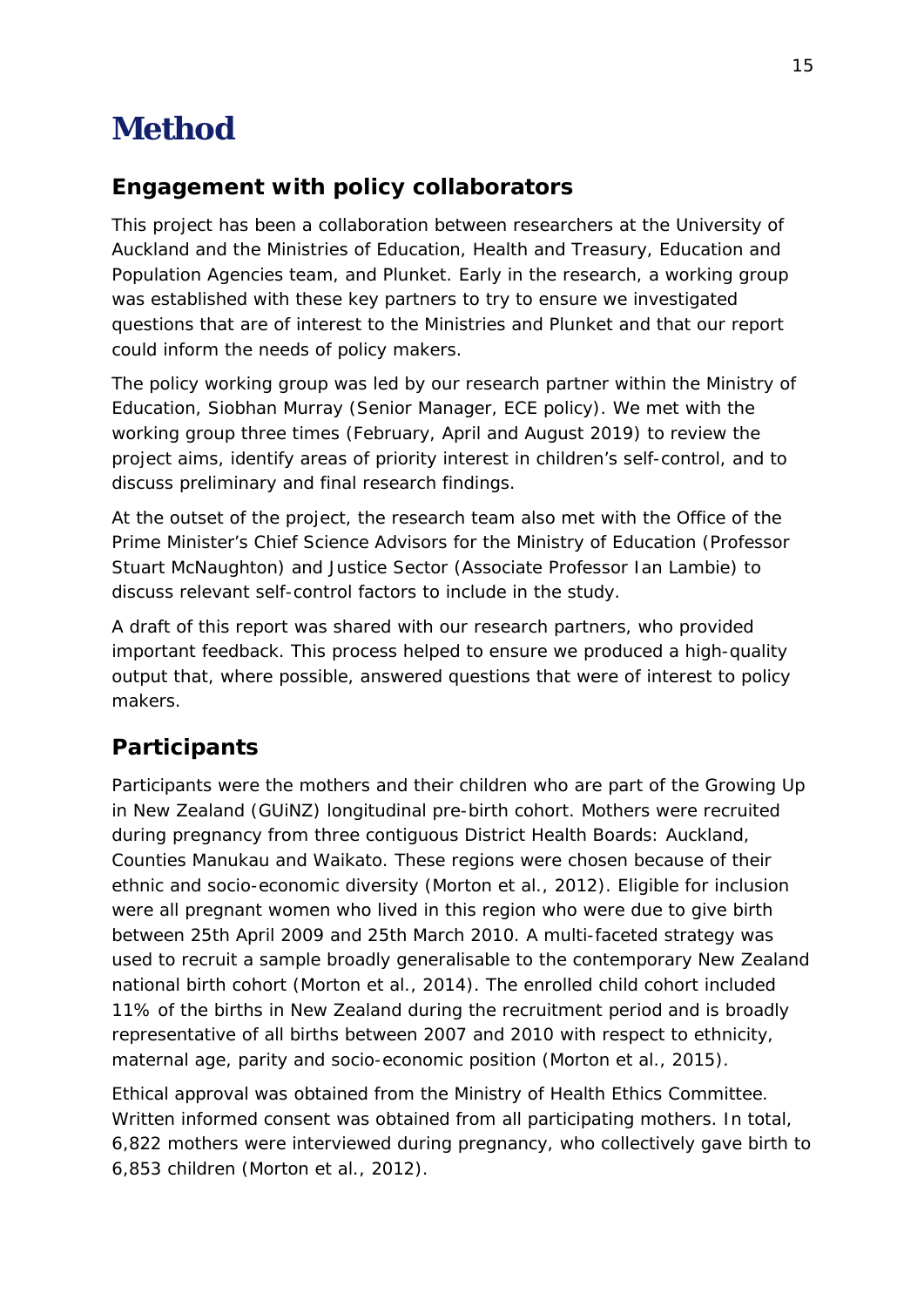# Method

## Engagement with policy collaborators

This project has been a collaboration between researchers at the University of Auckland and the Ministries of Education, Health and Treasury, Education and Population Agencies team, and Plunket. Early in the research, a working group was established with these key partners to try to ensure we investigated questions that are of interest to the Ministries and Plunket and that our report could inform the needs of policy makers.

The policy working group was led by our research partner within the Ministry of Education, Siobhan Murray (Senior Manager, ECE policy). We met with the working group three times (February, April and August 2019) to review the project aims, identify areas of priority interest in children's self-control, and to discuss preliminary and final research findings.

At the outset of the project, the research team also met with the Office of the Prime Minister's Chief Science Advisors for the Ministry of Education (Professor Stuart McNaughton) and Justice Sector (Associate Professor Ian Lambie) to discuss relevant self-control factors to include in the study.

A draft of this report was shared with our research partners, who provided important feedback. This process helped to ensure we produced a high-quality output that, where possible, answered questions that were of interest to policy makers.

## Participants

Participants were the mothers and their children who are part of the Growing Up in New Zealand (GUiNZ) longitudinal pre-birth cohort. Mothers were recruited during pregnancy from three contiguous District Health Boards: Auckland, Counties Manukau and Waikato. These regions were chosen because of their ethnic and socio-economic diversity (Morton et al., 2012). Eligible for inclusion were all pregnant women who lived in this region who were due to give birth between 25th April 2009 and 25th March 2010. A multi-faceted strategy was used to recruit a sample broadly generalisable to the contemporary New Zealand national birth cohort (Morton et al., 2014). The enrolled child cohort included 11% of the births in New Zealand during the recruitment period and is broadly representative of all births between 2007 and 2010 with respect to ethnicity, maternal age, parity and socio-economic position (Morton et al., 2015).

Ethical approval was obtained from the Ministry of Health Ethics Committee. Written informed consent was obtained from all participating mothers. In total, 6,822 mothers were interviewed during pregnancy, who collectively gave birth to 6,853 children (Morton et al., 2012).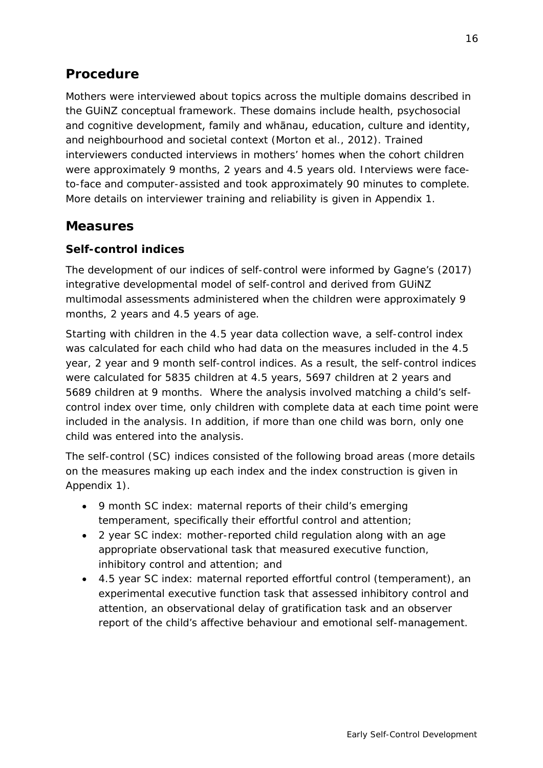## Procedure

Mothers were interviewed about topics across the multiple domains described in the GUiNZ conceptual framework. These domains include health, psychosocial and cognitive development, family and whānau, education, culture and identity, and neighbourhood and societal context (Morton et al., 2012). Trained interviewers conducted interviews in mothers' homes when the cohort children were approximately 9 months, 2 years and 4.5 years old. Interviews were face-to-face and computer-assisted and took approximately 90 minutes to complete. More details on interviewer training and reliability is given in Appendix 1.

## Measures

### Self-control indices

The development of our indices of self-control were informed by Gagne's (2017) integrative developmental model of self-control and derived from GUiNZ multimodal assessments administered when the children were approximately 9 months, 2 years and 4.5 years of age.

Starting with children in the 4.5 year data collection wave, a self-control index was calculated for each child who had data on the measures included in the 4.5 year, 2 year and 9 month self-control indices. As a result, the self-control indices were calculated for 5835 children at 4.5 years, 5697 children at 2 years and 5689 children at 9 months. Where the analysis involved matching a child's self-control index over time, only children with complete data at each time point were included in the analysis. In addition, if more than one child was born, only one child was entered into the analysis.

The self-control (SC) indices consisted of the following broad areas (more details on the measures making up each index and the index construction is given in Appendix 1).

- 9 month SC index: maternal reports of their child's emerging temperament, specifically their effortful control and attention;
- 2 year SC index: mother-reported child regulation along with an age appropriate observational task that measured executive function, inhibitory control and attention; and
- 4.5 year SC index: maternal reported effortful control (temperament), an experimental executive function task that assessed inhibitory control and attention, an observational delay of gratification task and an observer report of the child's affective behaviour and emotional self-management.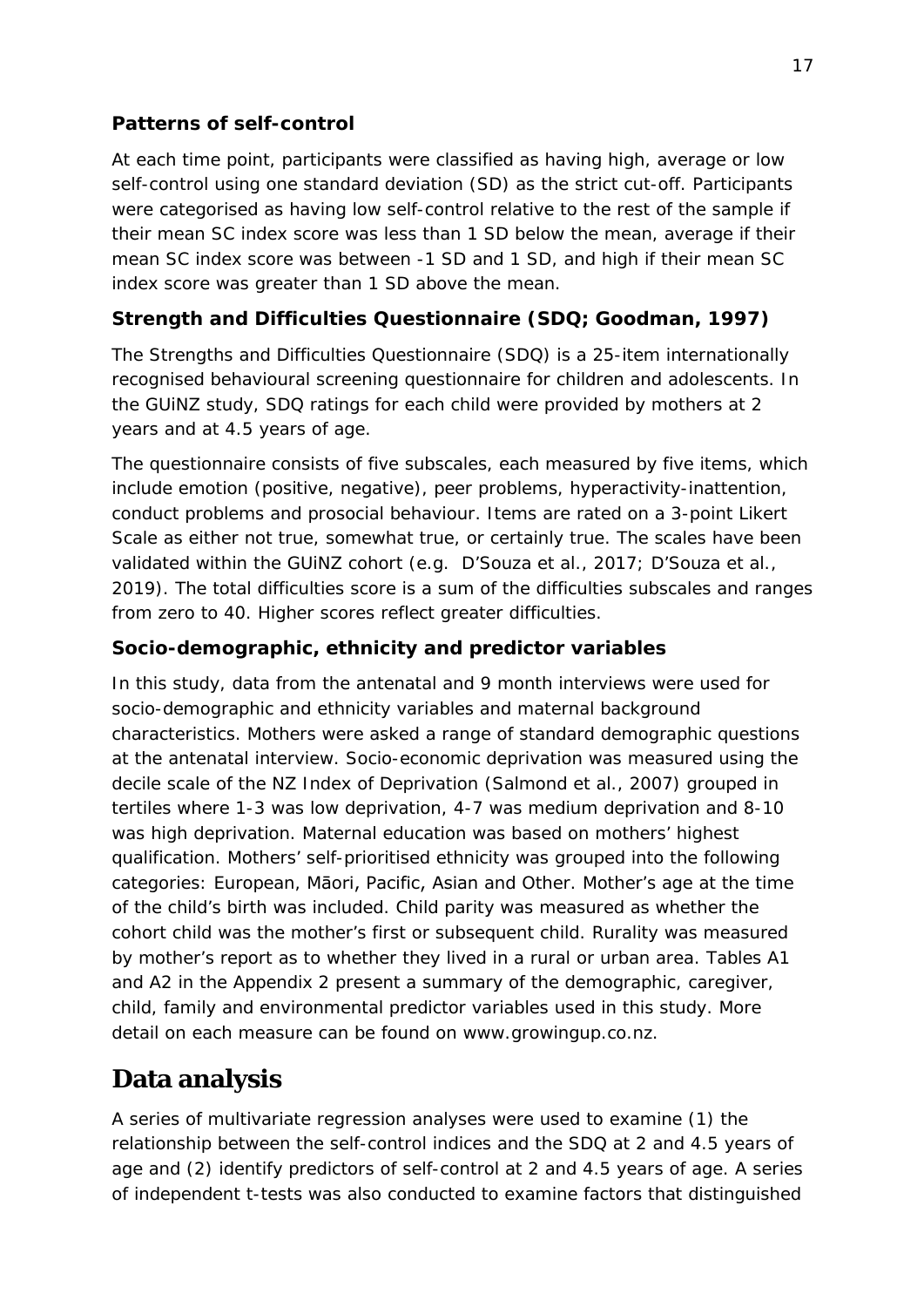### Patterns of self-control

At each time point, participants were classified as having high, average or low self-control using one standard deviation (SD) as the strict cut-off. Participants were categorised as having low self-control relative to the rest of the sample if their mean SC index score was less than 1 SD below the mean, average if their mean SC index score was between -1 SD and 1 SD, and high if their mean SC index score was greater than 1 SD above the mean.

### Strength and Difficulties Questionnaire (SDQ; Goodman, 1997)

The Strengths and Difficulties Questionnaire (SDQ) is a 25-item internationally recognised behavioural screening questionnaire for children and adolescents. In the GUiNZ study, SDQ ratings for each child were provided by mothers at 2 years and at 4.5 years of age.

The questionnaire consists of five subscales, each measured by five items, which include emotion (positive, negative), peer problems, hyperactivity-inattention, conduct problems and prosocial behaviour. Items are rated on a 3-point Likert Scale as either not true, somewhat true, or certainly true. The scales have been validated within the GUiNZ cohort (e.g. D'Souza et al., 2017; D'Souza et al., 2019). The total difficulties score is a sum of the difficulties subscales and ranges from zero to 40. Higher scores reflect greater difficulties.

### Socio-demographic, ethnicity and predictor variables

In this study, data from the antenatal and 9 month interviews were used for socio-demographic and ethnicity variables and maternal background characteristics. Mothers were asked a range of standard demographic questions at the antenatal interview. Socio-economic deprivation was measured using the decile scale of the NZ Index of Deprivation (Salmond et al., 2007) grouped in tertiles where 1-3 was low deprivation, 4-7 was medium deprivation and 8-10 was high deprivation. Maternal education was based on mothers' highest qualification. Mothers' self-prioritised ethnicity was grouped into the following categories: European, Māori, Pacific, Asian and Other. Mother's age at the time of the child's birth was included. Child parity was measured as whether the cohort child was the mother's first or subsequent child. Rurality was measured by mother's report as to whether they lived in a rural or urban area. Tables A1 and A2 in the Appendix 2 present a summary of the demographic, caregiver, child, family and environmental predictor variables used in this study. More detail on each measure can be found on www.growingup.co.nz.

## Data analysis

A series of multivariate regression analyses were used to examine (1) the relationship between the self-control indices and the SDQ at 2 and 4.5 years of age and (2) identify predictors of self-control at 2 and 4.5 years of age. A series of independent t-tests was also conducted to examine factors that distinguished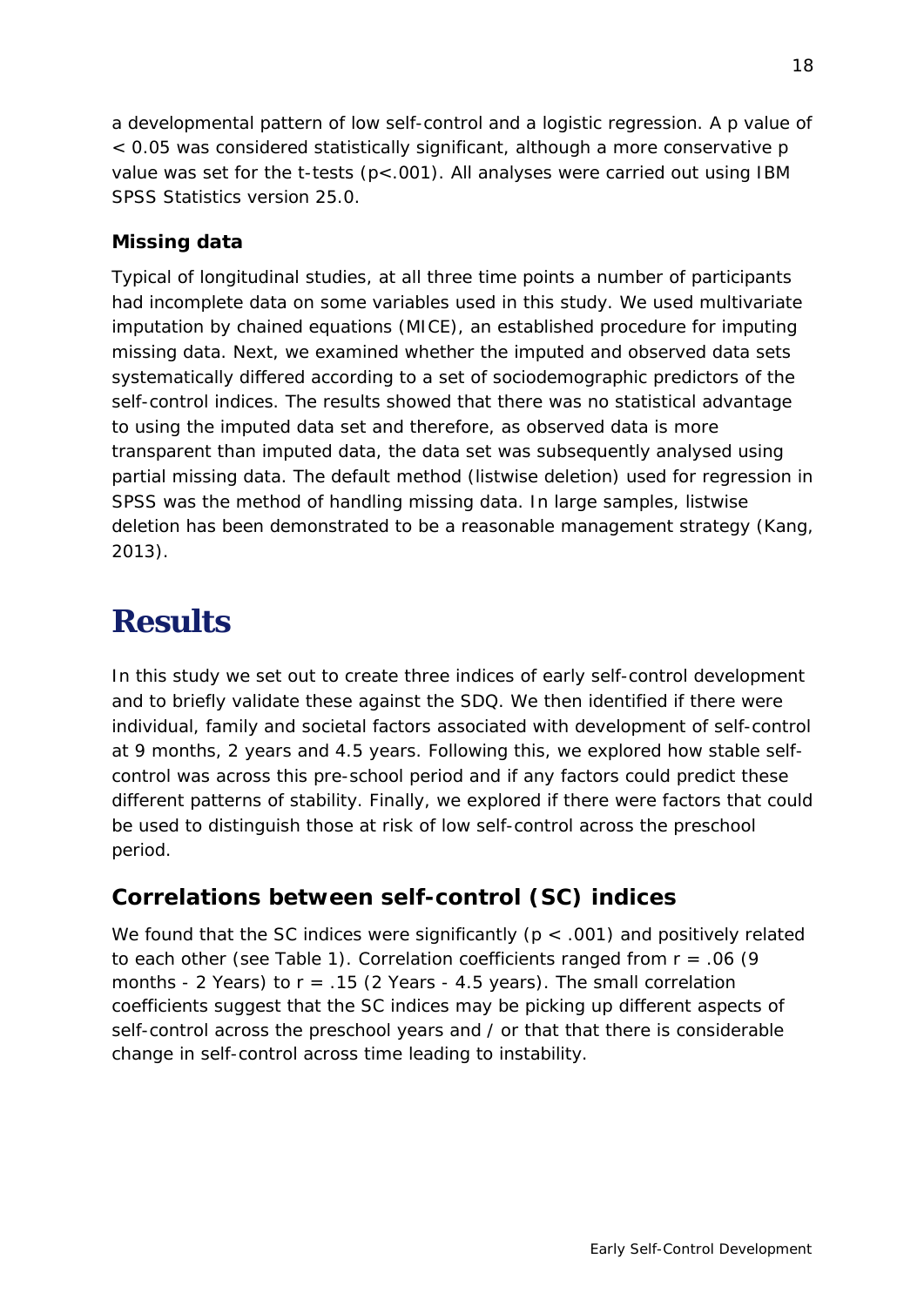a developmental pattern of low self-control and a logistic regression. A p value of $< 0.05$ was considered statistically significant, although a more conservative p value was set for the t-tests ($p<.001$). All analyses were carried out using IBM SPSS Statistics version 25.0.

### Missing data

Typical of longitudinal studies, at all three time points a number of participants had incomplete data on some variables used in this study. We used multivariate imputation by chained equations (MICE), an established procedure for imputing missing data. Next, we examined whether the imputed and observed data sets systematically differed according to a set of sociodemographic predictors of the self-control indices. The results showed that there was no statistical advantage to using the imputed data set and therefore, as observed data is more transparent than imputed data, the data set was subsequently analysed using partial missing data. The default method (listwise deletion) used for regression in SPSS was the method of handling missing data. In large samples, listwise deletion has been demonstrated to be a reasonable management strategy (Kang, 2013).

# Results

In this study we set out to create three indices of early self-control development and to briefly validate these against the SDQ. We then identified if there were individual, family and societal factors associated with development of self-control at 9 months, 2 years and 4.5 years. Following this, we explored how stable self-control was across this pre-school period and if any factors could predict these different patterns of stability. Finally, we explored if there were factors that could be used to distinguish those at risk of low self-control across the preschool period.

## Correlations between self-control (SC) indices

We found that the SC indices were significantly ($p < .001$) and positively related to each other (see Table 1). Correlation coefficients ranged from $r = .06$ (9 months - 2 Years) to $r = .15$ (2 Years - 4.5 years). The small correlation coefficients suggest that the SC indices may be picking up different aspects of self-control across the preschool years and / or that that there is considerable change in self-control across time leading to instability.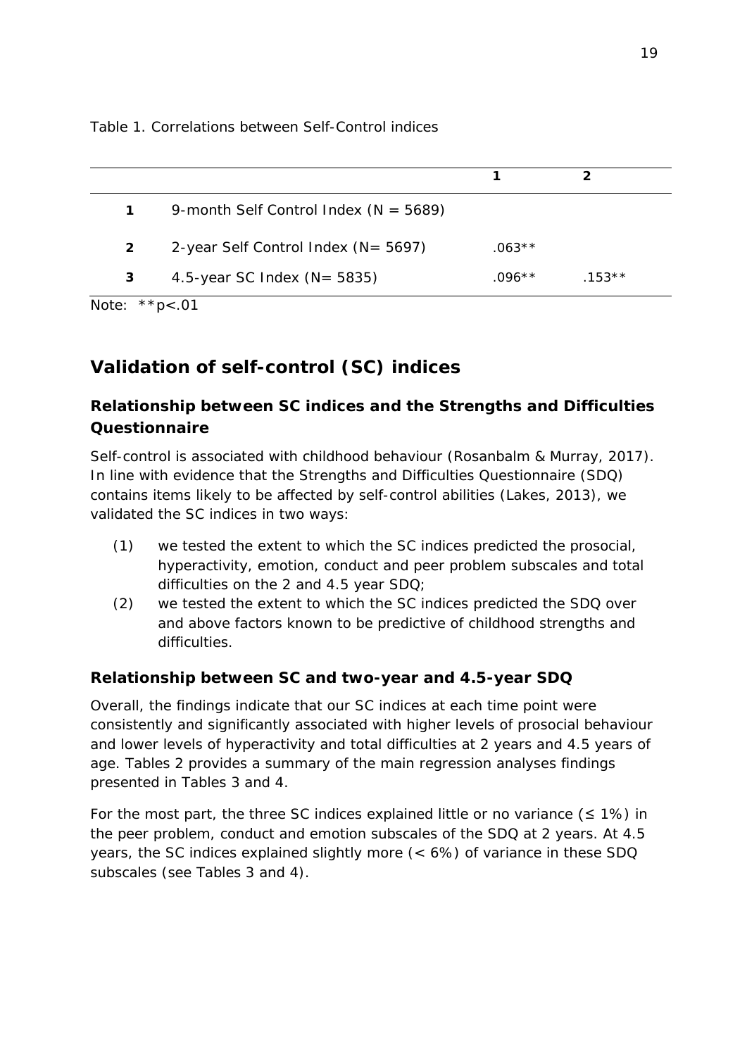Table 1. Correlations between Self-Control indices

| | | 1 | 2 |
|---|---|---|---|
| **1** | 9-month Self Control Index (N = 5689) | | |
| **2** | 2-year Self Control Index (N= 5697) | .063** | |
| **3** | 4.5-year SC Index (N= 5835) | .096** | .153** |

Note: **p<.01

## Validation of self-control (SC) indices

### Relationship between SC indices and the Strengths and Difficulties Questionnaire

Self-control is associated with childhood behaviour (Rosanbalm & Murray, 2017). In line with evidence that the Strengths and Difficulties Questionnaire (SDQ) contains items likely to be affected by self-control abilities (Lakes, 2013), we validated the SC indices in two ways:

(1) we tested the extent to which the SC indices predicted the prosocial, hyperactivity, emotion, conduct and peer problem subscales and total difficulties on the 2 and 4.5 year SDQ;

(2) we tested the extent to which the SC indices predicted the SDQ over and above factors known to be predictive of childhood strengths and difficulties.

### Relationship between SC and two-year and 4.5-year SDQ

Overall, the findings indicate that our SC indices at each time point were consistently and significantly associated with higher levels of prosocial behaviour and lower levels of hyperactivity and total difficulties at 2 years and 4.5 years of age. Tables 2 provides a summary of the main regression analyses findings presented in Tables 3 and 4.

For the most part, the three SC indices explained little or no variance (≤ 1%) in the peer problem, conduct and emotion subscales of the SDQ at 2 years. At 4.5 years, the SC indices explained slightly more (< 6%) of variance in these SDQ subscales (see Tables 3 and 4).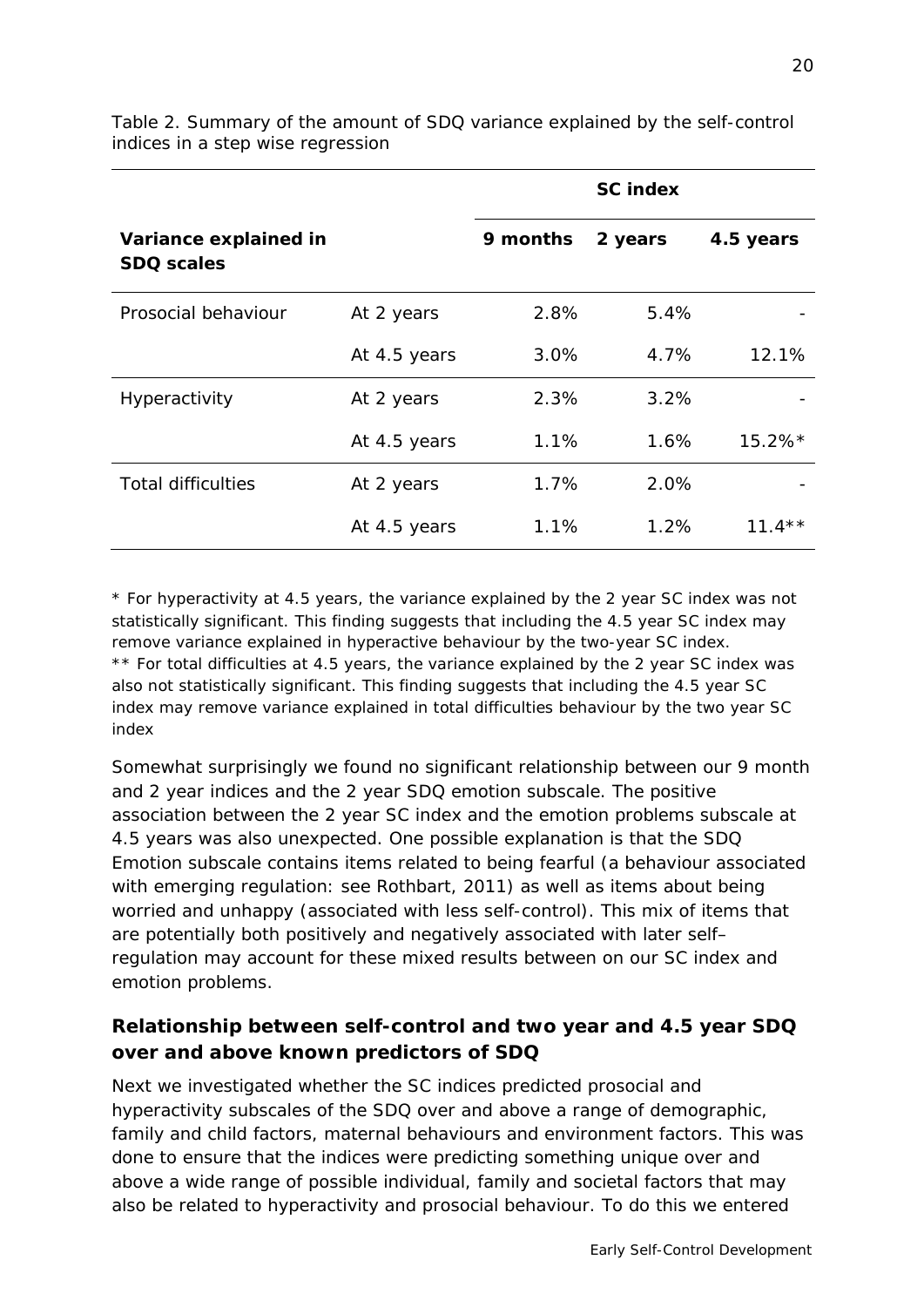Table 2. Summary of the amount of SDQ variance explained by the self-control indices in a step wise regression

| | | SC index | | |
|---|---|---|---|---|
| **Variance explained in SDQ scales** | | **9 months** | **2 years** | **4.5 years** |
| Prosocial behaviour | At 2 years | 2.8% | 5.4% | - |
| | At 4.5 years | 3.0% | 4.7% | 12.1% |
| Hyperactivity | At 2 years | 2.3% | 3.2% | - |
| | At 4.5 years | 1.1% | 1.6% | 15.2%* |
| Total difficulties | At 2 years | 1.7% | 2.0% | - |
| | At 4.5 years | 1.1% | 1.2% | 11.4** |

\* For hyperactivity at 4.5 years, the variance explained by the 2 year SC index was not statistically significant. This finding suggests that including the 4.5 year SC index may remove variance explained in hyperactive behaviour by the two-year SC index.
\*\* For total difficulties at 4.5 years, the variance explained by the 2 year SC index was also not statistically significant. This finding suggests that including the 4.5 year SC index may remove variance explained in total difficulties behaviour by the two year SC index

Somewhat surprisingly we found no significant relationship between our 9 month and 2 year indices and the 2 year SDQ emotion subscale. The positive association between the 2 year SC index and the emotion problems subscale at 4.5 years was also unexpected. One possible explanation is that the SDQ Emotion subscale contains items related to being fearful (a behaviour associated with emerging regulation: see Rothbart, 2011) as well as items about being worried and unhappy (associated with less self-control). This mix of items that are potentially both positively and negatively associated with later self–regulation may account for these mixed results between on our SC index and emotion problems.

### Relationship between self-control and two year and 4.5 year SDQ over and above known predictors of SDQ

Next we investigated whether the SC indices predicted prosocial and hyperactivity subscales of the SDQ over and above a range of demographic, family and child factors, maternal behaviours and environment factors. This was done to ensure that the indices were predicting something unique over and above a wide range of possible individual, family and societal factors that may also be related to hyperactivity and prosocial behaviour. To do this we entered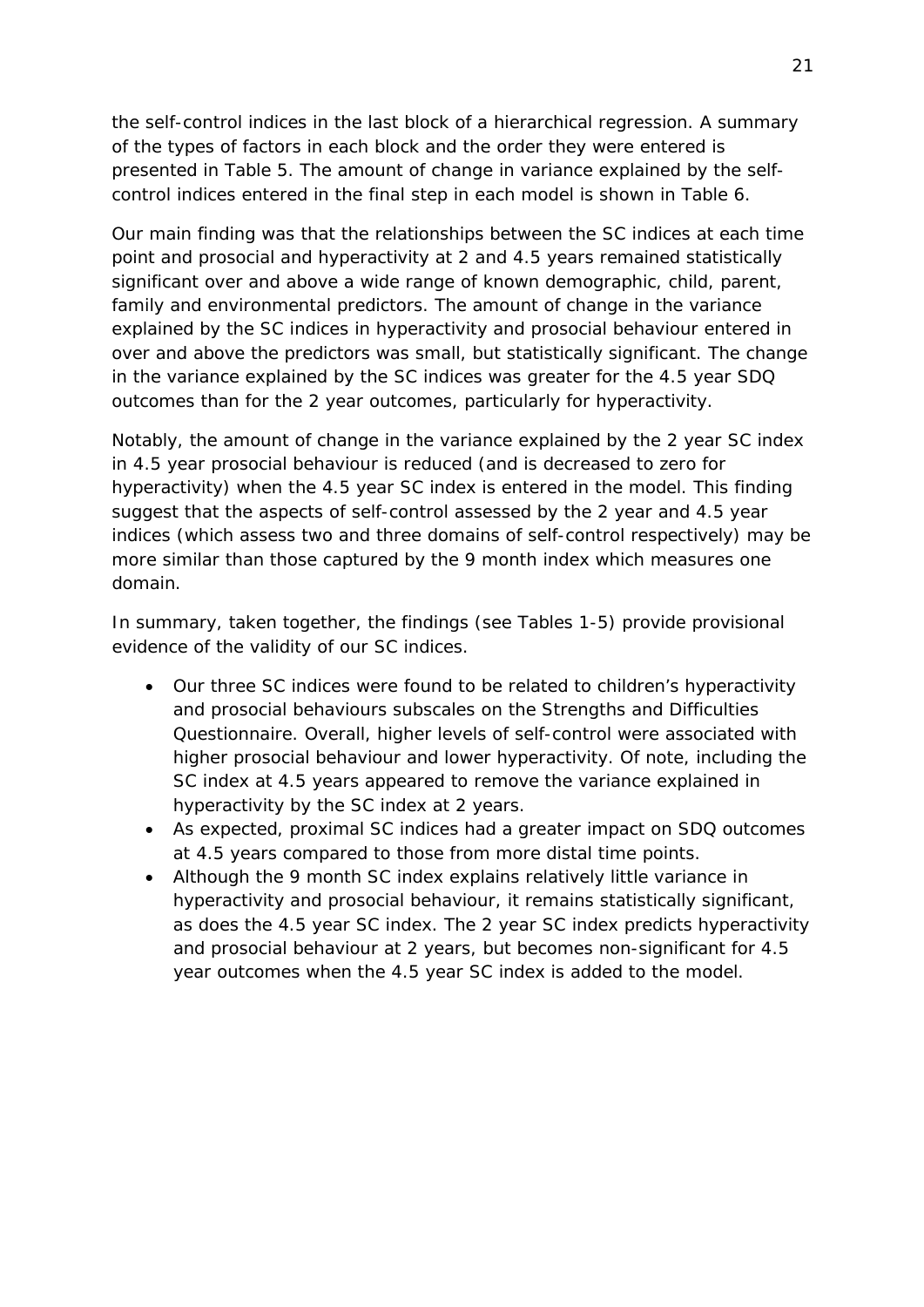the self-control indices in the last block of a hierarchical regression. A summary of the types of factors in each block and the order they were entered is presented in Table 5. The amount of change in variance explained by the self-control indices entered in the final step in each model is shown in Table 6.

Our main finding was that the relationships between the SC indices at each time point and prosocial and hyperactivity at 2 and 4.5 years remained statistically significant over and above a wide range of known demographic, child, parent, family and environmental predictors. The amount of change in the variance explained by the SC indices in hyperactivity and prosocial behaviour entered in over and above the predictors was small, but statistically significant. The change in the variance explained by the SC indices was greater for the 4.5 year SDQ outcomes than for the 2 year outcomes, particularly for hyperactivity.

Notably, the amount of change in the variance explained by the 2 year SC index in 4.5 year prosocial behaviour is reduced (and is decreased to zero for hyperactivity) when the 4.5 year SC index is entered in the model. This finding suggest that the aspects of self-control assessed by the 2 year and 4.5 year indices (which assess two and three domains of self-control respectively) may be more similar than those captured by the 9 month index which measures one domain.

In summary, taken together, the findings (see Tables 1-5) provide provisional evidence of the validity of our SC indices.

- Our three SC indices were found to be related to children's hyperactivity and prosocial behaviours subscales on the Strengths and Difficulties Questionnaire. Overall, higher levels of self-control were associated with higher prosocial behaviour and lower hyperactivity. Of note, including the SC index at 4.5 years appeared to remove the variance explained in hyperactivity by the SC index at 2 years.
- As expected, proximal SC indices had a greater impact on SDQ outcomes at 4.5 years compared to those from more distal time points.
- Although the 9 month SC index explains relatively little variance in hyperactivity and prosocial behaviour, it remains statistically significant, as does the 4.5 year SC index. The 2 year SC index predicts hyperactivity and prosocial behaviour at 2 years, but becomes non-significant for 4.5 year outcomes when the 4.5 year SC index is added to the model.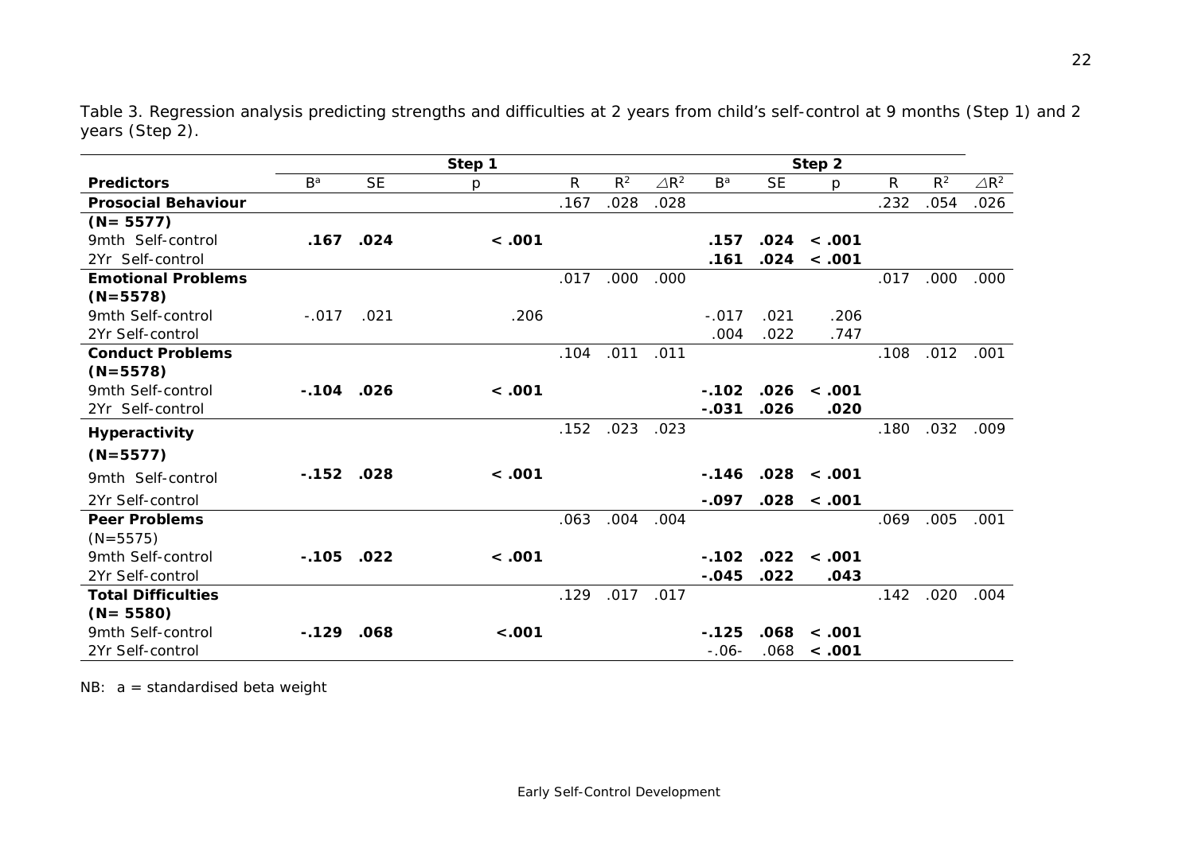Table 3. Regression analysis predicting strengths and difficulties at 2 years from child's self-control at 9 months (Step 1) and 2 years (Step 2).

| | Step 1 | | | | | | Step 2 | | | | | |
|---|---|---|---|---|---|---|---|---|---|---|---|---|
| **Predictors** | B[a] | SE | p | R | $R^2$ | $\triangle R^2$ | B[a] | SE | p | R | $R^2$ | $\triangle R^2$ |
| **Prosocial Behaviour** | | | | .167 | .028 | .028 | | | | .232 | .054 | .026 |
| **(N= 5577)** | | | | | | | | | | | | |
| 9mth Self-control | **.167** | **.024** | **< .001** | | | | **.157** | **.024** | **< .001** | | | |
| 2Yr Self-control | | | | | | | **.161** | **.024** | **< .001** | | | |
| **Emotional Problems** | | | | .017 | .000 | .000 | | | | .017 | .000 | .000 |
| **(N=5578)** | | | | | | | | | | | | |
| 9mth Self-control | -.017 | .021 | .206 | | | | -.017 | .021 | .206 | | | |
| 2Yr Self-control | | | | | | | .004 | .022 | .747 | | | |
| **Conduct Problems** | | | | .104 | .011 | .011 | | | | .108 | .012 | .001 |
| **(N=5578)** | | | | | | | | | | | | |
| 9mth Self-control | **-.104** | **.026** | **< .001** | | | | **-.102** | **.026** | **< .001** | | | |
| 2Yr Self-control | | | | | | | **-.031** | **.026** | **.020** | | | |
| **Hyperactivity** | | | | .152 | .023 | .023 | | | | .180 | .032 | .009 |
| **(N=5577)** | | | | | | | | | | | | |
| 9mth Self-control | **-.152** | **.028** | **< .001** | | | | **-.146** | **.028** | **< .001** | | | |
| 2Yr Self-control | | | | | | | **-.097** | **.028** | **< .001** | | | |
| **Peer Problems** | | | | .063 | .004 | .004 | | | | .069 | .005 | .001 |
| (N=5575) | | | | | | | | | | | | |
| 9mth Self-control | **-.105** | **.022** | **< .001** | | | | **-.102** | **.022** | **< .001** | | | |
| 2Yr Self-control | | | | | | | **-.045** | **.022** | **.043** | | | |
| **Total Difficulties** | | | | .129 | .017 | .017 | | | | .142 | .020 | .004 |
| **(N= 5580)** | | | | | | | | | | | | |
| 9mth Self-control | **-.129** | **.068** | **<.001** | | | | **-.125** | **.068** | **< .001** | | | |
| 2Yr Self-control | | | | | | | -.06- | .068 | **< .001** | | | |

NB: a = standardised beta weight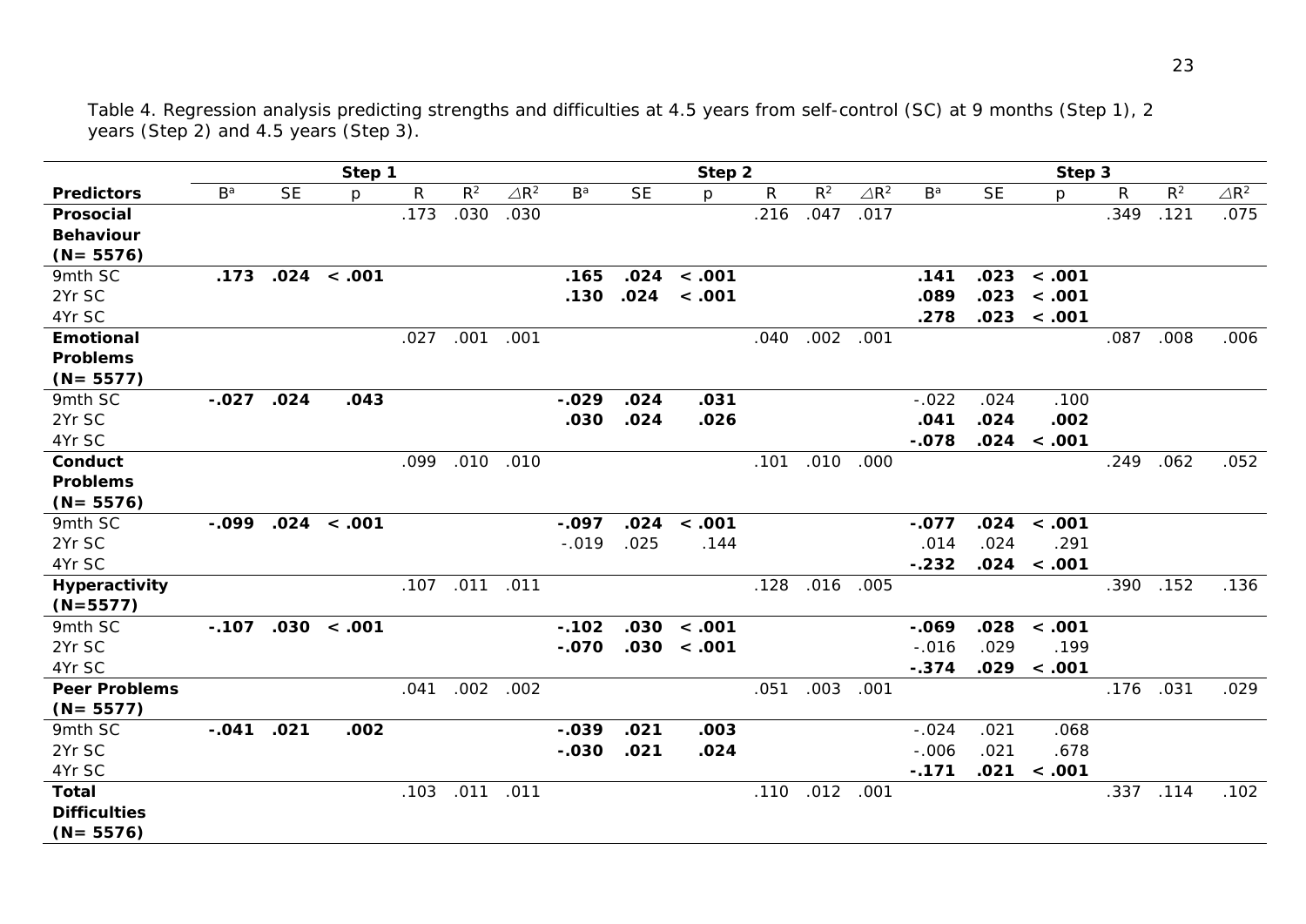Table 4. Regression analysis predicting strengths and difficulties at 4.5 years from self-control (SC) at 9 months (Step 1), 2 years (Step 2) and 4.5 years (Step 3).

| | Step 1 | | | | | | Step 2 | | | | | | Step 3 | | | | | |
|---|---|---|---|---|---|---|---|---|---|---|---|---|---|---|---|---|---|---|
| **Predictors** | B[a] | SE | p | R | $R^2$ | $\triangle R^2$ | B[a] | SE | p | R | $R^2$ | $\triangle R^2$ | B[a] | SE | p | R | $R^2$ | $\triangle R^2$ |
| **Prosocial Behaviour (N= 5576)** | | | | .173 | .030 | .030 | | | | .216 | .047 | .017 | | | | .349 | .121 | .075 |
| 9mth SC | **.173** | **.024** | **< .001** | | | | **.165** | **.024** | **< .001** | | | | **.141** | **.023** | **< .001** | | | |
| 2Yr SC | | | | | | | **.130** | **.024** | **< .001** | | | | **.089** | **.023** | **< .001** | | | |
| 4Yr SC | | | | | | | | | | | | | **.278** | **.023** | **< .001** | | | |
| **Emotional Problems (N= 5577)** | | | | .027 | .001 | .001 | | | | .040 | .002 | .001 | | | | .087 | .008 | .006 |
| 9mth SC | **-.027** | **.024** | **.043** | | | | **-.029** | **.024** | **.031** | | | | -.022 | .024 | .100 | | | |
| 2Yr SC | | | | | | | **.030** | **.024** | **.026** | | | | **.041** | **.024** | **.002** | | | |
| 4Yr SC | | | | | | | | | | | | | **-.078** | **.024** | **< .001** | | | |
| **Conduct Problems (N= 5576)** | | | | .099 | .010 | .010 | | | | .101 | .010 | .000 | | | | .249 | .062 | .052 |
| 9mth SC | **-.099** | **.024** | **< .001** | | | | **-.097** | **.024** | **< .001** | | | | **-.077** | **.024** | **< .001** | | | |
| 2Yr SC | | | | | | | -.019 | .025 | .144 | | | | .014 | .024 | .291 | | | |
| 4Yr SC | | | | | | | | | | | | | **-.232** | **.024** | **< .001** | | | |
| **Hyperactivity (N=5577)** | | | | .107 | .011 | .011 | | | | .128 | .016 | .005 | | | | .390 | .152 | .136 |
| 9mth SC | **-.107** | **.030** | **< .001** | | | | **-.102** | **.030** | **< .001** | | | | **-.069** | **.028** | **< .001** | | | |
| 2Yr SC | | | | | | | **-.070** | **.030** | **< .001** | | | | -.016 | .029 | .199 | | | |
| 4Yr SC | | | | | | | | | | | | | **-.374** | **.029** | **< .001** | | | |
| **Peer Problems (N= 5577)** | | | | .041 | .002 | .002 | | | | .051 | .003 | .001 | | | | .176 | .031 | .029 |
| 9mth SC | **-.041** | **.021** | **.002** | | | | **-.039** | **.021** | **.003** | | | | -.024 | .021 | .068 | | | |
| 2Yr SC | | | | | | | **-.030** | **.021** | **.024** | | | | -.006 | .021 | .678 | | | |
| 4Yr SC | | | | | | | | | | | | | **-.171** | **.021** | **< .001** | | | |
| **Total Difficulties (N= 5576)** | | | | .103 | .011 | .011 | | | | .110 | .012 | .001 | | | | .337 | .114 | .102 |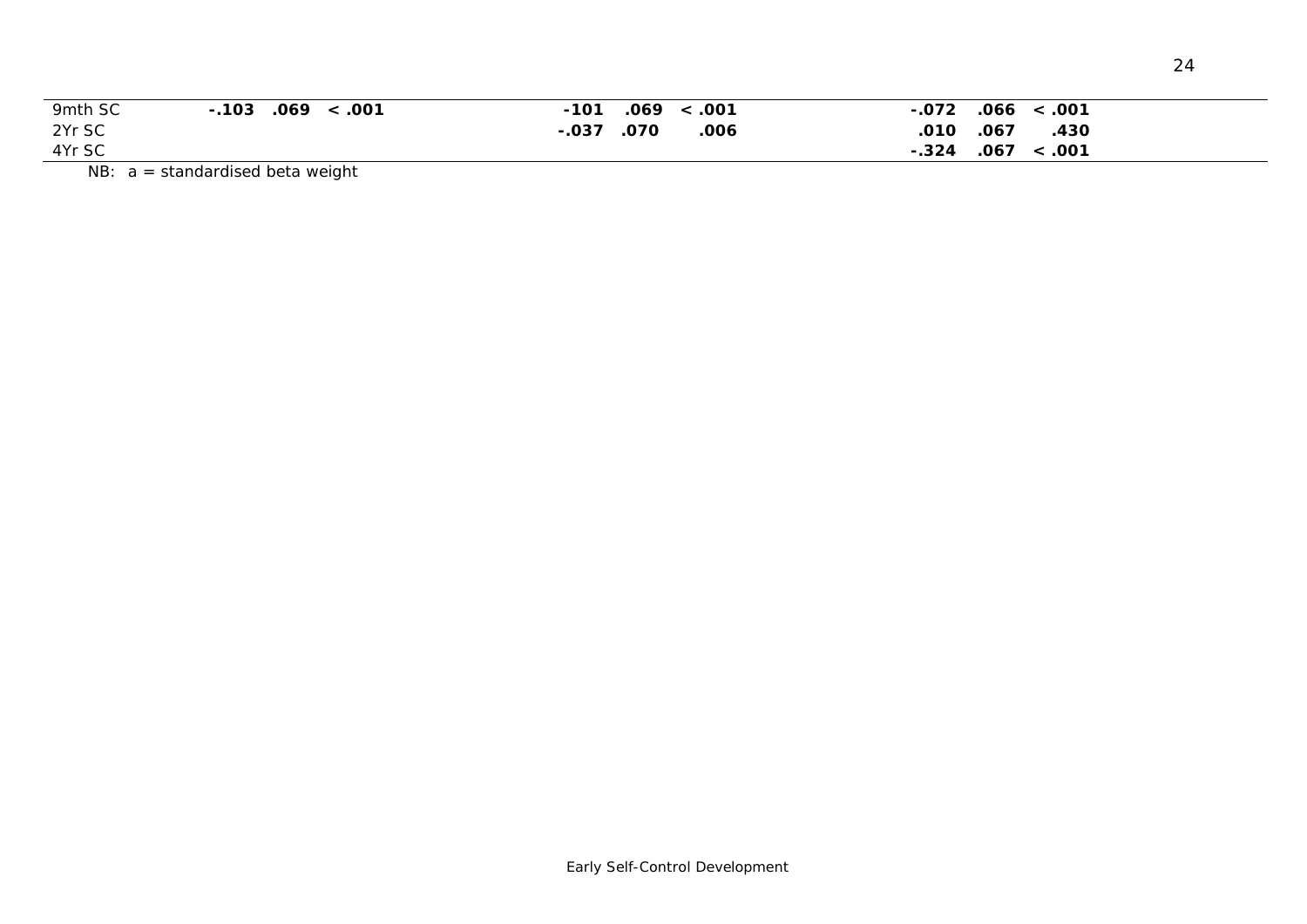| | | | | | | | | | |
|---|---|---|---|---|---|---|---|---|---|
| 9mth SC | **-.103** | **.069** | **< .001** | **-101** | **.069** | **< .001** | **-.072** | **.066** | **< .001** |
| 2Yr SC | | | | **-.037** | **.070** | **.006** | **.010** | **.067** | **.430** |
| 4Yr SC | | | | | | | **-.324** | **.067** | **< .001** |

NB: a = standardised beta weight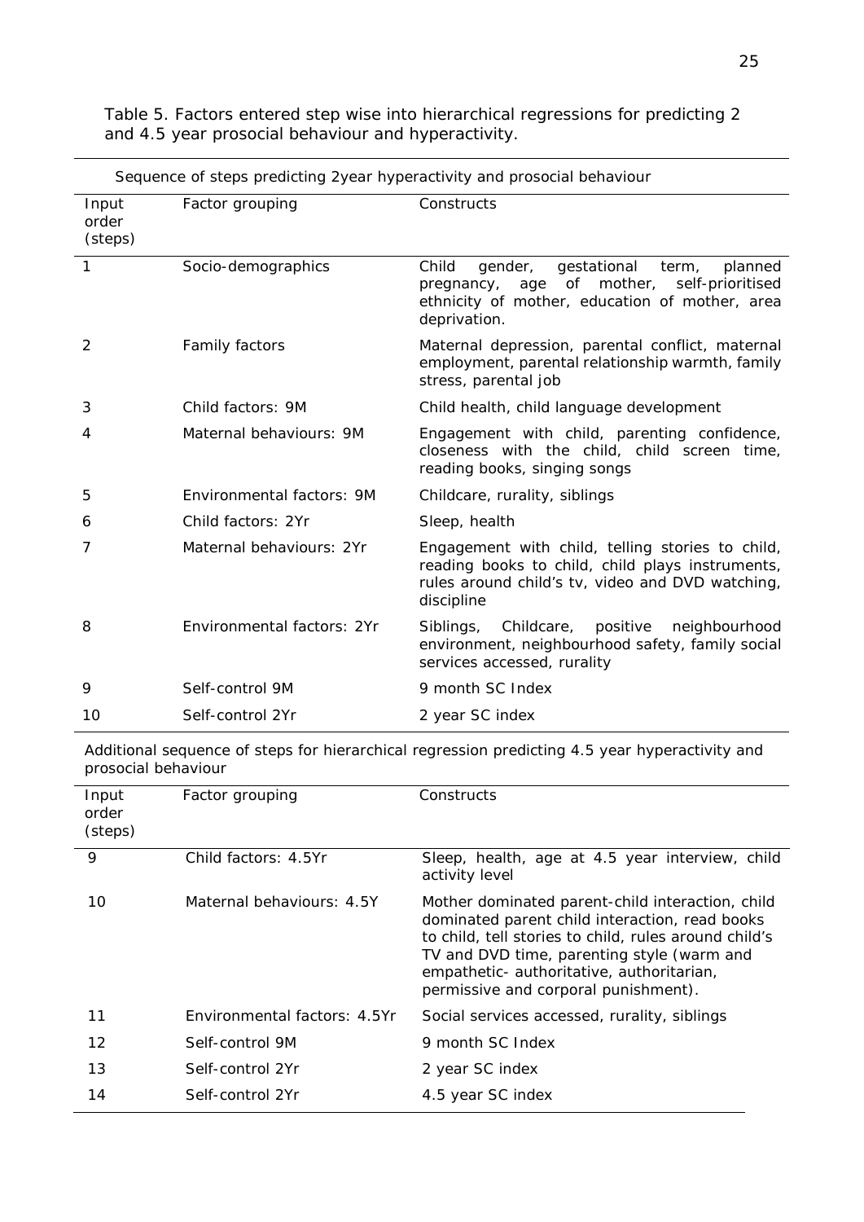Table 5. Factors entered step wise into hierarchical regressions for predicting 2 and 4.5 year prosocial behaviour and hyperactivity.

Sequence of steps predicting 2year hyperactivity and prosocial behaviour

| Input order (steps) | Factor grouping | Constructs |
|---|---|---|
| 1 | Socio-demographics | Child gender, gestational term, planned pregnancy, age of mother, self-prioritised ethnicity of mother, education of mother, area deprivation. |
| 2 | Family factors | Maternal depression, parental conflict, maternal employment, parental relationship warmth, family stress, parental job |
| 3 | Child factors: 9M | Child health, child language development |
| 4 | Maternal behaviours: 9M | Engagement with child, parenting confidence, closeness with the child, child screen time, reading books, singing songs |
| 5 | Environmental factors: 9M | Childcare, rurality, siblings |
| 6 | Child factors: 2Yr | Sleep, health |
| 7 | Maternal behaviours: 2Yr | Engagement with child, telling stories to child, reading books to child, child plays instruments, rules around child's tv, video and DVD watching, discipline |
| 8 | Environmental factors: 2Yr | Siblings, Childcare, positive neighbourhood environment, neighbourhood safety, family social services accessed, rurality |
| 9 | Self-control 9M | 9 month SC Index |
| 10 | Self-control 2Yr | 2 year SC index |

Additional sequence of steps for hierarchical regression predicting 4.5 year hyperactivity and prosocial behaviour

| Input order (steps) | Factor grouping | Constructs |
|---|---|---|
| 9 | Child factors: 4.5Yr | Sleep, health, age at 4.5 year interview, child activity level |
| 10 | Maternal behaviours: 4.5Y | Mother dominated parent-child interaction, child dominated parent child interaction, read books to child, tell stories to child, rules around child's TV and DVD time, parenting style (warm and empathetic- authoritative, authoritarian, permissive and corporal punishment). |
| 11 | Environmental factors: 4.5Yr | Social services accessed, rurality, siblings |
| 12 | Self-control 9M | 9 month SC Index |
| 13 | Self-control 2Yr | 2 year SC index |
| 14 | Self-control 2Yr | 4.5 year SC index |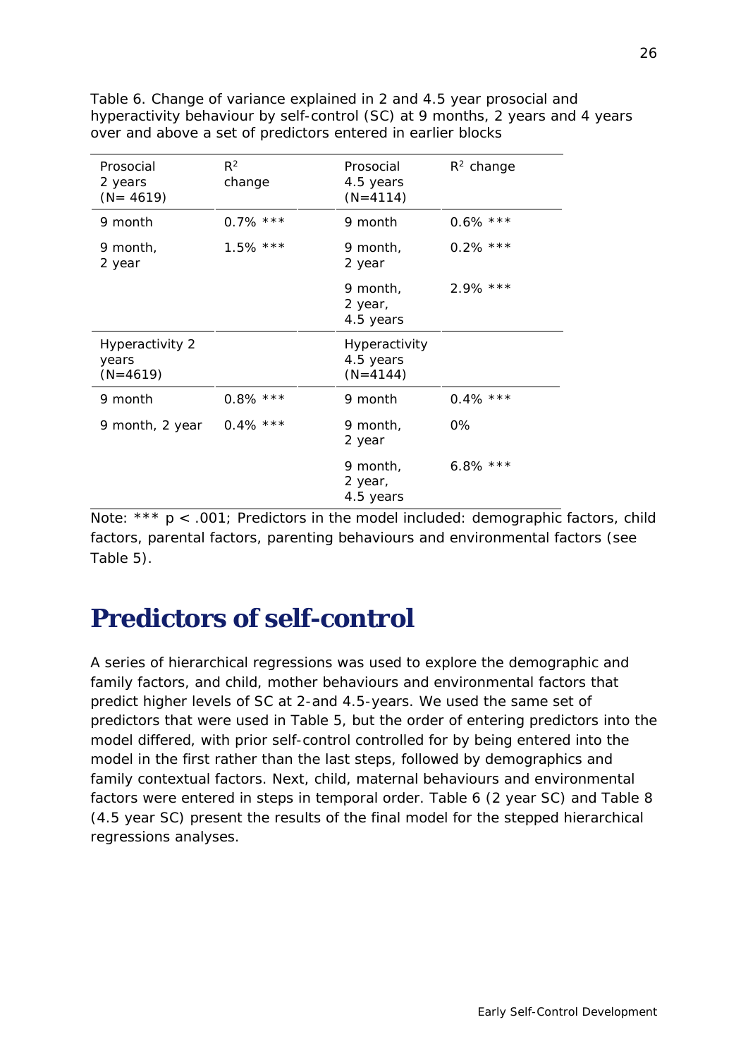Table 6. Change of variance explained in 2 and 4.5 year prosocial and hyperactivity behaviour by self-control (SC) at 9 months, 2 years and 4 years over and above a set of predictors entered in earlier blocks

| Prosocial 2 years (N= 4619) | $R^2$ change | Prosocial 4.5 years (N=4114) | $R^2$ change |
|---|---|---|---|
| 9 month | 0.7% *** | 9 month | 0.6% *** |
| 9 month, 2 year | 1.5% *** | 9 month, 2 year | 0.2% *** |
| | | 9 month, 2 year, 4.5 years | 2.9% *** |
| **Hyperactivity 2 years (N=4619)** | | **Hyperactivity 4.5 years (N=4144)** | |
| 9 month | 0.8% *** | 9 month | 0.4% *** |
| 9 month, 2 year | 0.4% *** | 9 month, 2 year | 0% |
| | | 9 month, 2 year, 4.5 years | 6.8% *** |

Note: *** $p < .001$; Predictors in the model included: demographic factors, child factors, parental factors, parenting behaviours and environmental factors (see Table 5).

# Predictors of self-control

A series of hierarchical regressions was used to explore the demographic and family factors, and child, mother behaviours and environmental factors that predict higher levels of SC at 2-and 4.5-years. We used the same set of predictors that were used in Table 5, but the order of entering predictors into the model differed, with prior self-control controlled for by being entered into the model in the first rather than the last steps, followed by demographics and family contextual factors. Next, child, maternal behaviours and environmental factors were entered in steps in temporal order. Table 6 (2 year SC) and Table 8 (4.5 year SC) present the results of the final model for the stepped hierarchical regressions analyses.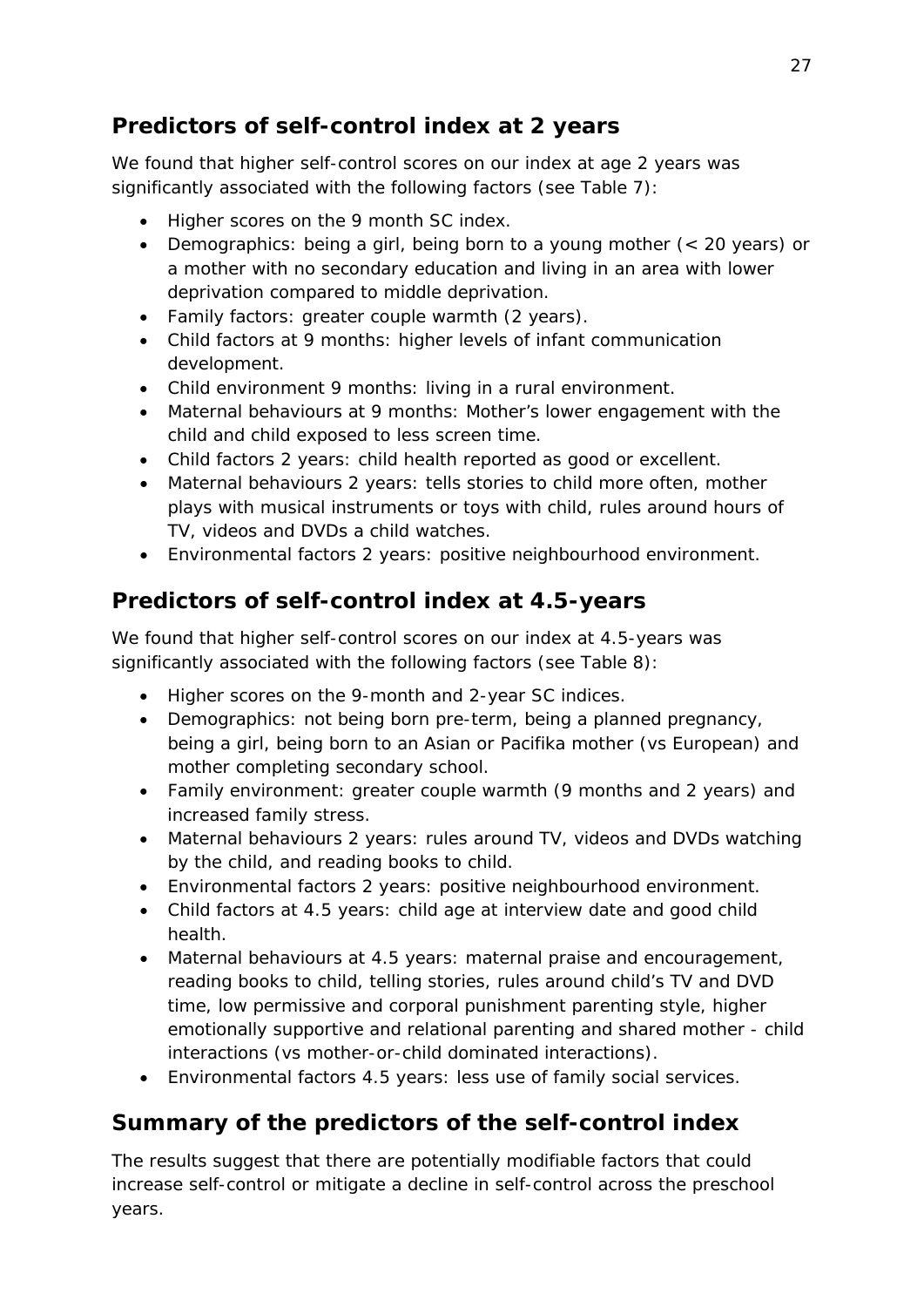## Predictors of self-control index at 2 years

We found that higher self-control scores on our index at age 2 years was significantly associated with the following factors (see Table 7):

- Higher scores on the 9 month SC index.
- Demographics: being a girl, being born to a young mother (< 20 years) or a mother with no secondary education and living in an area with lower deprivation compared to middle deprivation.
- Family factors: greater couple warmth (2 years).
- Child factors at 9 months: higher levels of infant communication development.
- Child environment 9 months: living in a rural environment.
- Maternal behaviours at 9 months: Mother's lower engagement with the child and child exposed to less screen time.
- Child factors 2 years: child health reported as good or excellent.
- Maternal behaviours 2 years: tells stories to child more often, mother plays with musical instruments or toys with child, rules around hours of TV, videos and DVDs a child watches.
- Environmental factors 2 years: positive neighbourhood environment.

## Predictors of self-control index at 4.5-years

We found that higher self-control scores on our index at 4.5-years was significantly associated with the following factors (see Table 8):

- Higher scores on the 9-month and 2-year SC indices.
- Demographics: not being born pre-term, being a planned pregnancy, being a girl, being born to an Asian or Pacifika mother (vs European) and mother completing secondary school.
- Family environment: greater couple warmth (9 months and 2 years) and increased family stress.
- Maternal behaviours 2 years: rules around TV, videos and DVDs watching by the child, and reading books to child.
- Environmental factors 2 years: positive neighbourhood environment.
- Child factors at 4.5 years: child age at interview date and good child health.
- Maternal behaviours at 4.5 years: maternal praise and encouragement, reading books to child, telling stories, rules around child's TV and DVD time, low permissive and corporal punishment parenting style, higher emotionally supportive and relational parenting and shared mother - child interactions (vs mother-or-child dominated interactions).
- Environmental factors 4.5 years: less use of family social services.

## Summary of the predictors of the self-control index

The results suggest that there are potentially modifiable factors that could increase self-control or mitigate a decline in self-control across the preschool years.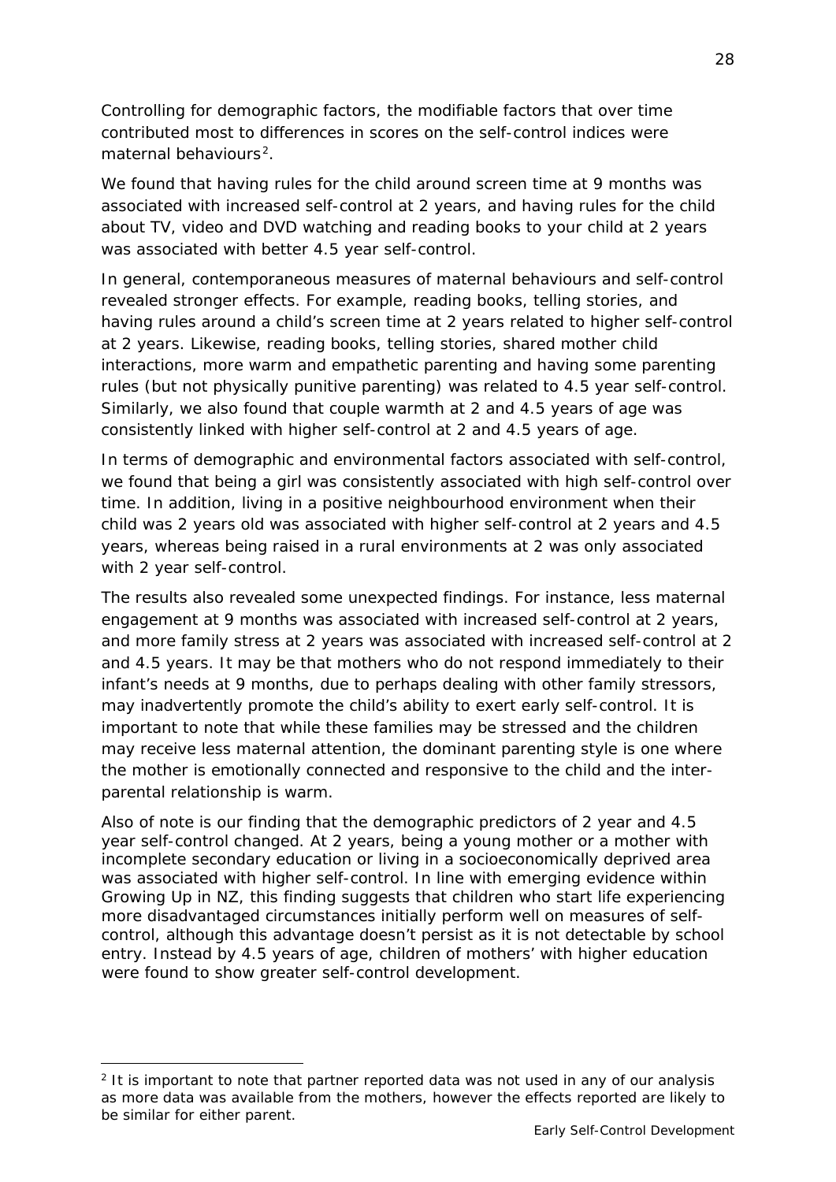Controlling for demographic factors, the modifiable factors that over time contributed most to differences in scores on the self-control indices were maternal behaviours[2].

We found that having rules for the child around screen time at 9 months was associated with increased self-control at 2 years, and having rules for the child about TV, video and DVD watching and reading books to your child at 2 years was associated with better 4.5 year self-control.

In general, contemporaneous measures of maternal behaviours and self-control revealed stronger effects. For example, reading books, telling stories, and having rules around a child's screen time at 2 years related to higher self-control at 2 years. Likewise, reading books, telling stories, shared mother child interactions, more warm and empathetic parenting and having some parenting rules (but not physically punitive parenting) was related to 4.5 year self-control. Similarly, we also found that couple warmth at 2 and 4.5 years of age was consistently linked with higher self-control at 2 and 4.5 years of age.

In terms of demographic and environmental factors associated with self-control, we found that being a girl was consistently associated with high self-control over time. In addition, living in a positive neighbourhood environment when their child was 2 years old was associated with higher self-control at 2 years and 4.5 years, whereas being raised in a rural environments at 2 was only associated with 2 year self-control.

The results also revealed some unexpected findings. For instance, less maternal engagement at 9 months was associated with increased self-control at 2 years, and more family stress at 2 years was associated with increased self-control at 2 and 4.5 years. It may be that mothers who do not respond immediately to their infant's needs at 9 months, due to perhaps dealing with other family stressors, may inadvertently promote the child's ability to exert early self-control. It is important to note that while these families may be stressed and the children may receive less maternal attention, the dominant parenting style is one where the mother is emotionally connected and responsive to the child and the inter-parental relationship is warm.

Also of note is our finding that the demographic predictors of 2 year and 4.5 year self-control changed. At 2 years, being a young mother or a mother with incomplete secondary education or living in a socioeconomically deprived area was associated with higher self-control. In line with emerging evidence within Growing Up in NZ, this finding suggests that children who start life experiencing more disadvantaged circumstances initially perform well on measures of self-control, although this advantage doesn't persist as it is not detectable by school entry. Instead by 4.5 years of age, children of mothers' with higher education were found to show greater self-control development.

[2] It is important to note that partner reported data was not used in any of our analysis as more data was available from the mothers, however the effects reported are likely to be similar for either parent.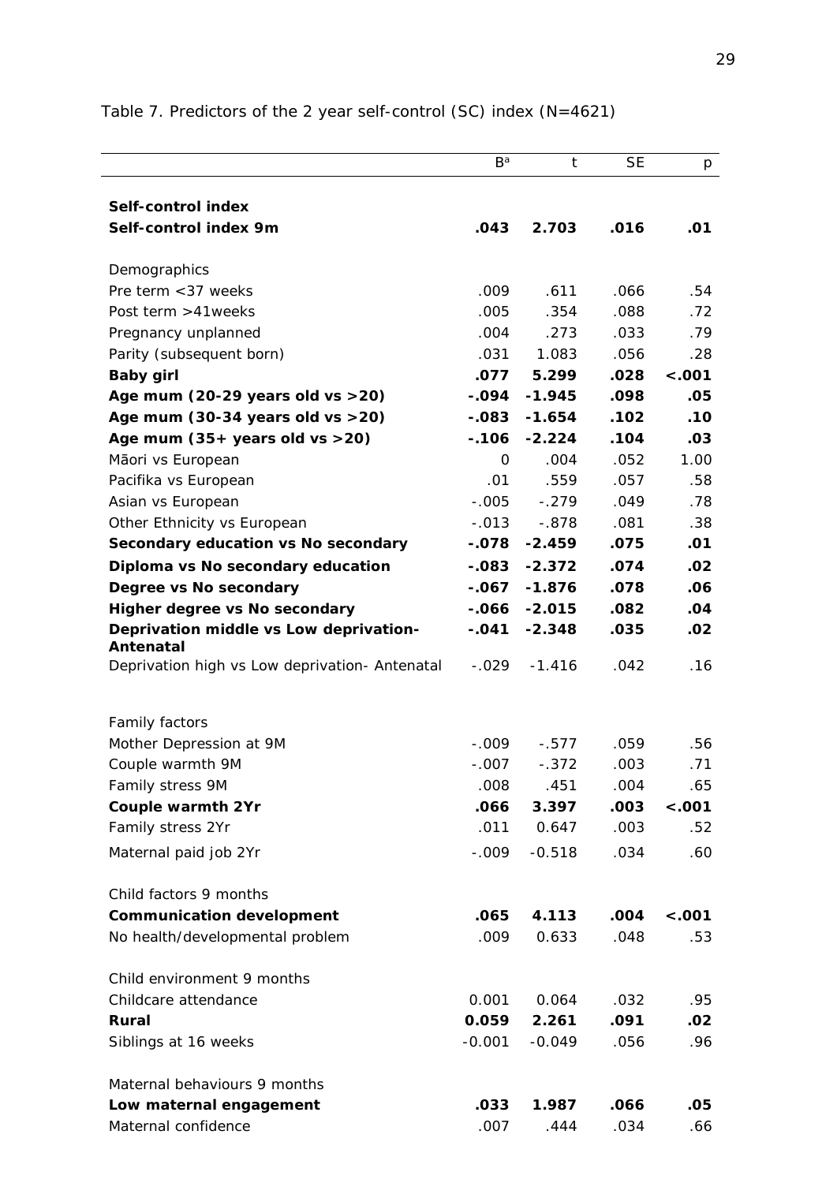Table 7. Predictors of the 2 year self-control (SC) index (N=4621)

| | B[a] | t | SE | p |
|---|---|---|---|---|
| **Self-control index** | | | | |
| **Self-control index 9m** | **.043** | **2.703** | **.016** | **.01** |
| Demographics | | | | |
| Pre term <37 weeks | .009 | .611 | .066 | .54 |
| Post term >41weeks | .005 | .354 | .088 | .72 |
| Pregnancy unplanned | .004 | .273 | .033 | .79 |
| Parity (subsequent born) | .031 | 1.083 | .056 | .28 |
| **Baby girl** | **.077** | **5.299** | **.028** | **<.001** |
| **Age mum (20-29 years old vs >20)** | **-.094** | **-1.945** | **.098** | **.05** |
| **Age mum (30-34 years old vs >20)** | **-.083** | **-1.654** | **.102** | **.10** |
| **Age mum (35+ years old vs >20)** | **-.106** | **-2.224** | **.104** | **.03** |
| Māori vs European | 0 | .004 | .052 | 1.00 |
| Pacifika vs European | .01 | .559 | .057 | .58 |
| Asian vs European | -.005 | -.279 | .049 | .78 |
| Other Ethnicity vs European | -.013 | -.878 | .081 | .38 |
| **Secondary education vs No secondary** | **-.078** | **-2.459** | **.075** | **.01** |
| **Diploma vs No secondary education** | **-.083** | **-2.372** | **.074** | **.02** |
| **Degree vs No secondary** | **-.067** | **-1.876** | **.078** | **.06** |
| **Higher degree vs No secondary** | **-.066** | **-2.015** | **.082** | **.04** |
| **Deprivation middle vs Low deprivation-Antenatal** | **-.041** | **-2.348** | **.035** | **.02** |
| Deprivation high vs Low deprivation- Antenatal | -.029 | -1.416 | .042 | .16 |
| Family factors | | | | |
| Mother Depression at 9M | -.009 | -.577 | .059 | .56 |
| Couple warmth 9M | -.007 | -.372 | .003 | .71 |
| Family stress 9M | .008 | .451 | .004 | .65 |
| **Couple warmth 2Yr** | **.066** | **3.397** | **.003** | **<.001** |
| Family stress 2Yr | .011 | 0.647 | .003 | .52 |
| Maternal paid job 2Yr | -.009 | -0.518 | .034 | .60 |
| Child factors 9 months | | | | |
| **Communication development** | **.065** | **4.113** | **.004** | **<.001** |
| No health/developmental problem | .009 | 0.633 | .048 | .53 |
| Child environment 9 months | | | | |
| Childcare attendance | 0.001 | 0.064 | .032 | .95 |
| **Rural** | **0.059** | **2.261** | **.091** | **.02** |
| Siblings at 16 weeks | -0.001 | -0.049 | .056 | .96 |
| Maternal behaviours 9 months | | | | |
| **Low maternal engagement** | **.033** | **1.987** | **.066** | **.05** |
| Maternal confidence | .007 | .444 | .034 | .66 |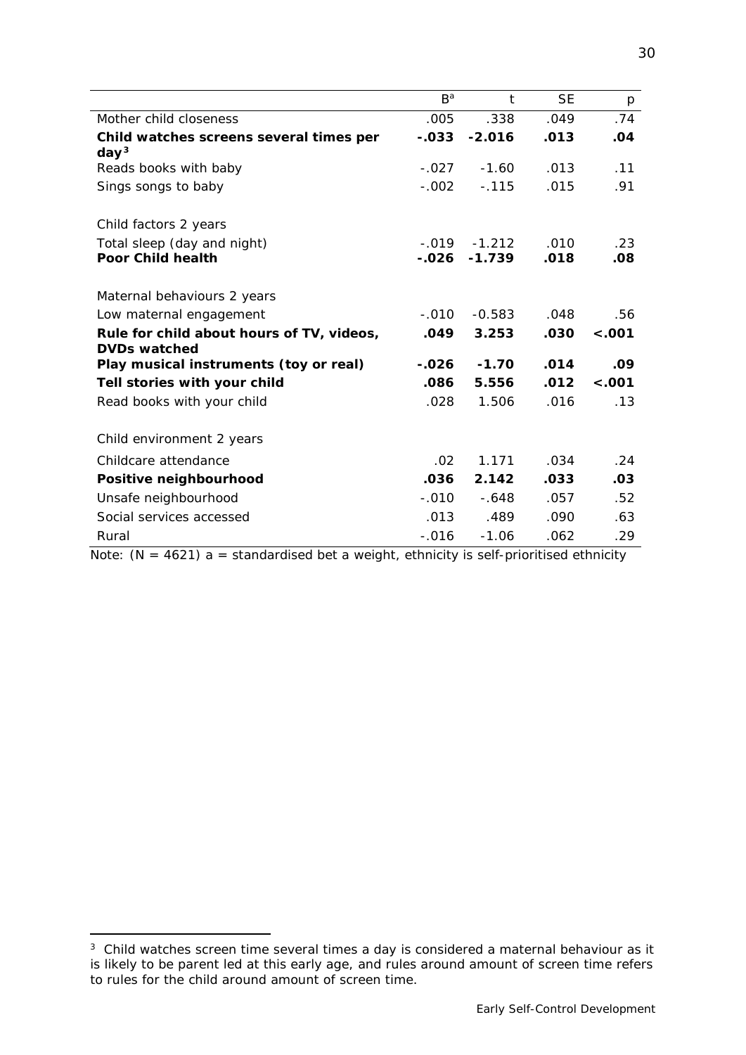| | B[a] | t | SE | p |
|---|---|---|---|---|
| Mother child closeness | .005 | .338 | .049 | .74 |
| **Child watches screens several times per day[3]** | **-.033** | **-2.016** | **.013** | **.04** |
| Reads books with baby | -.027 | -1.60 | .013 | .11 |
| Sings songs to baby | -.002 | -.115 | .015 | .91 |
| Child factors 2 years | | | | |
| Total sleep (day and night) | -.019 | -1.212 | .010 | .23 |
| **Poor Child health** | **-.026** | **-1.739** | **.018** | **.08** |
| Maternal behaviours 2 years | | | | |
| Low maternal engagement | -.010 | -0.583 | .048 | .56 |
| **Rule for child about hours of TV, videos, DVDs watched** | **.049** | **3.253** | **.030** | **<.001** |
| **Play musical instruments (toy or real)** | **-.026** | **-1.70** | **.014** | **.09** |
| **Tell stories with your child** | **.086** | **5.556** | **.012** | **<.001** |
| Read books with your child | .028 | 1.506 | .016 | .13 |
| Child environment 2 years | | | | |
| Childcare attendance | .02 | 1.171 | .034 | .24 |
| **Positive neighbourhood** | **.036** | **2.142** | **.033** | **.03** |
| Unsafe neighbourhood | -.010 | -.648 | .057 | .52 |
| Social services accessed | .013 | .489 | .090 | .63 |
| Rural | -.016 | -1.06 | .062 | .29 |

Note: ($N = 4621$) a = standardised bet a weight, ethnicity is self-prioritised ethnicity

[3] Child watches screen time several times a day is considered a maternal behaviour as it is likely to be parent led at this early age, and rules around amount of screen time refers to rules for the child around amount of screen time.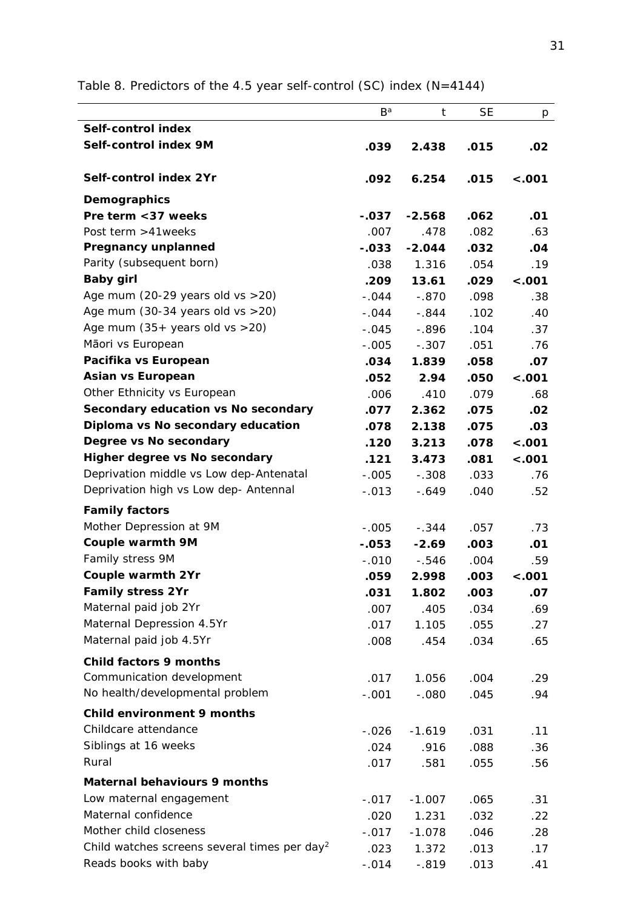Table 8. Predictors of the 4.5 year self-control (SC) index (N=4144)

| | B[a] | t | SE | p |
|---|---|---|---|---|
| **Self-control index** | | | | |
| **Self-control index 9M** | **.039** | **2.438** | **.015** | **.02** |
| **Self-control index 2Yr** | **.092** | **6.254** | **.015** | **<.001** |
| **Demographics** | | | | |
| **Pre term <37 weeks** | **-.037** | **-2.568** | **.062** | **.01** |
| Post term >41weeks | .007 | .478 | .082 | .63 |
| **Pregnancy unplanned** | **-.033** | **-2.044** | **.032** | **.04** |
| Parity (subsequent born) | .038 | 1.316 | .054 | .19 |
| **Baby girl** | **.209** | **13.61** | **.029** | **<.001** |
| Age mum (20-29 years old vs >20) | -.044 | -.870 | .098 | .38 |
| Age mum (30-34 years old vs >20) | -.044 | -.844 | .102 | .40 |
| Age mum (35+ years old vs >20) | -.045 | -.896 | .104 | .37 |
| Māori vs European | -.005 | -.307 | .051 | .76 |
| **Pacifika vs European** | **.034** | **1.839** | **.058** | **.07** |
| **Asian vs European** | **.052** | **2.94** | **.050** | **<.001** |
| Other Ethnicity vs European | .006 | .410 | .079 | .68 |
| **Secondary education vs No secondary** | **.077** | **2.362** | **.075** | **.02** |
| **Diploma vs No secondary education** | **.078** | **2.138** | **.075** | **.03** |
| **Degree vs No secondary** | **.120** | **3.213** | **.078** | **<.001** |
| **Higher degree vs No secondary** | **.121** | **3.473** | **.081** | **<.001** |
| Deprivation middle vs Low dep-Antenatal | -.005 | -.308 | .033 | .76 |
| Deprivation high vs Low dep- Antennal | -.013 | -.649 | .040 | .52 |
| **Family factors** | | | | |
| Mother Depression at 9M | -.005 | -.344 | .057 | .73 |
| **Couple warmth 9M** | **-.053** | **-2.69** | **.003** | **.01** |
| Family stress 9M | -.010 | -.546 | .004 | .59 |
| **Couple warmth 2Yr** | **.059** | **2.998** | **.003** | **<.001** |
| **Family stress 2Yr** | **.031** | **1.802** | **.003** | **.07** |
| Maternal paid job 2Yr | .007 | .405 | .034 | .69 |
| Maternal Depression 4.5Yr | .017 | 1.105 | .055 | .27 |
| Maternal paid job 4.5Yr | .008 | .454 | .034 | .65 |
| **Child factors 9 months** | | | | |
| Communication development | .017 | 1.056 | .004 | .29 |
| No health/developmental problem | -.001 | -.080 | .045 | .94 |
| **Child environment 9 months** | | | | |
| Childcare attendance | -.026 | -1.619 | .031 | .11 |
| Siblings at 16 weeks | .024 | .916 | .088 | .36 |
| Rural | .017 | .581 | .055 | .56 |
| **Maternal behaviours 9 months** | | | | |
| Low maternal engagement | -.017 | -1.007 | .065 | .31 |
| Maternal confidence | .020 | 1.231 | .032 | .22 |
| Mother child closeness | -.017 | -1.078 | .046 | .28 |
| Child watches screens several times per day[2] | .023 | 1.372 | .013 | .17 |
| Reads books with baby | -.014 | -.819 | .013 | .41 |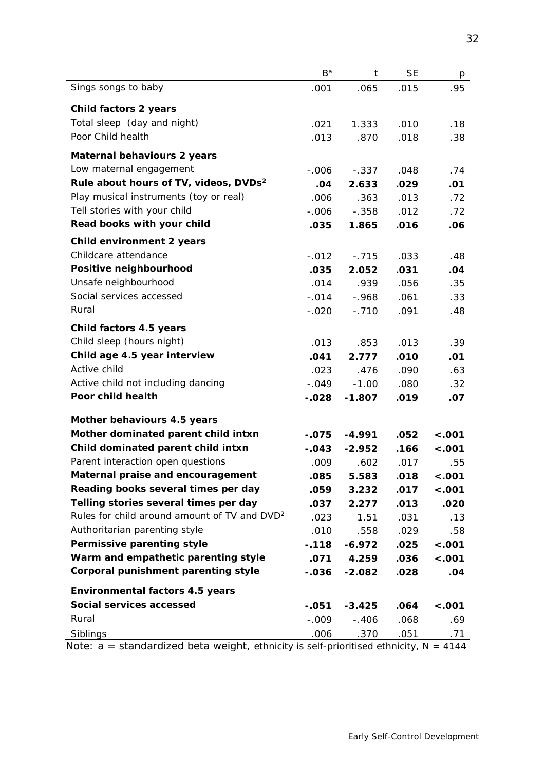| | $B^a$ | t | SE | p |
|---|---|---|---|---|
| Sings songs to baby | .001 | .065 | .015 | .95 |
| **Child factors 2 years** | | | | |
| Total sleep (day and night) | .021 | 1.333 | .010 | .18 |
| Poor Child health | .013 | .870 | .018 | .38 |
| **Maternal behaviours 2 years** | | | | |
| Low maternal engagement | -.006 | -.337 | .048 | .74 |
| **Rule about hours of TV, videos, DVDs[2]** | **.04** | **2.633** | **.029** | **.01** |
| Play musical instruments (toy or real) | .006 | .363 | .013 | .72 |
| Tell stories with your child | -.006 | -.358 | .012 | .72 |
| **Read books with your child** | **.035** | **1.865** | **.016** | **.06** |
| **Child environment 2 years** | | | | |
| Childcare attendance | -.012 | -.715 | .033 | .48 |
| **Positive neighbourhood** | **.035** | **2.052** | **.031** | **.04** |
| Unsafe neighbourhood | .014 | .939 | .056 | .35 |
| Social services accessed | -.014 | -.968 | .061 | .33 |
| Rural | -.020 | -.710 | .091 | .48 |
| **Child factors 4.5 years** | | | | |
| Child sleep (hours night) | .013 | .853 | .013 | .39 |
| **Child age 4.5 year interview** | **.041** | **2.777** | **.010** | **.01** |
| Active child | .023 | .476 | .090 | .63 |
| Active child not including dancing | -.049 | -1.00 | .080 | .32 |
| **Poor child health** | **-.028** | **-1.807** | **.019** | **.07** |
| **Mother behaviours 4.5 years** | | | | |
| **Mother dominated parent child intxn** | **-.075** | **-4.991** | **.052** | **<.001** |
| **Child dominated parent child intxn** | **-.043** | **-2.952** | **.166** | **<.001** |
| Parent interaction open questions | .009 | .602 | .017 | .55 |
| **Maternal praise and encouragement** | **.085** | **5.583** | **.018** | **<.001** |
| **Reading books several times per day** | **.059** | **3.232** | **.017** | **<.001** |
| **Telling stories several times per day** | **.037** | **2.277** | **.013** | **.020** |
| Rules for child around amount of TV and DVD[2] | .023 | 1.51 | .031 | .13 |
| Authoritarian parenting style | .010 | .558 | .029 | .58 |
| **Permissive parenting style** | **-.118** | **-6.972** | **.025** | **<.001** |
| **Warm and empathetic parenting style** | **.071** | **4.259** | **.036** | **<.001** |
| **Corporal punishment parenting style** | **-.036** | **-2.082** | **.028** | **.04** |
| **Environmental factors 4.5 years** | | | | |
| **Social services accessed** | **-.051** | **-3.425** | **.064** | **<.001** |
| Rural | -.009 | -.406 | .068 | .69 |
| Siblings | .006 | .370 | .051 | .71 |

Note: a = standardized beta weight, ethnicity is self-prioritised ethnicity, N = 4144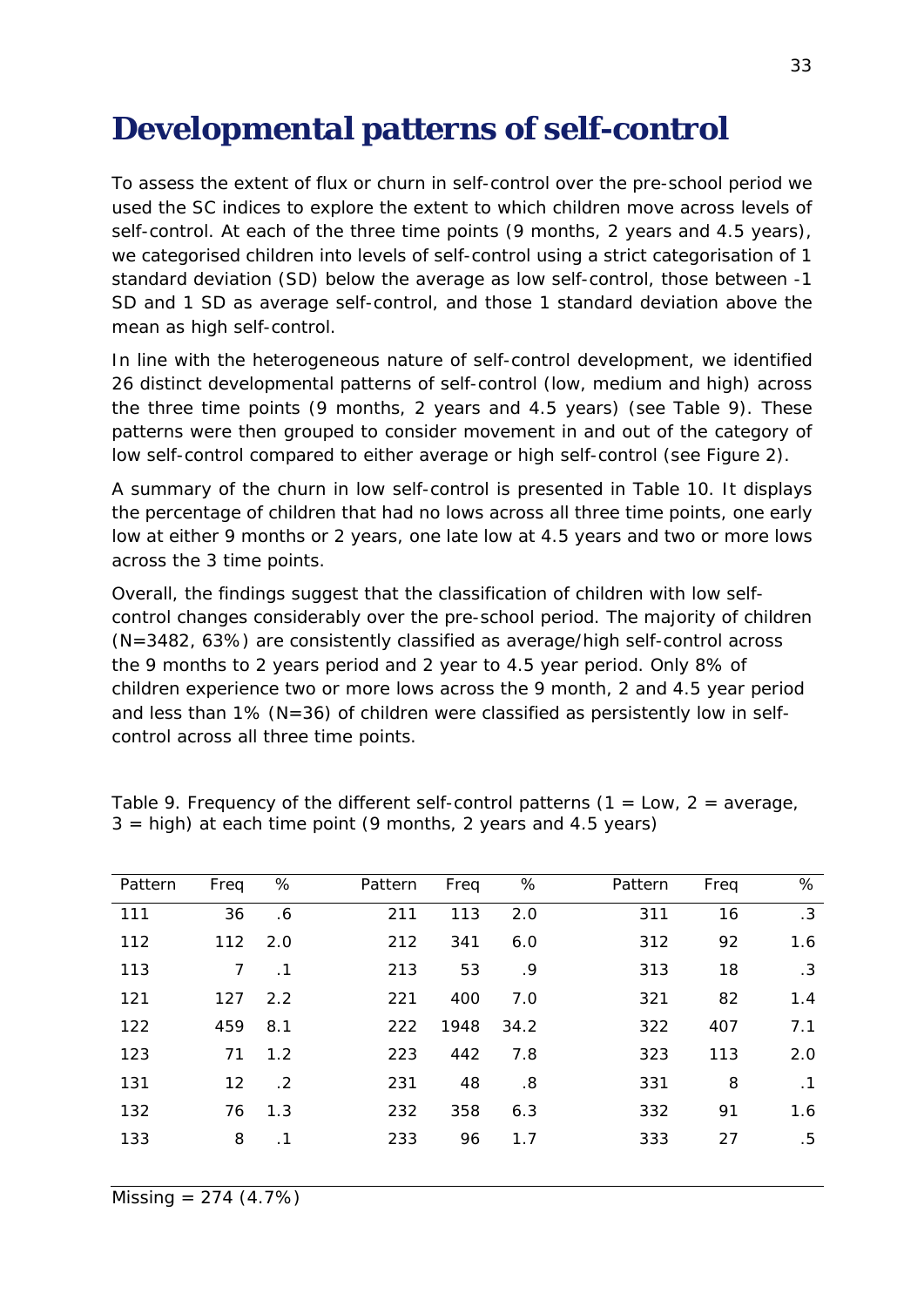# Developmental patterns of self-control

To assess the extent of flux or churn in self-control over the pre-school period we used the SC indices to explore the extent to which children move across levels of self-control. At each of the three time points (9 months, 2 years and 4.5 years), we categorised children into levels of self-control using a strict categorisation of 1 standard deviation (SD) below the average as low self-control, those between -1 SD and 1 SD as average self-control, and those 1 standard deviation above the mean as high self-control.

In line with the heterogeneous nature of self-control development, we identified 26 distinct developmental patterns of self-control (low, medium and high) across the three time points (9 months, 2 years and 4.5 years) (see Table 9). These patterns were then grouped to consider movement in and out of the category of low self-control compared to either average or high self-control (see Figure 2).

A summary of the churn in low self-control is presented in Table 10. It displays the percentage of children that had no lows across all three time points, one early low at either 9 months or 2 years, one late low at 4.5 years and two or more lows across the 3 time points.

Overall, the findings suggest that the classification of children with low self-control changes considerably over the pre-school period. The majority of children (N=3482, 63%) are consistently classified as average/high self-control across the 9 months to 2 years period and 2 year to 4.5 year period. Only 8% of children experience two or more lows across the 9 month, 2 and 4.5 year period and less than 1% (N=36) of children were classified as persistently low in self-control across all three time points.

Table 9. Frequency of the different self-control patterns (1 = Low, 2 = average, 3 = high) at each time point (9 months, 2 years and 4.5 years)

| Pattern | Freq | % | Pattern | Freq | % | Pattern | Freq | % |
|---|---|---|---|---|---|---|---|---|
| 111 | 36 | .6 | 211 | 113 | 2.0 | 311 | 16 | .3 |
| 112 | 112 | 2.0 | 212 | 341 | 6.0 | 312 | 92 | 1.6 |
| 113 | 7 | .1 | 213 | 53 | .9 | 313 | 18 | .3 |
| 121 | 127 | 2.2 | 221 | 400 | 7.0 | 321 | 82 | 1.4 |
| 122 | 459 | 8.1 | 222 | 1948 | 34.2 | 322 | 407 | 7.1 |
| 123 | 71 | 1.2 | 223 | 442 | 7.8 | 323 | 113 | 2.0 |
| 131 | 12 | .2 | 231 | 48 | .8 | 331 | 8 | .1 |
| 132 | 76 | 1.3 | 232 | 358 | 6.3 | 332 | 91 | 1.6 |
| 133 | 8 | .1 | 233 | 96 | 1.7 | 333 | 27 | .5 |

Missing = 274 (4.7%)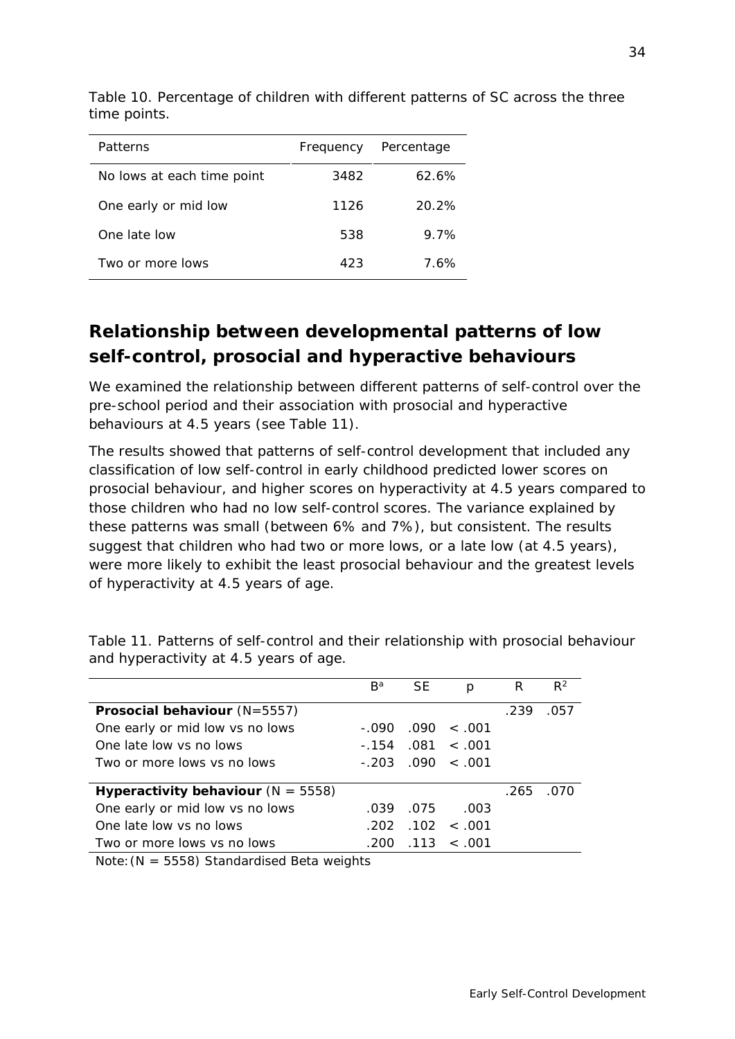Table 10. Percentage of children with different patterns of SC across the three time points.

| Patterns | Frequency | Percentage |
|---|---|---|
| No lows at each time point | 3482 | 62.6% |
| One early or mid low | 1126 | 20.2% |
| One late low | 538 | 9.7% |
| Two or more lows | 423 | 7.6% |

## Relationship between developmental patterns of low self-control, prosocial and hyperactive behaviours

We examined the relationship between different patterns of self-control over the pre-school period and their association with prosocial and hyperactive behaviours at 4.5 years (see Table 11).

The results showed that patterns of self-control development that included any classification of low self-control in early childhood predicted lower scores on prosocial behaviour, and higher scores on hyperactivity at 4.5 years compared to those children who had no low self-control scores. The variance explained by these patterns was small (between 6% and 7%), but consistent. The results suggest that children who had two or more lows, or a late low (at 4.5 years), were more likely to exhibit the least prosocial behaviour and the greatest levels of hyperactivity at 4.5 years of age.

Table 11. Patterns of self-control and their relationship with prosocial behaviour and hyperactivity at 4.5 years of age.

| | B[a] | SE | p | R | $R^2$ |
|---|---|---|---|---|---|
| **Prosocial behaviour** (N=5557) | | | | .239 | .057 |
| One early or mid low vs no lows | -.090 | .090 | < .001 | | |
| One late low vs no lows | -.154 | .081 | < .001 | | |
| Two or more lows vs no lows | -.203 | .090 | < .001 | | |
| **Hyperactivity behaviour** (N = 5558) | | | | .265 | .070 |
| One early or mid low vs no lows | .039 | .075 | .003 | | |
| One late low vs no lows | .202 | .102 | < .001 | | |
| Two or more lows vs no lows | .200 | .113 | < .001 | | |

Note: (N = 5558) Standardised Beta weights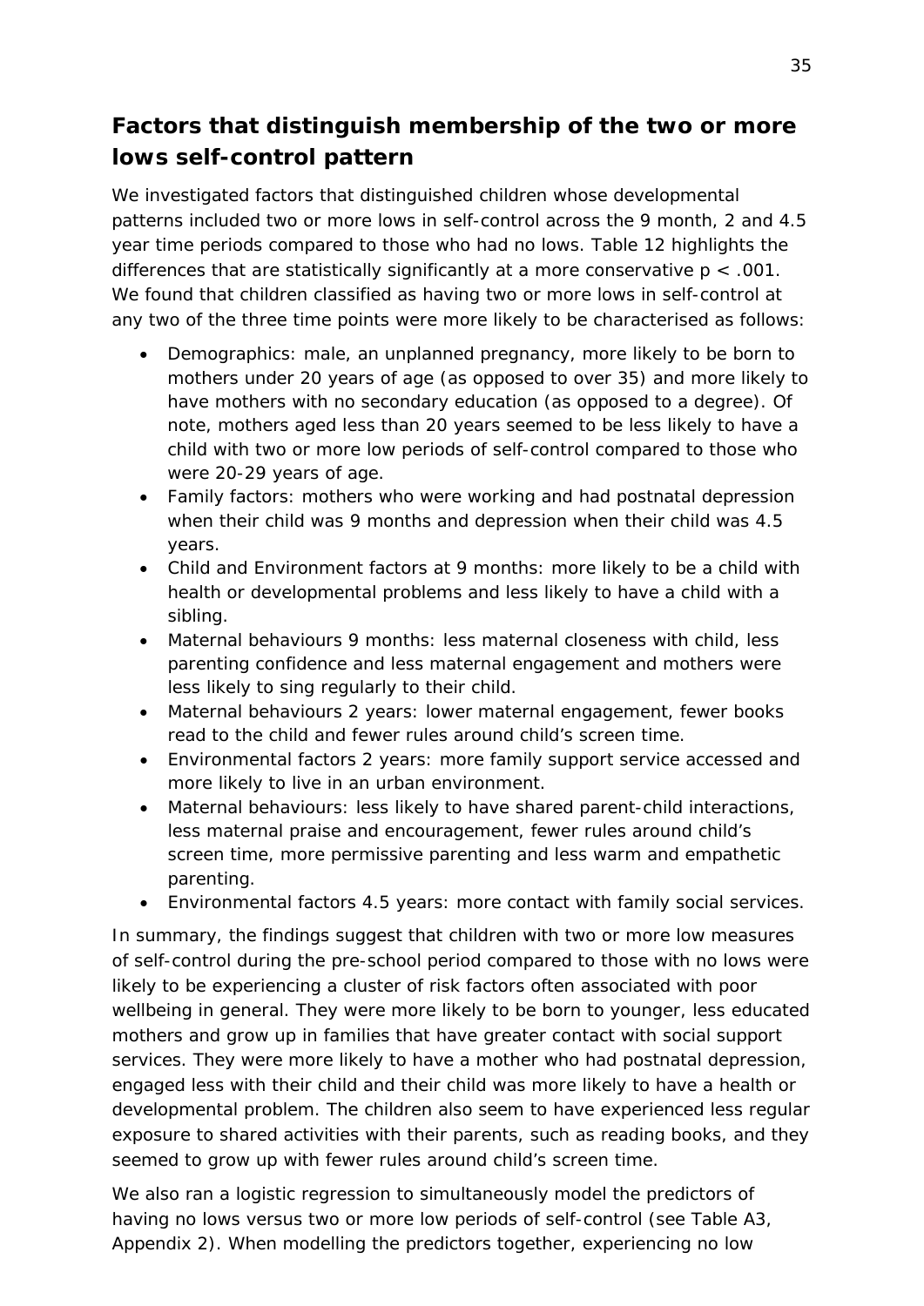## Factors that distinguish membership of the two or more lows self-control pattern

We investigated factors that distinguished children whose developmental patterns included two or more lows in self-control across the 9 month, 2 and 4.5 year time periods compared to those who had no lows. Table 12 highlights the differences that are statistically significantly at a more conservative $p < .001$. We found that children classified as having two or more lows in self-control at any two of the three time points were more likely to be characterised as follows:

- Demographics: male, an unplanned pregnancy, more likely to be born to mothers under 20 years of age (as opposed to over 35) and more likely to have mothers with no secondary education (as opposed to a degree). Of note, mothers aged less than 20 years seemed to be less likely to have a child with two or more low periods of self-control compared to those who were 20-29 years of age.
- Family factors: mothers who were working and had postnatal depression when their child was 9 months and depression when their child was 4.5 years.
- Child and Environment factors at 9 months: more likely to be a child with health or developmental problems and less likely to have a child with a sibling.
- Maternal behaviours 9 months: less maternal closeness with child, less parenting confidence and less maternal engagement and mothers were less likely to sing regularly to their child.
- Maternal behaviours 2 years: lower maternal engagement, fewer books read to the child and fewer rules around child's screen time.
- Environmental factors 2 years: more family support service accessed and more likely to live in an urban environment.
- Maternal behaviours: less likely to have shared parent-child interactions, less maternal praise and encouragement, fewer rules around child's screen time, more permissive parenting and less warm and empathetic parenting.
- Environmental factors 4.5 years: more contact with family social services.

In summary, the findings suggest that children with two or more low measures of self-control during the pre-school period compared to those with no lows were likely to be experiencing a cluster of risk factors often associated with poor wellbeing in general. They were more likely to be born to younger, less educated mothers and grow up in families that have greater contact with social support services. They were more likely to have a mother who had postnatal depression, engaged less with their child and their child was more likely to have a health or developmental problem. The children also seem to have experienced less regular exposure to shared activities with their parents, such as reading books, and they seemed to grow up with fewer rules around child's screen time.

We also ran a logistic regression to simultaneously model the predictors of having no lows versus two or more low periods of self-control (see Table A3, Appendix 2). When modelling the predictors together, experiencing no low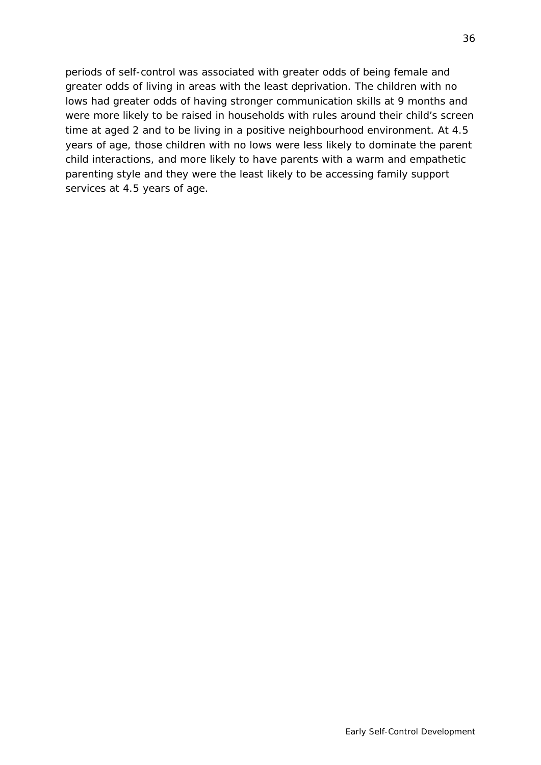periods of self-control was associated with greater odds of being female and greater odds of living in areas with the least deprivation. The children with no lows had greater odds of having stronger communication skills at 9 months and were more likely to be raised in households with rules around their child's screen time at aged 2 and to be living in a positive neighbourhood environment. At 4.5 years of age, those children with no lows were less likely to dominate the parent child interactions, and more likely to have parents with a warm and empathetic parenting style and they were the least likely to be accessing family support services at 4.5 years of age.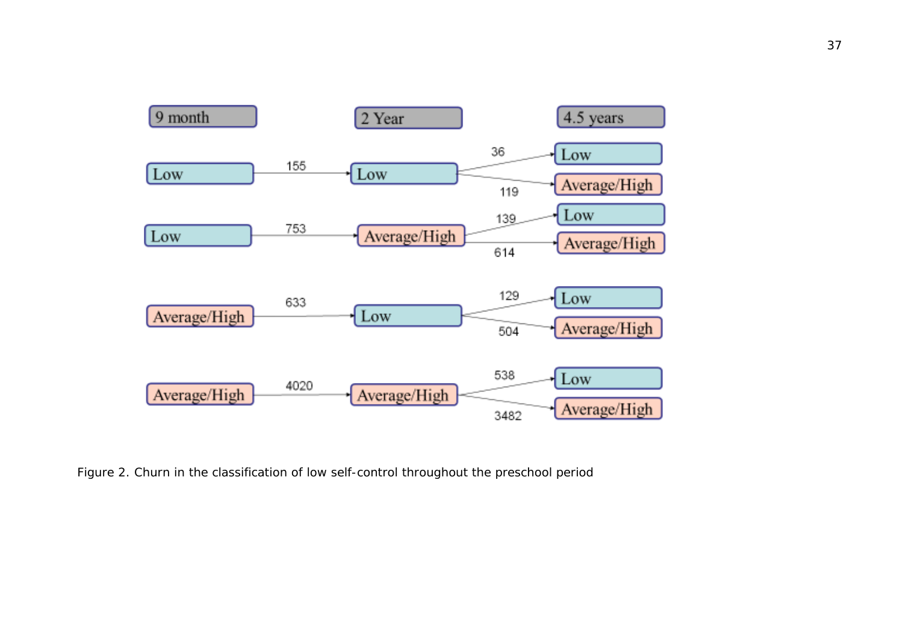9 month

2 Year

4.5 years

Low

155

Low

36

Low

119

Average/High

Low

753

Average/High

139

Low

614

Average/High

Average/High

633

Low

129

Low

504

Average/High

Average/High

4020

Average/High

538

Low

3482

Average/High

Figure 2. Churn in the classification of low self-control throughout the preschool period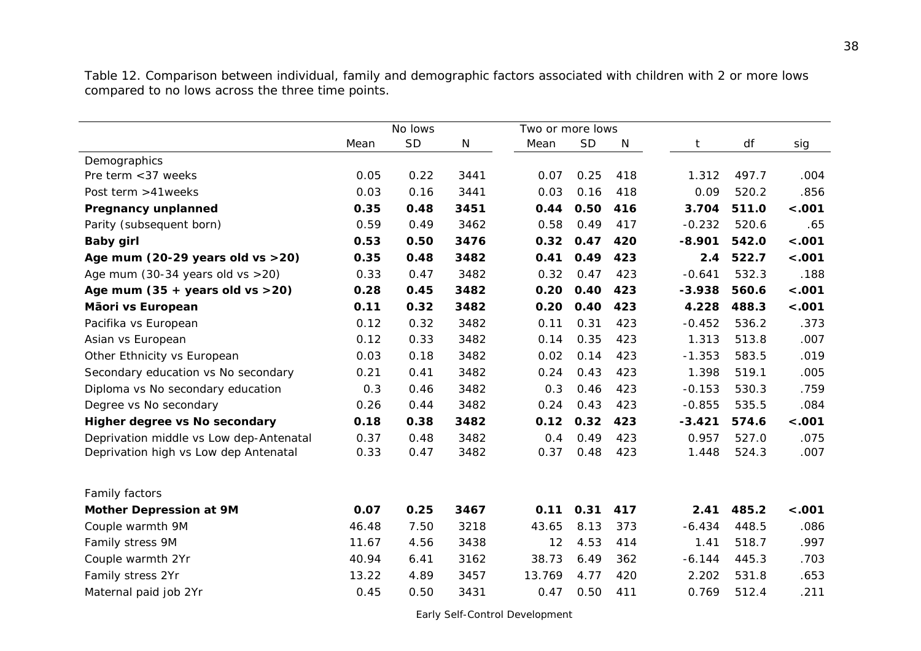Table 12. Comparison between individual, family and demographic factors associated with children with 2 or more lows compared to no lows across the three time points.

| | No lows | | | Two or more lows | | | | | |
|---|---|---|---|---|---|---|---|---|---|
| | Mean | SD | N | Mean | SD | N | t | df | sig |
| Demographics | | | | | | | | | |
| Pre term <37 weeks | 0.05 | 0.22 | 3441 | 0.07 | 0.25 | 418 | 1.312 | 497.7 | .004 |
| Post term >41weeks | 0.03 | 0.16 | 3441 | 0.03 | 0.16 | 418 | 0.09 | 520.2 | .856 |
| **Pregnancy unplanned** | **0.35** | **0.48** | **3451** | **0.44** | **0.50** | **416** | **3.704** | **511.0** | **<.001** |
| Parity (subsequent born) | 0.59 | 0.49 | 3462 | 0.58 | 0.49 | 417 | -0.232 | 520.6 | .65 |
| **Baby girl** | **0.53** | **0.50** | **3476** | **0.32** | **0.47** | **420** | **-8.901** | **542.0** | **<.001** |
| **Age mum (20-29 years old vs >20)** | **0.35** | **0.48** | **3482** | **0.41** | **0.49** | **423** | **2.4** | **522.7** | **<.001** |
| Age mum (30-34 years old vs >20) | 0.33 | 0.47 | 3482 | 0.32 | 0.47 | 423 | -0.641 | 532.3 | .188 |
| **Age mum (35 + years old vs >20)** | **0.28** | **0.45** | **3482** | **0.20** | **0.40** | **423** | **-3.938** | **560.6** | **<.001** |
| **Māori vs European** | **0.11** | **0.32** | **3482** | **0.20** | **0.40** | **423** | **4.228** | **488.3** | **<.001** |
| Pacifika vs European | 0.12 | 0.32 | 3482 | 0.11 | 0.31 | 423 | -0.452 | 536.2 | .373 |
| Asian vs European | 0.12 | 0.33 | 3482 | 0.14 | 0.35 | 423 | 1.313 | 513.8 | .007 |
| Other Ethnicity vs European | 0.03 | 0.18 | 3482 | 0.02 | 0.14 | 423 | -1.353 | 583.5 | .019 |
| Secondary education vs No secondary | 0.21 | 0.41 | 3482 | 0.24 | 0.43 | 423 | 1.398 | 519.1 | .005 |
| Diploma vs No secondary education | 0.3 | 0.46 | 3482 | 0.3 | 0.46 | 423 | -0.153 | 530.3 | .759 |
| Degree vs No secondary | 0.26 | 0.44 | 3482 | 0.24 | 0.43 | 423 | -0.855 | 535.5 | .084 |
| **Higher degree vs No secondary** | **0.18** | **0.38** | **3482** | **0.12** | **0.32** | **423** | **-3.421** | **574.6** | **<.001** |
| Deprivation middle vs Low dep-Antenatal | 0.37 | 0.48 | 3482 | 0.4 | 0.49 | 423 | 0.957 | 527.0 | .075 |
| Deprivation high vs Low dep Antenatal | 0.33 | 0.47 | 3482 | 0.37 | 0.48 | 423 | 1.448 | 524.3 | .007 |
| Family factors | | | | | | | | | |
| **Mother Depression at 9M** | **0.07** | **0.25** | **3467** | **0.11** | **0.31** | **417** | **2.41** | **485.2** | **<.001** |
| Couple warmth 9M | 46.48 | 7.50 | 3218 | 43.65 | 8.13 | 373 | -6.434 | 448.5 | .086 |
| Family stress 9M | 11.67 | 4.56 | 3438 | 12 | 4.53 | 414 | 1.41 | 518.7 | .997 |
| Couple warmth 2Yr | 40.94 | 6.41 | 3162 | 38.73 | 6.49 | 362 | -6.144 | 445.3 | .703 |
| Family stress 2Yr | 13.22 | 4.89 | 3457 | 13.769 | 4.77 | 420 | 2.202 | 531.8 | .653 |
| Maternal paid job 2Yr | 0.45 | 0.50 | 3431 | 0.47 | 0.50 | 411 | 0.769 | 512.4 | .211 |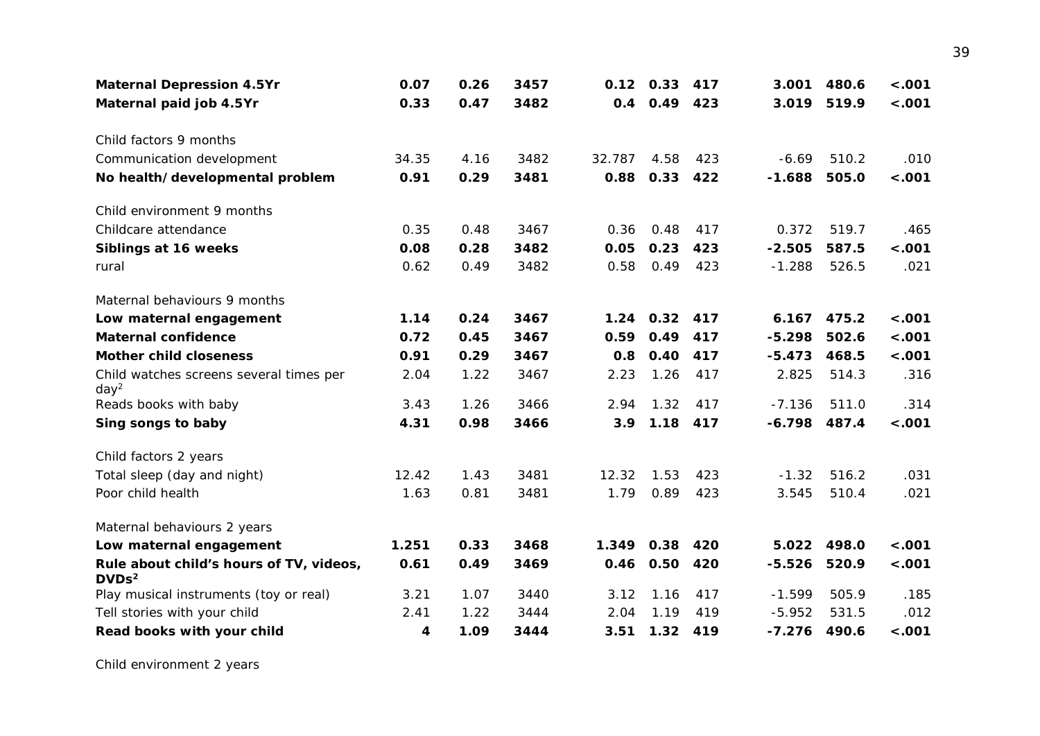| | | | | | | | | | |
|---|---|---|---|---|---|---|---|---|---|
| **Maternal Depression 4.5Yr** | **0.07** | **0.26** | **3457** | **0.12** | **0.33** | **417** | **3.001** | **480.6** | **<.001** |
| **Maternal paid job 4.5Yr** | **0.33** | **0.47** | **3482** | **0.4** | **0.49** | **423** | **3.019** | **519.9** | **<.001** |
| Child factors 9 months | | | | | | | | | |
| Communication development | 34.35 | 4.16 | 3482 | 32.787 | 4.58 | 423 | -6.69 | 510.2 | .010 |
| **No health/developmental problem** | **0.91** | **0.29** | **3481** | **0.88** | **0.33** | **422** | **-1.688** | **505.0** | **<.001** |
| Child environment 9 months | | | | | | | | | |
| Childcare attendance | 0.35 | 0.48 | 3467 | 0.36 | 0.48 | 417 | 0.372 | 519.7 | .465 |
| **Siblings at 16 weeks** | **0.08** | **0.28** | **3482** | **0.05** | **0.23** | **423** | **-2.505** | **587.5** | **<.001** |
| rural | 0.62 | 0.49 | 3482 | 0.58 | 0.49 | 423 | -1.288 | 526.5 | .021 |
| Maternal behaviours 9 months | | | | | | | | | |
| **Low maternal engagement** | **1.14** | **0.24** | **3467** | **1.24** | **0.32** | **417** | **6.167** | **475.2** | **<.001** |
| **Maternal confidence** | **0.72** | **0.45** | **3467** | **0.59** | **0.49** | **417** | **-5.298** | **502.6** | **<.001** |
| **Mother child closeness** | **0.91** | **0.29** | **3467** | **0.8** | **0.40** | **417** | **-5.473** | **468.5** | **<.001** |
| Child watches screens several times per day[2] | 2.04 | 1.22 | 3467 | 2.23 | 1.26 | 417 | 2.825 | 514.3 | .316 |
| Reads books with baby | 3.43 | 1.26 | 3466 | 2.94 | 1.32 | 417 | -7.136 | 511.0 | .314 |
| **Sing songs to baby** | **4.31** | **0.98** | **3466** | **3.9** | **1.18** | **417** | **-6.798** | **487.4** | **<.001** |
| Child factors 2 years | | | | | | | | | |
| Total sleep (day and night) | 12.42 | 1.43 | 3481 | 12.32 | 1.53 | 423 | -1.32 | 516.2 | .031 |
| Poor child health | 1.63 | 0.81 | 3481 | 1.79 | 0.89 | 423 | 3.545 | 510.4 | .021 |
| Maternal behaviours 2 years | | | | | | | | | |
| **Low maternal engagement** | **1.251** | **0.33** | **3468** | **1.349** | **0.38** | **420** | **5.022** | **498.0** | **<.001** |
| **Rule about child's hours of TV, videos, DVDs[2]** | **0.61** | **0.49** | **3469** | **0.46** | **0.50** | **420** | **-5.526** | **520.9** | **<.001** |
| Play musical instruments (toy or real) | 3.21 | 1.07 | 3440 | 3.12 | 1.16 | 417 | -1.599 | 505.9 | .185 |
| Tell stories with your child | 2.41 | 1.22 | 3444 | 2.04 | 1.19 | 419 | -5.952 | 531.5 | .012 |
| **Read books with your child** | **4** | **1.09** | **3444** | **3.51** | **1.32** | **419** | **-7.276** | **490.6** | **<.001** |
| Child environment 2 years | | | | | | | | | |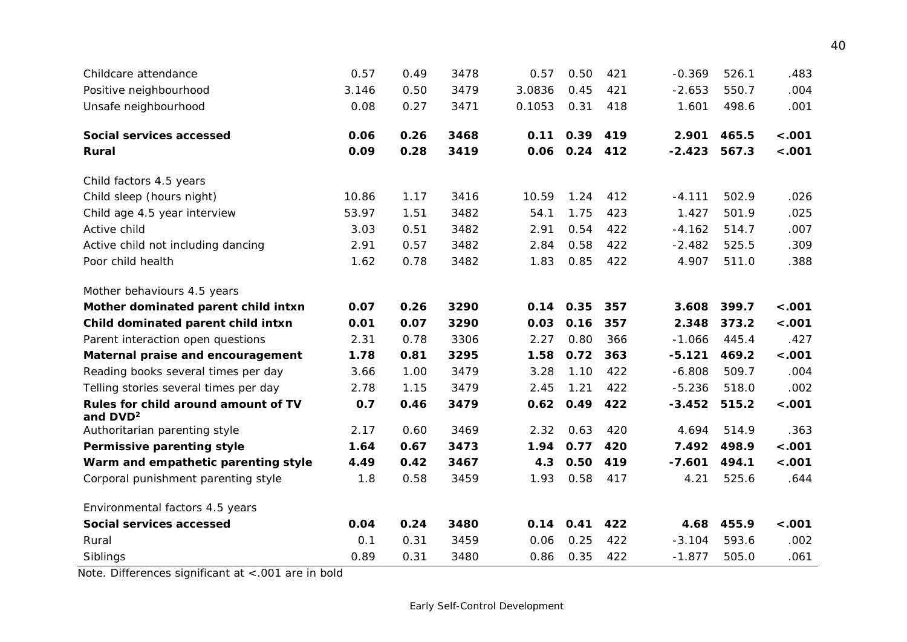| | | | | | | | | | |
|---|---|---|---|---|---|---|---|---|---|
| Childcare attendance | 0.57 | 0.49 | 3478 | 0.57 | 0.50 | 421 | -0.369 | 526.1 | .483 |
| Positive neighbourhood | 3.146 | 0.50 | 3479 | 3.0836 | 0.45 | 421 | -2.653 | 550.7 | .004 |
| Unsafe neighbourhood | 0.08 | 0.27 | 3471 | 0.1053 | 0.31 | 418 | 1.601 | 498.6 | .001 |
| **Social services accessed** | **0.06** | **0.26** | **3468** | **0.11** | **0.39** | **419** | **2.901** | **465.5** | **<.001** |
| **Rural** | **0.09** | **0.28** | **3419** | **0.06** | **0.24** | **412** | **-2.423** | **567.3** | **<.001** |
| Child factors 4.5 years | | | | | | | | | |
| Child sleep (hours night) | 10.86 | 1.17 | 3416 | 10.59 | 1.24 | 412 | -4.111 | 502.9 | .026 |
| Child age 4.5 year interview | 53.97 | 1.51 | 3482 | 54.1 | 1.75 | 423 | 1.427 | 501.9 | .025 |
| Active child | 3.03 | 0.51 | 3482 | 2.91 | 0.54 | 422 | -4.162 | 514.7 | .007 |
| Active child not including dancing | 2.91 | 0.57 | 3482 | 2.84 | 0.58 | 422 | -2.482 | 525.5 | .309 |
| Poor child health | 1.62 | 0.78 | 3482 | 1.83 | 0.85 | 422 | 4.907 | 511.0 | .388 |
| Mother behaviours 4.5 years | | | | | | | | | |
| **Mother dominated parent child intxn** | **0.07** | **0.26** | **3290** | **0.14** | **0.35** | **357** | **3.608** | **399.7** | **<.001** |
| **Child dominated parent child intxn** | **0.01** | **0.07** | **3290** | **0.03** | **0.16** | **357** | **2.348** | **373.2** | **<.001** |
| Parent interaction open questions | 2.31 | 0.78 | 3306 | 2.27 | 0.80 | 366 | -1.066 | 445.4 | .427 |
| **Maternal praise and encouragement** | **1.78** | **0.81** | **3295** | **1.58** | **0.72** | **363** | **-5.121** | **469.2** | **<.001** |
| Reading books several times per day | 3.66 | 1.00 | 3479 | 3.28 | 1.10 | 422 | -6.808 | 509.7 | .004 |
| Telling stories several times per day | 2.78 | 1.15 | 3479 | 2.45 | 1.21 | 422 | -5.236 | 518.0 | .002 |
| **Rules for child around amount of TV and DVD[2]** | **0.7** | **0.46** | **3479** | **0.62** | **0.49** | **422** | **-3.452** | **515.2** | **<.001** |
| Authoritarian parenting style | 2.17 | 0.60 | 3469 | 2.32 | 0.63 | 420 | 4.694 | 514.9 | .363 |
| **Permissive parenting style** | **1.64** | **0.67** | **3473** | **1.94** | **0.77** | **420** | **7.492** | **498.9** | **<.001** |
| **Warm and empathetic parenting style** | **4.49** | **0.42** | **3467** | **4.3** | **0.50** | **419** | **-7.601** | **494.1** | **<.001** |
| Corporal punishment parenting style | 1.8 | 0.58 | 3459 | 1.93 | 0.58 | 417 | 4.21 | 525.6 | .644 |
| Environmental factors 4.5 years | | | | | | | | | |
| **Social services accessed** | **0.04** | **0.24** | **3480** | **0.14** | **0.41** | **422** | **4.68** | **455.9** | **<.001** |
| Rural | 0.1 | 0.31 | 3459 | 0.06 | 0.25 | 422 | -3.104 | 593.6 | .002 |
| Siblings | 0.89 | 0.31 | 3480 | 0.86 | 0.35 | 422 | -1.877 | 505.0 | .061 |

Note. Differences significant at <.001 are in bold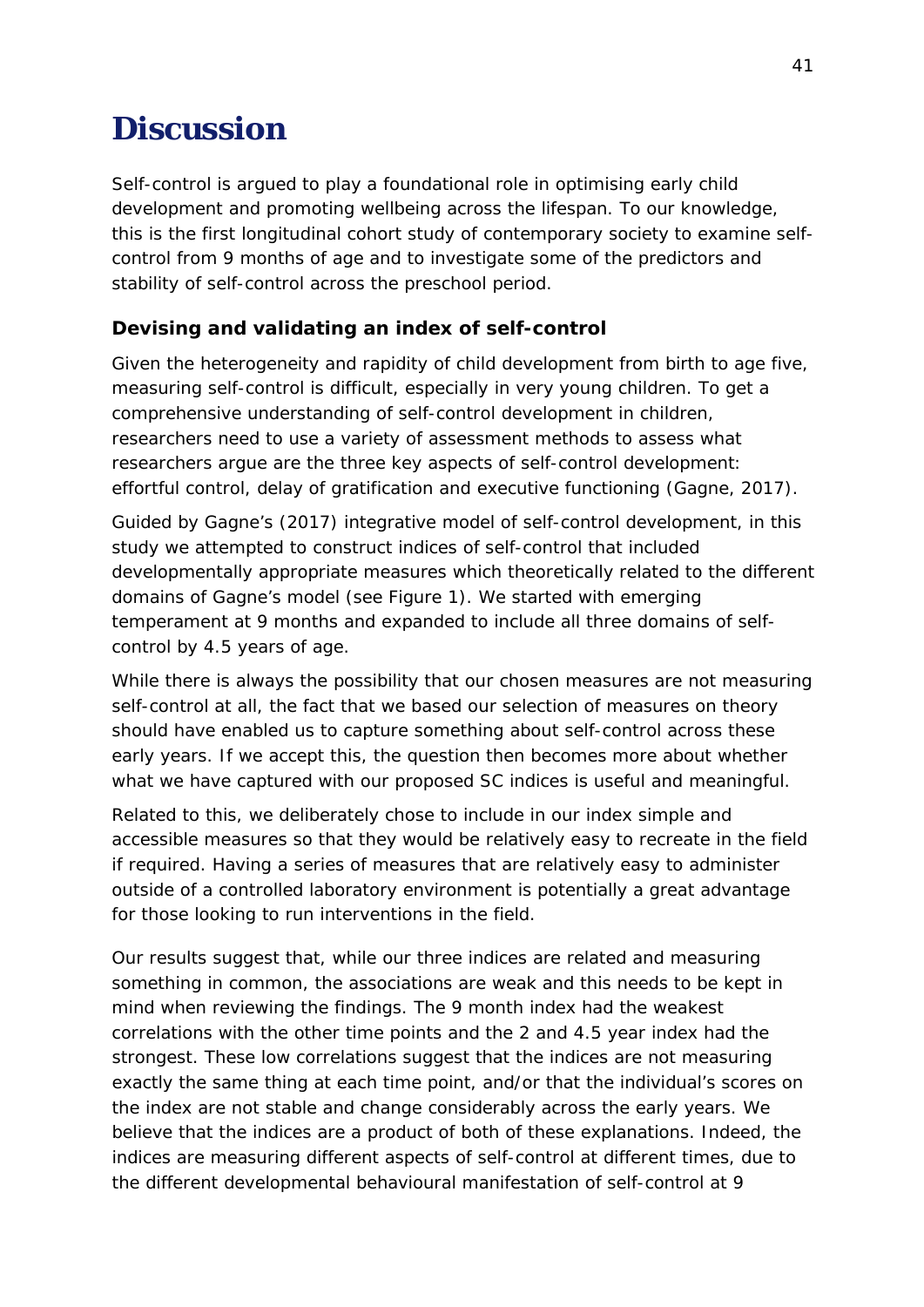# Discussion

Self-control is argued to play a foundational role in optimising early child development and promoting wellbeing across the lifespan. To our knowledge, this is the first longitudinal cohort study of contemporary society to examine self-control from 9 months of age and to investigate some of the predictors and stability of self-control across the preschool period.

### Devising and validating an index of self-control

Given the heterogeneity and rapidity of child development from birth to age five, measuring self-control is difficult, especially in very young children. To get a comprehensive understanding of self-control development in children, researchers need to use a variety of assessment methods to assess what researchers argue are the three key aspects of self-control development: effortful control, delay of gratification and executive functioning (Gagne, 2017).

Guided by Gagne's (2017) integrative model of self-control development, in this study we attempted to construct indices of self-control that included developmentally appropriate measures which theoretically related to the different domains of Gagne's model (see Figure 1). We started with emerging temperament at 9 months and expanded to include all three domains of self-control by 4.5 years of age.

While there is always the possibility that our chosen measures are not measuring self-control at all, the fact that we based our selection of measures on theory should have enabled us to capture something about self-control across these early years. If we accept this, the question then becomes more about whether what we have captured with our proposed SC indices is useful and meaningful.

Related to this, we deliberately chose to include in our index simple and accessible measures so that they would be relatively easy to recreate in the field if required. Having a series of measures that are relatively easy to administer outside of a controlled laboratory environment is potentially a great advantage for those looking to run interventions in the field.

Our results suggest that, while our three indices are related and measuring something in common, the associations are weak and this needs to be kept in mind when reviewing the findings. The 9 month index had the weakest correlations with the other time points and the 2 and 4.5 year index had the strongest. These low correlations suggest that the indices are not measuring exactly the same thing at each time point, and/or that the individual's scores on the index are not stable and change considerably across the early years. We believe that the indices are a product of both of these explanations. Indeed, the indices are measuring different aspects of self-control at different times, due to the different developmental behavioural manifestation of self-control at 9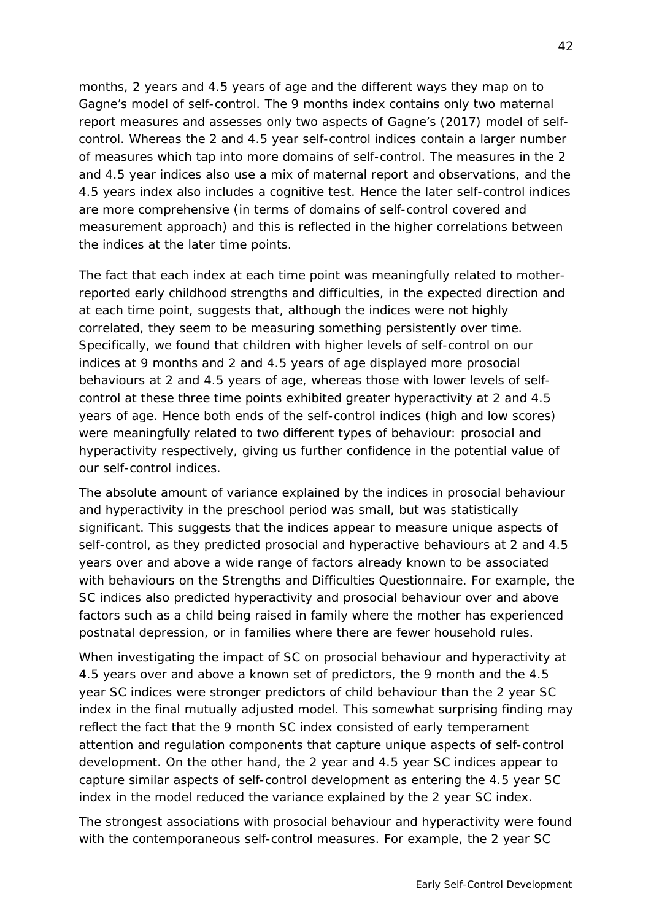months, 2 years and 4.5 years of age and the different ways they map on to Gagne's model of self-control. The 9 months index contains only two maternal report measures and assesses only two aspects of Gagne's (2017) model of self-control. Whereas the 2 and 4.5 year self-control indices contain a larger number of measures which tap into more domains of self-control. The measures in the 2 and 4.5 year indices also use a mix of maternal report and observations, and the 4.5 years index also includes a cognitive test. Hence the later self-control indices are more comprehensive (in terms of domains of self-control covered and measurement approach) and this is reflected in the higher correlations between the indices at the later time points.

The fact that each index at each time point was meaningfully related to mother-reported early childhood strengths and difficulties, in the expected direction and at each time point, suggests that, although the indices were not highly correlated, they seem to be measuring something persistently over time. Specifically, we found that children with higher levels of self-control on our indices at 9 months and 2 and 4.5 years of age displayed more prosocial behaviours at 2 and 4.5 years of age, whereas those with lower levels of self-control at these three time points exhibited greater hyperactivity at 2 and 4.5 years of age. Hence both ends of the self-control indices (high and low scores) were meaningfully related to two different types of behaviour: prosocial and hyperactivity respectively, giving us further confidence in the potential value of our self-control indices.

The absolute amount of variance explained by the indices in prosocial behaviour and hyperactivity in the preschool period was small, but was statistically significant. This suggests that the indices appear to measure unique aspects of self-control, as they predicted prosocial and hyperactive behaviours at 2 and 4.5 years over and above a wide range of factors already known to be associated with behaviours on the Strengths and Difficulties Questionnaire. For example, the SC indices also predicted hyperactivity and prosocial behaviour over and above factors such as a child being raised in family where the mother has experienced postnatal depression, or in families where there are fewer household rules.

When investigating the impact of SC on prosocial behaviour and hyperactivity at 4.5 years over and above a known set of predictors, the 9 month and the 4.5 year SC indices were stronger predictors of child behaviour than the 2 year SC index in the final mutually adjusted model. This somewhat surprising finding may reflect the fact that the 9 month SC index consisted of early temperament attention and regulation components that capture unique aspects of self-control development. On the other hand, the 2 year and 4.5 year SC indices appear to capture similar aspects of self-control development as entering the 4.5 year SC index in the model reduced the variance explained by the 2 year SC index.

The strongest associations with prosocial behaviour and hyperactivity were found with the contemporaneous self-control measures. For example, the 2 year SC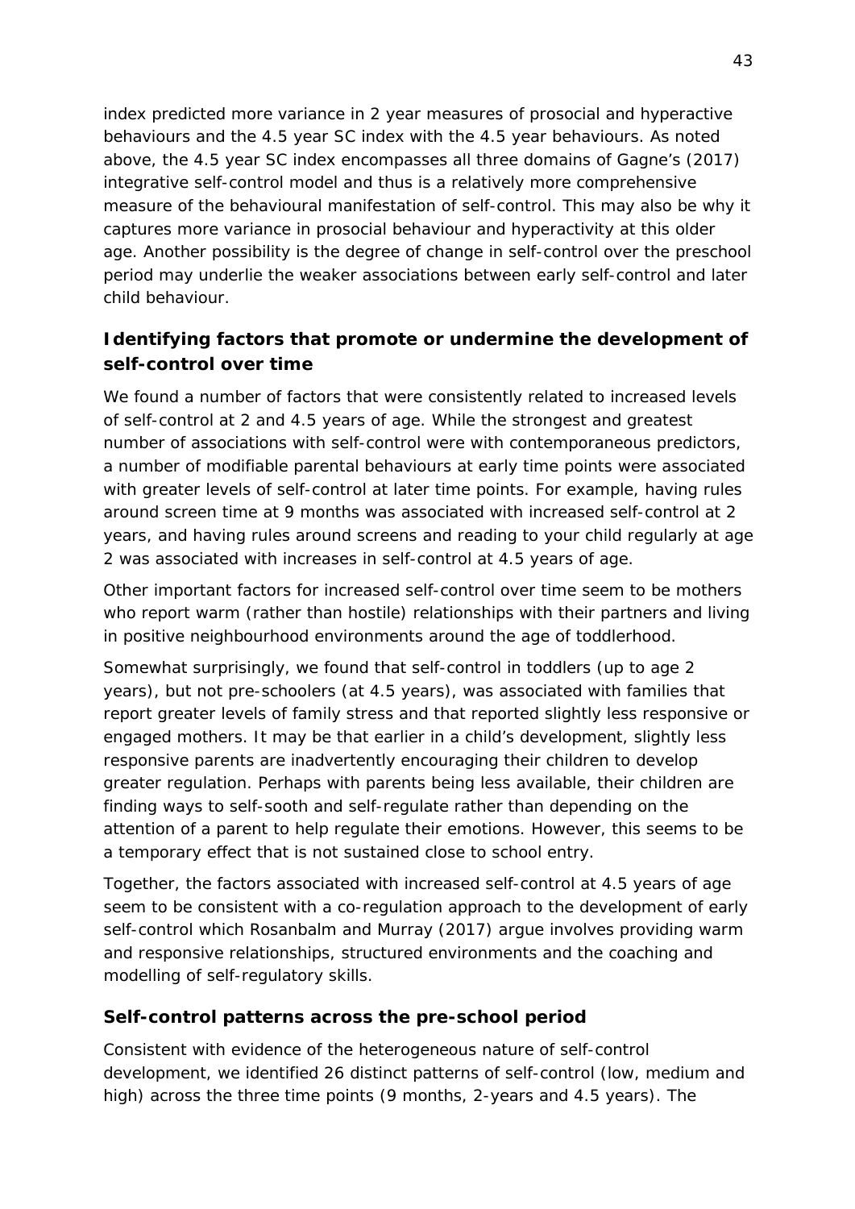index predicted more variance in 2 year measures of prosocial and hyperactive behaviours and the 4.5 year SC index with the 4.5 year behaviours. As noted above, the 4.5 year SC index encompasses all three domains of Gagne's (2017) integrative self-control model and thus is a relatively more comprehensive measure of the behavioural manifestation of self-control. This may also be why it captures more variance in prosocial behaviour and hyperactivity at this older age. Another possibility is the degree of change in self-control over the preschool period may underlie the weaker associations between early self-control and later child behaviour.

## Identifying factors that promote or undermine the development of self-control over time

We found a number of factors that were consistently related to increased levels of self-control at 2 and 4.5 years of age. While the strongest and greatest number of associations with self-control were with contemporaneous predictors, a number of modifiable parental behaviours at early time points were associated with greater levels of self-control at later time points. For example, having rules around screen time at 9 months was associated with increased self-control at 2 years, and having rules around screens and reading to your child regularly at age 2 was associated with increases in self-control at 4.5 years of age.

Other important factors for increased self-control over time seem to be mothers who report warm (rather than hostile) relationships with their partners and living in positive neighbourhood environments around the age of toddlerhood.

Somewhat surprisingly, we found that self-control in toddlers (up to age 2 years), but not pre-schoolers (at 4.5 years), was associated with families that report greater levels of family stress and that reported slightly less responsive or engaged mothers. It may be that earlier in a child's development, slightly less responsive parents are inadvertently encouraging their children to develop greater regulation. Perhaps with parents being less available, their children are finding ways to self-sooth and self-regulate rather than depending on the attention of a parent to help regulate their emotions. However, this seems to be a temporary effect that is not sustained close to school entry.

Together, the factors associated with increased self-control at 4.5 years of age seem to be consistent with a co-regulation approach to the development of early self-control which Rosanbalm and Murray (2017) argue involves providing warm and responsive relationships, structured environments and the coaching and modelling of self-regulatory skills.

## Self-control patterns across the pre-school period

Consistent with evidence of the heterogeneous nature of self-control development, we identified 26 distinct patterns of self-control (low, medium and high) across the three time points (9 months, 2-years and 4.5 years). The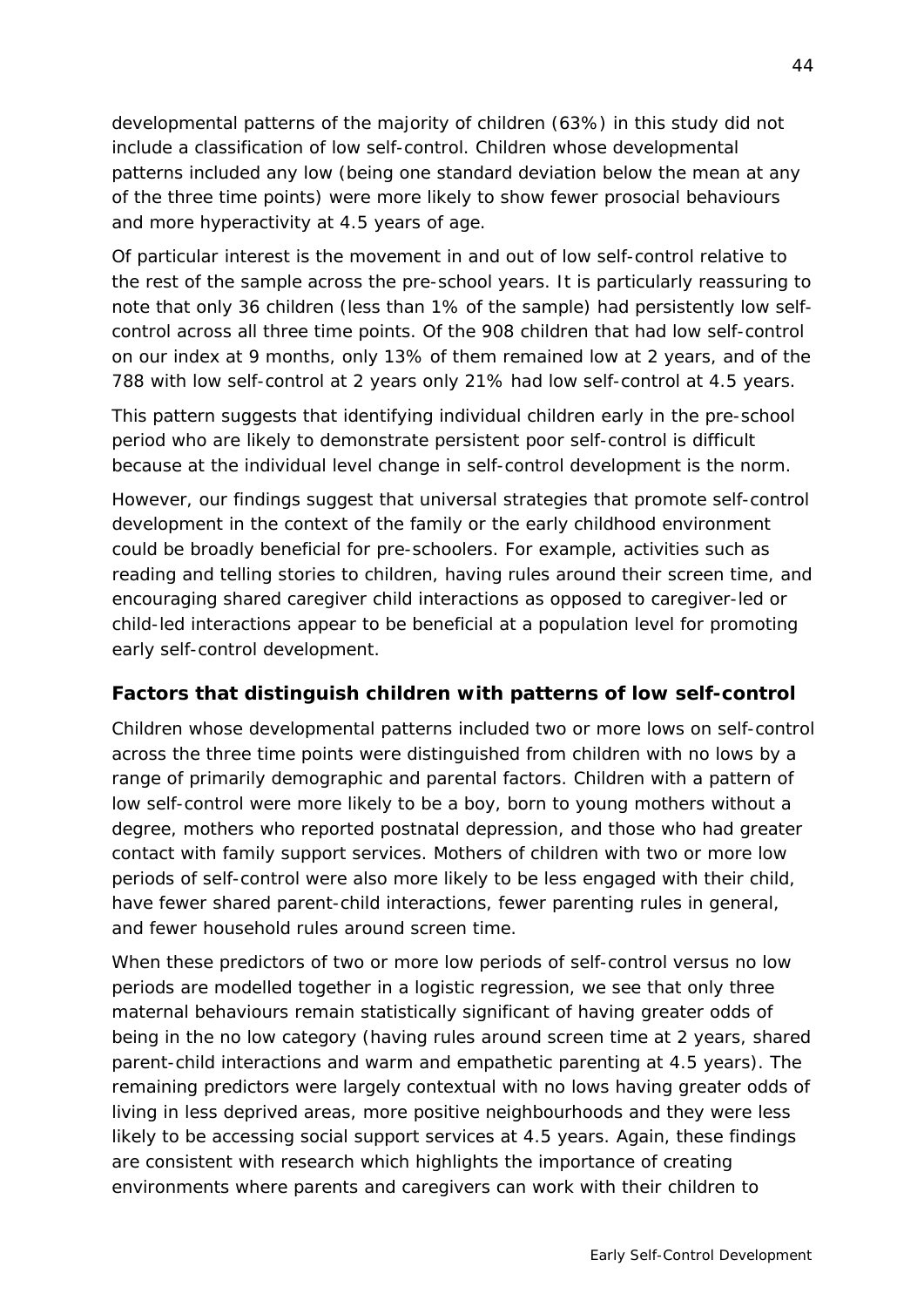developmental patterns of the majority of children (63%) in this study did not include a classification of low self-control. Children whose developmental patterns included any low (being one standard deviation below the mean at any of the three time points) were more likely to show fewer prosocial behaviours and more hyperactivity at 4.5 years of age.

Of particular interest is the movement in and out of low self-control relative to the rest of the sample across the pre-school years. It is particularly reassuring to note that only 36 children (less than 1% of the sample) had persistently low self-control across all three time points. Of the 908 children that had low self-control on our index at 9 months, only 13% of them remained low at 2 years, and of the 788 with low self-control at 2 years only 21% had low self-control at 4.5 years.

This pattern suggests that identifying individual children early in the pre-school period who are likely to demonstrate persistent poor self-control is difficult because at the individual level change in self-control development is the norm.

However, our findings suggest that universal strategies that promote self-control development in the context of the family or the early childhood environment could be broadly beneficial for pre-schoolers. For example, activities such as reading and telling stories to children, having rules around their screen time, and encouraging shared caregiver child interactions as opposed to caregiver-led or child-led interactions appear to be beneficial at a population level for promoting early self-control development.

## Factors that distinguish children with patterns of low self-control

Children whose developmental patterns included two or more lows on self-control across the three time points were distinguished from children with no lows by a range of primarily demographic and parental factors. Children with a pattern of low self-control were more likely to be a boy, born to young mothers without a degree, mothers who reported postnatal depression, and those who had greater contact with family support services. Mothers of children with two or more low periods of self-control were also more likely to be less engaged with their child, have fewer shared parent-child interactions, fewer parenting rules in general, and fewer household rules around screen time.

When these predictors of two or more low periods of self-control versus no low periods are modelled together in a logistic regression, we see that only three maternal behaviours remain statistically significant of having greater odds of being in the no low category (having rules around screen time at 2 years, shared parent-child interactions and warm and empathetic parenting at 4.5 years). The remaining predictors were largely contextual with no lows having greater odds of living in less deprived areas, more positive neighbourhoods and they were less likely to be accessing social support services at 4.5 years. Again, these findings are consistent with research which highlights the importance of creating environments where parents and caregivers can work with their children to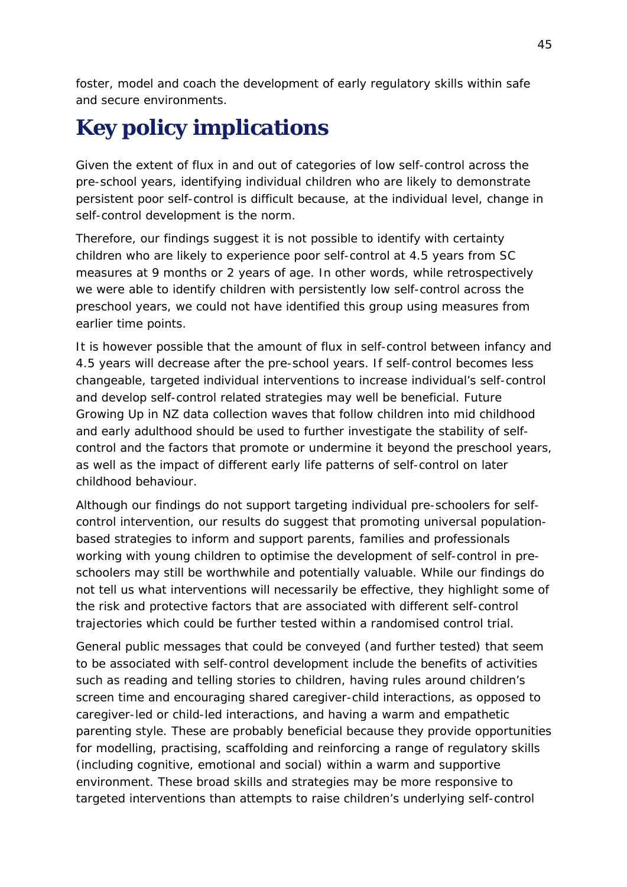foster, model and coach the development of early regulatory skills within safe and secure environments.

# Key policy implications

Given the extent of flux in and out of categories of low self-control across the pre-school years, identifying individual children who are likely to demonstrate persistent poor self-control is difficult because, at the individual level, change in self-control development is the norm.

Therefore, our findings suggest it is not possible to identify with certainty children who are likely to experience poor self-control at 4.5 years from SC measures at 9 months or 2 years of age. In other words, while retrospectively we were able to identify children with persistently low self-control across the preschool years, we could not have identified this group using measures from earlier time points.

It is however possible that the amount of flux in self-control between infancy and 4.5 years will decrease after the pre-school years. If self-control becomes less changeable, targeted individual interventions to increase individual's self-control and develop self-control related strategies may well be beneficial. Future Growing Up in NZ data collection waves that follow children into mid childhood and early adulthood should be used to further investigate the stability of self-control and the factors that promote or undermine it beyond the preschool years, as well as the impact of different early life patterns of self-control on later childhood behaviour.

Although our findings do not support targeting individual pre-schoolers for self-control intervention, our results do suggest that promoting universal population-based strategies to inform and support parents, families and professionals working with young children to optimise the development of self-control in pre-schoolers may still be worthwhile and potentially valuable. While our findings do not tell us what interventions will necessarily be effective, they highlight some of the risk and protective factors that are associated with different self-control trajectories which could be further tested within a randomised control trial.

General public messages that could be conveyed (and further tested) that seem to be associated with self-control development include the benefits of activities such as reading and telling stories to children, having rules around children's screen time and encouraging shared caregiver-child interactions, as opposed to caregiver-led or child-led interactions, and having a warm and empathetic parenting style. These are probably beneficial because they provide opportunities for modelling, practising, scaffolding and reinforcing a range of regulatory skills (including cognitive, emotional and social) within a warm and supportive environment. These broad skills and strategies may be more responsive to targeted interventions than attempts to raise children's underlying self-control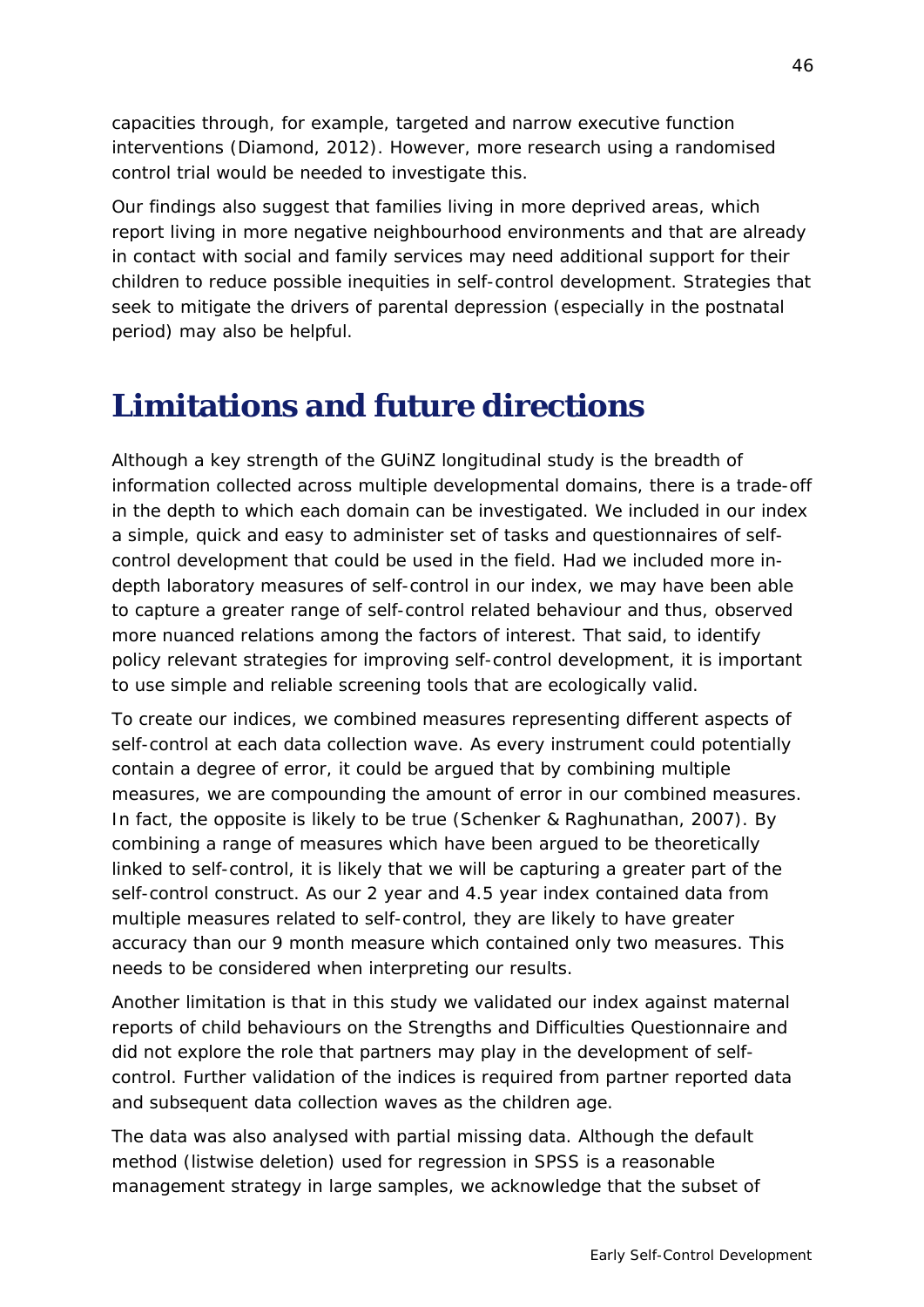capacities through, for example, targeted and narrow executive function interventions (Diamond, 2012). However, more research using a randomised control trial would be needed to investigate this.

Our findings also suggest that families living in more deprived areas, which report living in more negative neighbourhood environments and that are already in contact with social and family services may need additional support for their children to reduce possible inequities in self-control development. Strategies that seek to mitigate the drivers of parental depression (especially in the postnatal period) may also be helpful.

# Limitations and future directions

Although a key strength of the GUiNZ longitudinal study is the breadth of information collected across multiple developmental domains, there is a trade-off in the depth to which each domain can be investigated. We included in our index a simple, quick and easy to administer set of tasks and questionnaires of self-control development that could be used in the field. Had we included more in-depth laboratory measures of self-control in our index, we may have been able to capture a greater range of self-control related behaviour and thus, observed more nuanced relations among the factors of interest. That said, to identify policy relevant strategies for improving self-control development, it is important to use simple and reliable screening tools that are ecologically valid.

To create our indices, we combined measures representing different aspects of self-control at each data collection wave. As every instrument could potentially contain a degree of error, it could be argued that by combining multiple measures, we are compounding the amount of error in our combined measures. In fact, the opposite is likely to be true (Schenker & Raghunathan, 2007). By combining a range of measures which have been argued to be theoretically linked to self-control, it is likely that we will be capturing a greater part of the self-control construct. As our 2 year and 4.5 year index contained data from multiple measures related to self-control, they are likely to have greater accuracy than our 9 month measure which contained only two measures. This needs to be considered when interpreting our results.

Another limitation is that in this study we validated our index against maternal reports of child behaviours on the Strengths and Difficulties Questionnaire and did not explore the role that partners may play in the development of self-control. Further validation of the indices is required from partner reported data and subsequent data collection waves as the children age.

The data was also analysed with partial missing data. Although the default method (listwise deletion) used for regression in SPSS is a reasonable management strategy in large samples, we acknowledge that the subset of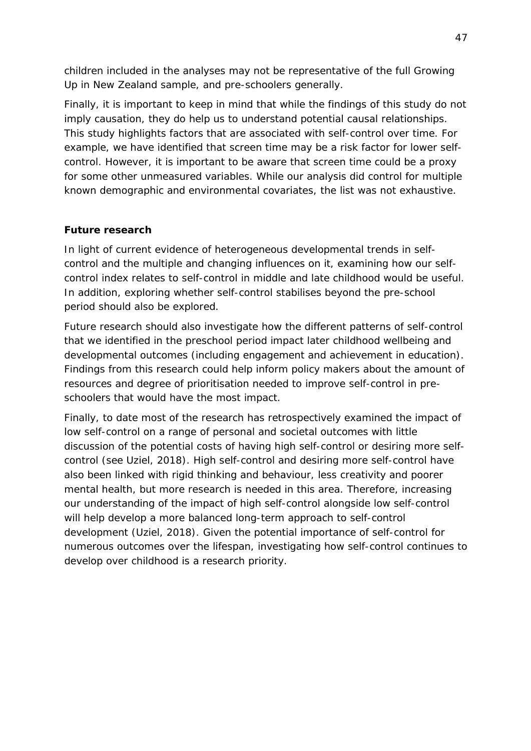children included in the analyses may not be representative of the full Growing Up in New Zealand sample, and pre-schoolers generally.

Finally, it is important to keep in mind that while the findings of this study do not imply causation, they do help us to understand potential causal relationships. This study highlights factors that are associated with self-control over time. For example, we have identified that screen time may be a risk factor for lower self-control. However, it is important to be aware that screen time could be a proxy for some other unmeasured variables. While our analysis did control for multiple known demographic and environmental covariates, the list was not exhaustive.

### Future research

In light of current evidence of heterogeneous developmental trends in self-control and the multiple and changing influences on it, examining how our self-control index relates to self-control in middle and late childhood would be useful. In addition, exploring whether self-control stabilises beyond the pre-school period should also be explored.

Future research should also investigate how the different patterns of self-control that we identified in the preschool period impact later childhood wellbeing and developmental outcomes (including engagement and achievement in education). Findings from this research could help inform policy makers about the amount of resources and degree of prioritisation needed to improve self-control in pre-schoolers that would have the most impact.

Finally, to date most of the research has retrospectively examined the impact of low self-control on a range of personal and societal outcomes with little discussion of the potential costs of having high self-control or desiring more self-control (see Uziel, 2018). High self-control and desiring more self-control have also been linked with rigid thinking and behaviour, less creativity and poorer mental health, but more research is needed in this area. Therefore, increasing our understanding of the impact of high self-control alongside low self-control will help develop a more balanced long-term approach to self-control development (Uziel, 2018). Given the potential importance of self-control for numerous outcomes over the lifespan, investigating how self-control continues to develop over childhood is a research priority.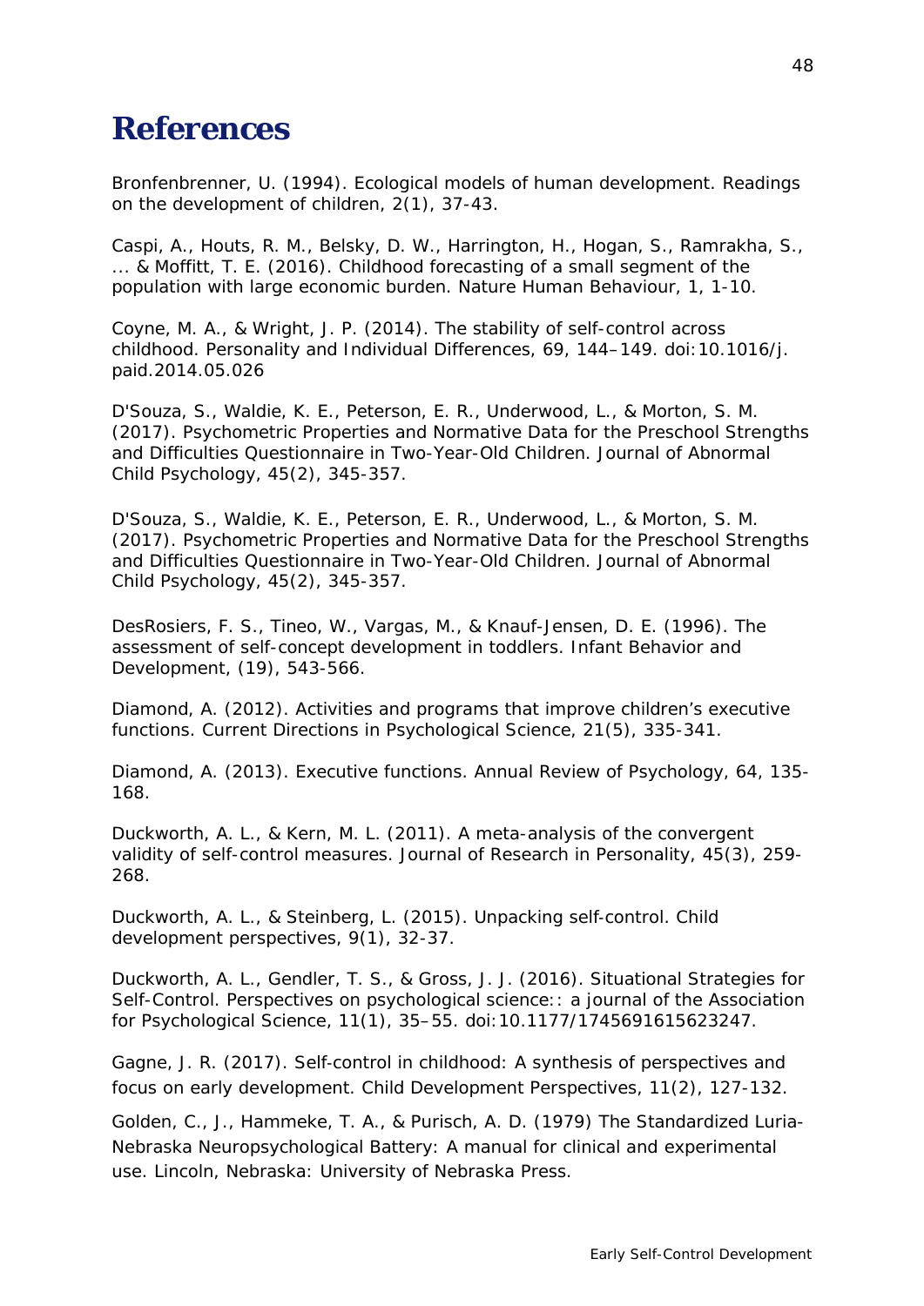# References

Bronfenbrenner, U. (1994). Ecological models of human development. Readings on the development of children, 2(1), 37-43.

Caspi, A., Houts, R. M., Belsky, D. W., Harrington, H., Hogan, S., Ramrakha, S., ... & Moffitt, T. E. (2016). Childhood forecasting of a small segment of the population with large economic burden. Nature Human Behaviour, 1, 1-10.

Coyne, M. A., & Wright, J. P. (2014). The stability of self-control across childhood. Personality and Individual Differences, 69, 144–149. doi:10.1016/j.paid.2014.05.026

D'Souza, S., Waldie, K. E., Peterson, E. R., Underwood, L., & Morton, S. M. (2017). Psychometric Properties and Normative Data for the Preschool Strengths and Difficulties Questionnaire in Two-Year-Old Children. Journal of Abnormal Child Psychology, 45(2), 345-357.

D'Souza, S., Waldie, K. E., Peterson, E. R., Underwood, L., & Morton, S. M. (2017). Psychometric Properties and Normative Data for the Preschool Strengths and Difficulties Questionnaire in Two-Year-Old Children. Journal of Abnormal Child Psychology, 45(2), 345-357.

DesRosiers, F. S., Tineo, W., Vargas, M., & Knauf-Jensen, D. E. (1996). The assessment of self-concept development in toddlers. Infant Behavior and Development, (19), 543-566.

Diamond, A. (2012). Activities and programs that improve children's executive functions. Current Directions in Psychological Science, 21(5), 335-341.

Diamond, A. (2013). Executive functions. Annual Review of Psychology, 64, 135-168.

Duckworth, A. L., & Kern, M. L. (2011). A meta-analysis of the convergent validity of self-control measures. Journal of Research in Personality, 45(3), 259-268.

Duckworth, A. L., & Steinberg, L. (2015). Unpacking self-control. Child development perspectives, 9(1), 32-37.

Duckworth, A. L., Gendler, T. S., & Gross, J. J. (2016). Situational Strategies for Self-Control. Perspectives on psychological science:: a journal of the Association for Psychological Science, 11(1), 35–55. doi:10.1177/1745691615623247.

Gagne, J. R. (2017). Self-control in childhood: A synthesis of perspectives and focus on early development. Child Development Perspectives, 11(2), 127-132.

Golden, C., J., Hammeke, T. A., & Purisch, A. D. (1979) The Standardized Luria-Nebraska Neuropsychological Battery: A manual for clinical and experimental use. Lincoln, Nebraska: University of Nebraska Press.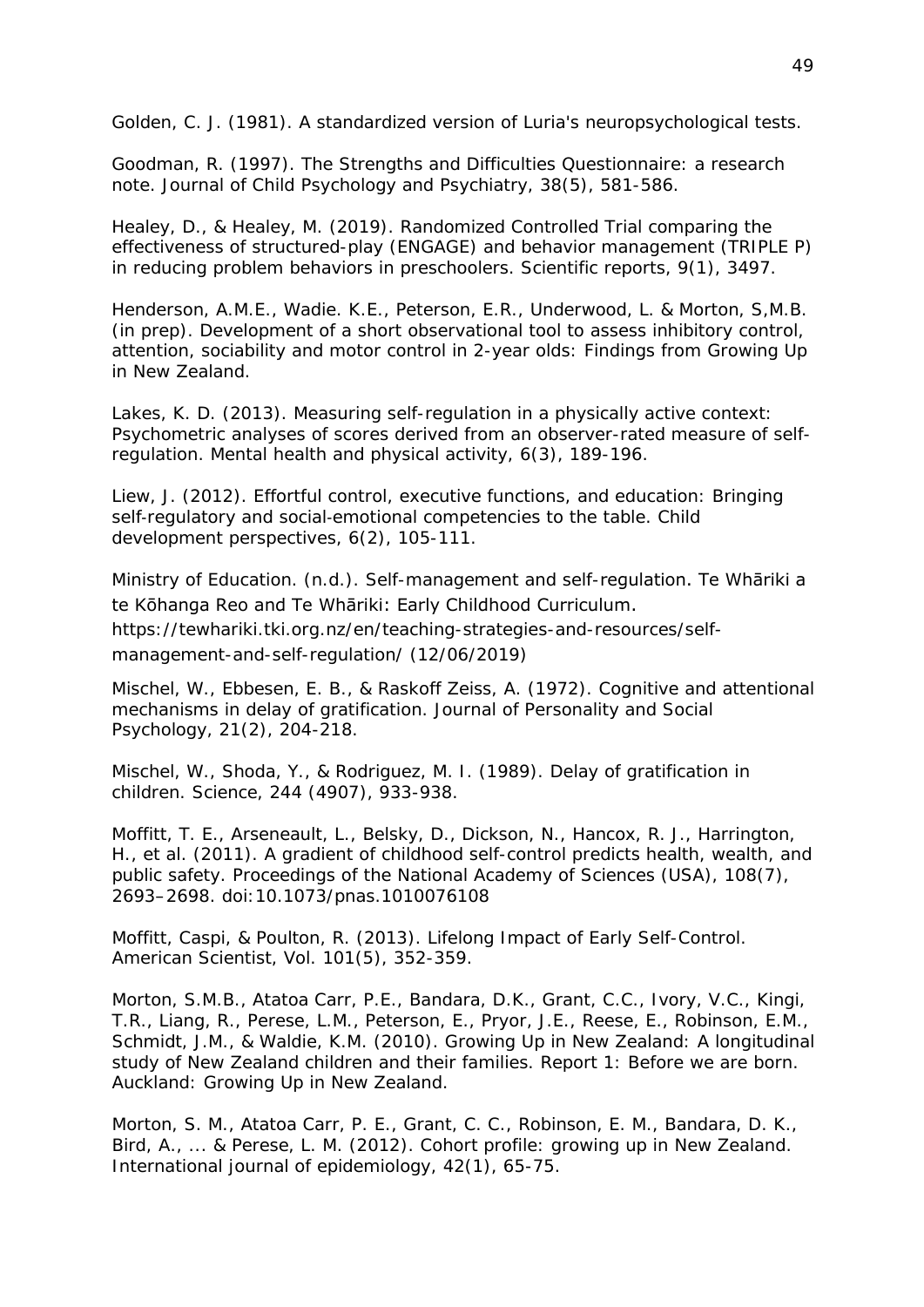Golden, C. J. (1981). A standardized version of Luria's neuropsychological tests.

Goodman, R. (1997). The Strengths and Difficulties Questionnaire: a research note. Journal of Child Psychology and Psychiatry, 38(5), 581-586.

Healey, D., & Healey, M. (2019). Randomized Controlled Trial comparing the effectiveness of structured-play (ENGAGE) and behavior management (TRIPLE P) in reducing problem behaviors in preschoolers. Scientific reports, 9(1), 3497.

Henderson, A.M.E., Wadie. K.E., Peterson, E.R., Underwood, L. & Morton, S,M.B. (in prep). Development of a short observational tool to assess inhibitory control, attention, sociability and motor control in 2-year olds: Findings from Growing Up in New Zealand.

Lakes, K. D. (2013). Measuring self-regulation in a physically active context: Psychometric analyses of scores derived from an observer-rated measure of self-regulation. Mental health and physical activity, 6(3), 189-196.

Liew, J. (2012). Effortful control, executive functions, and education: Bringing self-regulatory and social-emotional competencies to the table. Child development perspectives, 6(2), 105-111.

Ministry of Education. (n.d.). Self-management and self-regulation. Te Whāriki a te Kōhanga Reo and Te Whāriki: Early Childhood Curriculum. https://tewhariki.tki.org.nz/en/teaching-strategies-and-resources/self-management-and-self-regulation/ (12/06/2019)

Mischel, W., Ebbesen, E. B., & Raskoff Zeiss, A. (1972). Cognitive and attentional mechanisms in delay of gratification. Journal of Personality and Social Psychology, 21(2), 204-218.

Mischel, W., Shoda, Y., & Rodriguez, M. I. (1989). Delay of gratification in children. Science, 244 (4907), 933-938.

Moffitt, T. E., Arseneault, L., Belsky, D., Dickson, N., Hancox, R. J., Harrington, H., et al. (2011). A gradient of childhood self-control predicts health, wealth, and public safety. Proceedings of the National Academy of Sciences (USA), 108(7), 2693–2698. doi:10.1073/pnas.1010076108

Moffitt, Caspi, & Poulton, R. (2013). Lifelong Impact of Early Self-Control. American Scientist, Vol. 101(5), 352-359.

Morton, S.M.B., Atatoa Carr, P.E., Bandara, D.K., Grant, C.C., Ivory, V.C., Kingi, T.R., Liang, R., Perese, L.M., Peterson, E., Pryor, J.E., Reese, E., Robinson, E.M., Schmidt, J.M., & Waldie, K.M. (2010). Growing Up in New Zealand: A longitudinal study of New Zealand children and their families. Report 1: Before we are born. Auckland: Growing Up in New Zealand.

Morton, S. M., Atatoa Carr, P. E., Grant, C. C., Robinson, E. M., Bandara, D. K., Bird, A., ... & Perese, L. M. (2012). Cohort profile: growing up in New Zealand. International journal of epidemiology, 42(1), 65-75.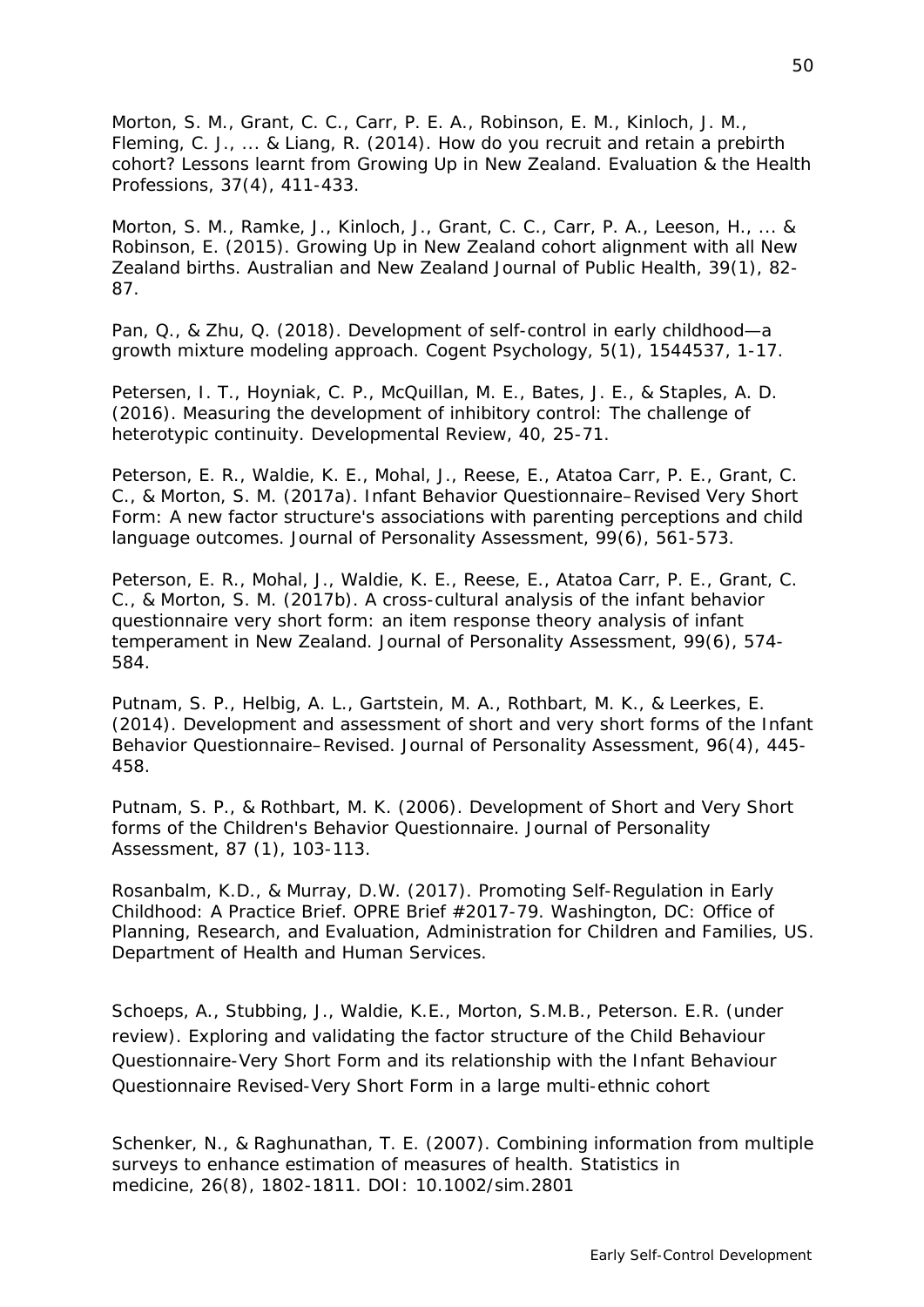Morton, S. M., Grant, C. C., Carr, P. E. A., Robinson, E. M., Kinloch, J. M., Fleming, C. J., ... & Liang, R. (2014). How do you recruit and retain a prebirth cohort? Lessons learnt from Growing Up in New Zealand. Evaluation & the Health Professions, 37(4), 411-433.

Morton, S. M., Ramke, J., Kinloch, J., Grant, C. C., Carr, P. A., Leeson, H., ... & Robinson, E. (2015). Growing Up in New Zealand cohort alignment with all New Zealand births. Australian and New Zealand Journal of Public Health, 39(1), 82-87.

Pan, Q., & Zhu, Q. (2018). Development of self-control in early childhood—a growth mixture modeling approach. Cogent Psychology, 5(1), 1544537, 1-17.

Petersen, I. T., Hoyniak, C. P., McQuillan, M. E., Bates, J. E., & Staples, A. D. (2016). Measuring the development of inhibitory control: The challenge of heterotypic continuity. Developmental Review, 40, 25-71.

Peterson, E. R., Waldie, K. E., Mohal, J., Reese, E., Atatoa Carr, P. E., Grant, C. C., & Morton, S. M. (2017a). Infant Behavior Questionnaire–Revised Very Short Form: A new factor structure's associations with parenting perceptions and child language outcomes. Journal of Personality Assessment, 99(6), 561-573.

Peterson, E. R., Mohal, J., Waldie, K. E., Reese, E., Atatoa Carr, P. E., Grant, C. C., & Morton, S. M. (2017b). A cross-cultural analysis of the infant behavior questionnaire very short form: an item response theory analysis of infant temperament in New Zealand. Journal of Personality Assessment, 99(6), 574-584.

Putnam, S. P., Helbig, A. L., Gartstein, M. A., Rothbart, M. K., & Leerkes, E. (2014). Development and assessment of short and very short forms of the Infant Behavior Questionnaire–Revised. Journal of Personality Assessment, 96(4), 445-458.

Putnam, S. P., & Rothbart, M. K. (2006). Development of Short and Very Short forms of the Children's Behavior Questionnaire. Journal of Personality Assessment, 87 (1), 103-113.

Rosanbalm, K.D., & Murray, D.W. (2017). Promoting Self-Regulation in Early Childhood: A Practice Brief. OPRE Brief #2017-79. Washington, DC: Office of Planning, Research, and Evaluation, Administration for Children and Families, US. Department of Health and Human Services.

Schoeps, A., Stubbing, J., Waldie, K.E., Morton, S.M.B., Peterson. E.R. (under review). Exploring and validating the factor structure of the Child Behaviour Questionnaire-Very Short Form and its relationship with the Infant Behaviour Questionnaire Revised-Very Short Form in a large multi-ethnic cohort

Schenker, N., & Raghunathan, T. E. (2007). Combining information from multiple surveys to enhance estimation of measures of health. Statistics in medicine, 26(8), 1802-1811. DOI: 10.1002/sim.2801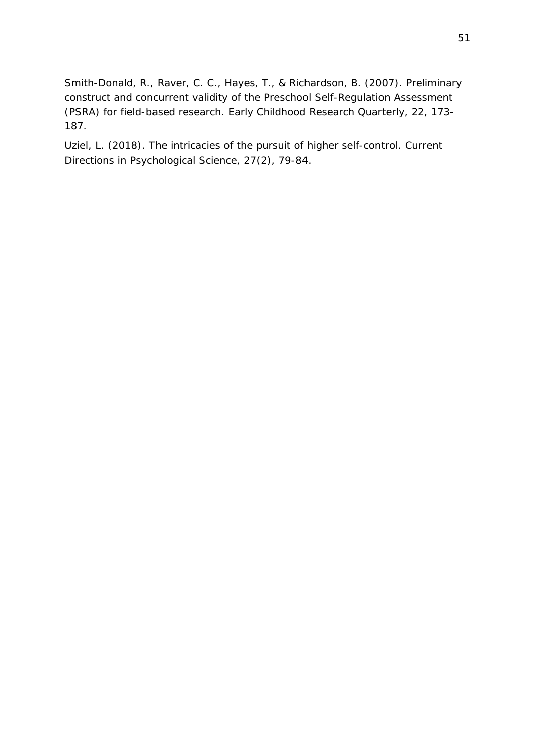Smith-Donald, R., Raver, C. C., Hayes, T., & Richardson, B. (2007). Preliminary construct and concurrent validity of the Preschool Self-Regulation Assessment (PSRA) for field-based research. Early Childhood Research Quarterly, 22, 173-187.

Uziel, L. (2018). The intricacies of the pursuit of higher self-control. Current Directions in Psychological Science, 27(2), 79-84.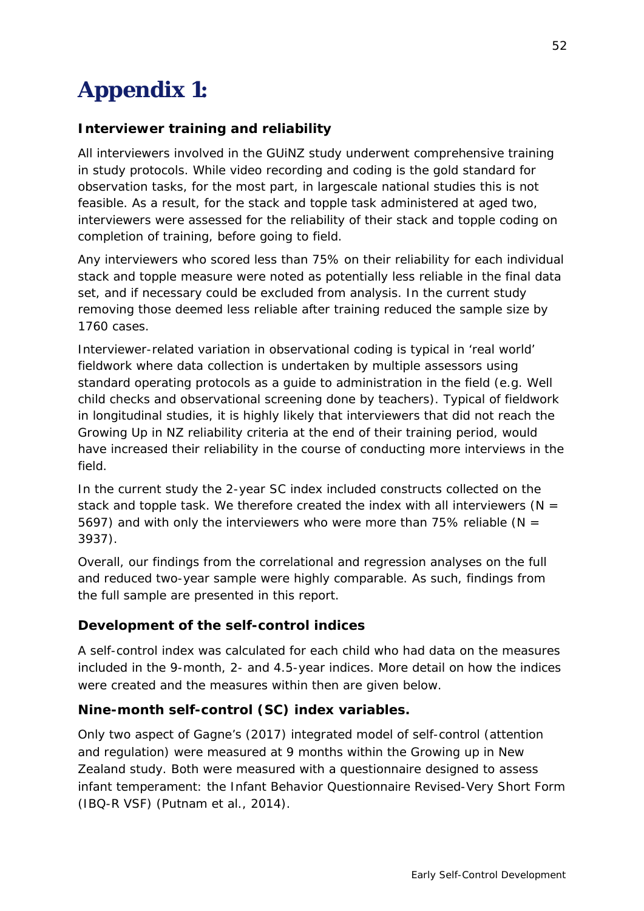# Appendix 1:

### Interviewer training and reliability

All interviewers involved in the GUiNZ study underwent comprehensive training in study protocols. While video recording and coding is the gold standard for observation tasks, for the most part, in largescale national studies this is not feasible. As a result, for the stack and topple task administered at aged two, interviewers were assessed for the reliability of their stack and topple coding on completion of training, before going to field.

Any interviewers who scored less than 75% on their reliability for each individual stack and topple measure were noted as potentially less reliable in the final data set, and if necessary could be excluded from analysis. In the current study removing those deemed less reliable after training reduced the sample size by 1760 cases.

Interviewer-related variation in observational coding is typical in 'real world' fieldwork where data collection is undertaken by multiple assessors using standard operating protocols as a guide to administration in the field (e.g. Well child checks and observational screening done by teachers). Typical of fieldwork in longitudinal studies, it is highly likely that interviewers that did not reach the Growing Up in NZ reliability criteria at the end of their training period, would have increased their reliability in the course of conducting more interviews in the field.

In the current study the 2-year SC index included constructs collected on the stack and topple task. We therefore created the index with all interviewers ($N$ = 5697) and with only the interviewers who were more than 75% reliable ($N$ = 3937).

Overall, our findings from the correlational and regression analyses on the full and reduced two-year sample were highly comparable. As such, findings from the full sample are presented in this report.

### Development of the self-control indices

A self-control index was calculated for each child who had data on the measures included in the 9-month, 2- and 4.5-year indices. More detail on how the indices were created and the measures within then are given below.

### Nine-month self-control (SC) index variables.

Only two aspect of Gagne's (2017) integrated model of self-control (attention and regulation) were measured at 9 months within the Growing up in New Zealand study. Both were measured with a questionnaire designed to assess infant temperament: the Infant Behavior Questionnaire Revised-Very Short Form (IBQ-R VSF) (Putnam et al., 2014).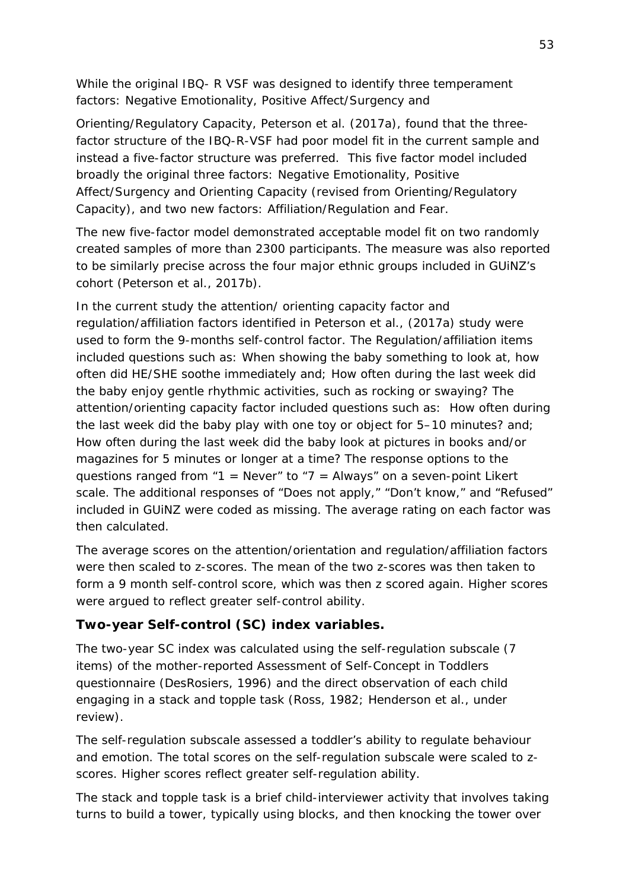While the original IBQ- R VSF was designed to identify three temperament factors: Negative Emotionality, Positive Affect/Surgency and Orienting/Regulatory Capacity, Peterson et al. (2017a), found that the three-factor structure of the IBQ-R-VSF had poor model fit in the current sample and instead a five-factor structure was preferred. This five factor model included broadly the original three factors: Negative Emotionality, Positive Affect/Surgency and Orienting Capacity (revised from Orienting/Regulatory Capacity), and two new factors: Affiliation/Regulation and Fear.

The new five-factor model demonstrated acceptable model fit on two randomly created samples of more than 2300 participants. The measure was also reported to be similarly precise across the four major ethnic groups included in GUiNZ's cohort (Peterson et al., 2017b).

In the current study the attention/ orienting capacity factor and regulation/affiliation factors identified in Peterson et al., (2017a) study were used to form the 9-months self-control factor. The Regulation/affiliation items included questions such as: When showing the baby something to look at, how often did HE/SHE soothe immediately and; How often during the last week did the baby enjoy gentle rhythmic activities, such as rocking or swaying? The attention/orienting capacity factor included questions such as: How often during the last week did the baby play with one toy or object for 5–10 minutes? and; How often during the last week did the baby look at pictures in books and/or magazines for 5 minutes or longer at a time? The response options to the questions ranged from "1 = Never" to "7 = Always" on a seven-point Likert scale. The additional responses of "Does not apply," "Don't know," and "Refused" included in GUiNZ were coded as missing. The average rating on each factor was then calculated.

The average scores on the attention/orientation and regulation/affiliation factors were then scaled to z-scores. The mean of the two z-scores was then taken to form a 9 month self-control score, which was then z scored again. Higher scores were argued to reflect greater self-control ability.

### Two-year Self-control (SC) index variables.

The two-year SC index was calculated using the self-regulation subscale (7 items) of the mother-reported Assessment of Self-Concept in Toddlers questionnaire (DesRosiers, 1996) and the direct observation of each child engaging in a stack and topple task (Ross, 1982; Henderson et al., under review).

The self-regulation subscale assessed a toddler's ability to regulate behaviour and emotion. The total scores on the self-regulation subscale were scaled to z-scores. Higher scores reflect greater self-regulation ability.

The stack and topple task is a brief child-interviewer activity that involves taking turns to build a tower, typically using blocks, and then knocking the tower over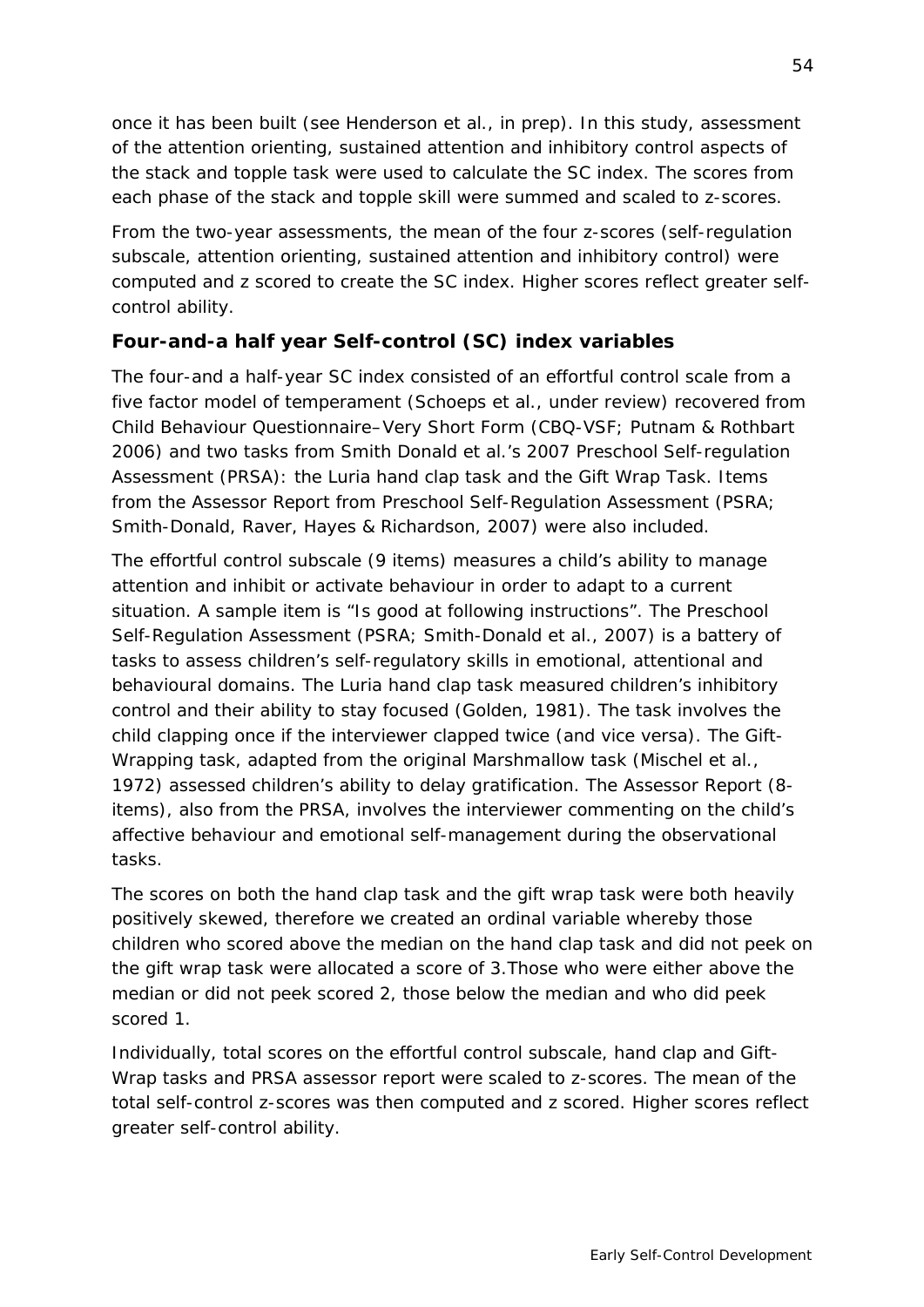once it has been built (see Henderson et al., in prep). In this study, assessment of the attention orienting, sustained attention and inhibitory control aspects of the stack and topple task were used to calculate the SC index. The scores from each phase of the stack and topple skill were summed and scaled to z-scores.

From the two-year assessments, the mean of the four z-scores (self-regulation subscale, attention orienting, sustained attention and inhibitory control) were computed and z scored to create the SC index. Higher scores reflect greater self-control ability.

### Four-and-a half year Self-control (SC) index variables

The four-and a half-year SC index consisted of an effortful control scale from a five factor model of temperament (Schoeps et al., under review) recovered from Child Behaviour Questionnaire–Very Short Form (CBQ-VSF; Putnam & Rothbart 2006) and two tasks from Smith Donald et al.'s 2007 Preschool Self-regulation Assessment (PRSA): the Luria hand clap task and the Gift Wrap Task. Items from the Assessor Report from Preschool Self-Regulation Assessment (PSRA; Smith-Donald, Raver, Hayes & Richardson, 2007) were also included.

The effortful control subscale (9 items) measures a child's ability to manage attention and inhibit or activate behaviour in order to adapt to a current situation. A sample item is "Is good at following instructions". The Preschool Self-Regulation Assessment (PSRA; Smith-Donald et al., 2007) is a battery of tasks to assess children's self-regulatory skills in emotional, attentional and behavioural domains. The Luria hand clap task measured children's inhibitory control and their ability to stay focused (Golden, 1981). The task involves the child clapping once if the interviewer clapped twice (and vice versa). The Gift-Wrapping task, adapted from the original Marshmallow task (Mischel et al., 1972) assessed children's ability to delay gratification. The Assessor Report (8-items), also from the PRSA, involves the interviewer commenting on the child's affective behaviour and emotional self-management during the observational tasks.

The scores on both the hand clap task and the gift wrap task were both heavily positively skewed, therefore we created an ordinal variable whereby those children who scored above the median on the hand clap task and did not peek on the gift wrap task were allocated a score of 3.Those who were either above the median or did not peek scored 2, those below the median and who did peek scored 1.

Individually, total scores on the effortful control subscale, hand clap and Gift-Wrap tasks and PRSA assessor report were scaled to z-scores. The mean of the total self-control z-scores was then computed and z scored. Higher scores reflect greater self-control ability.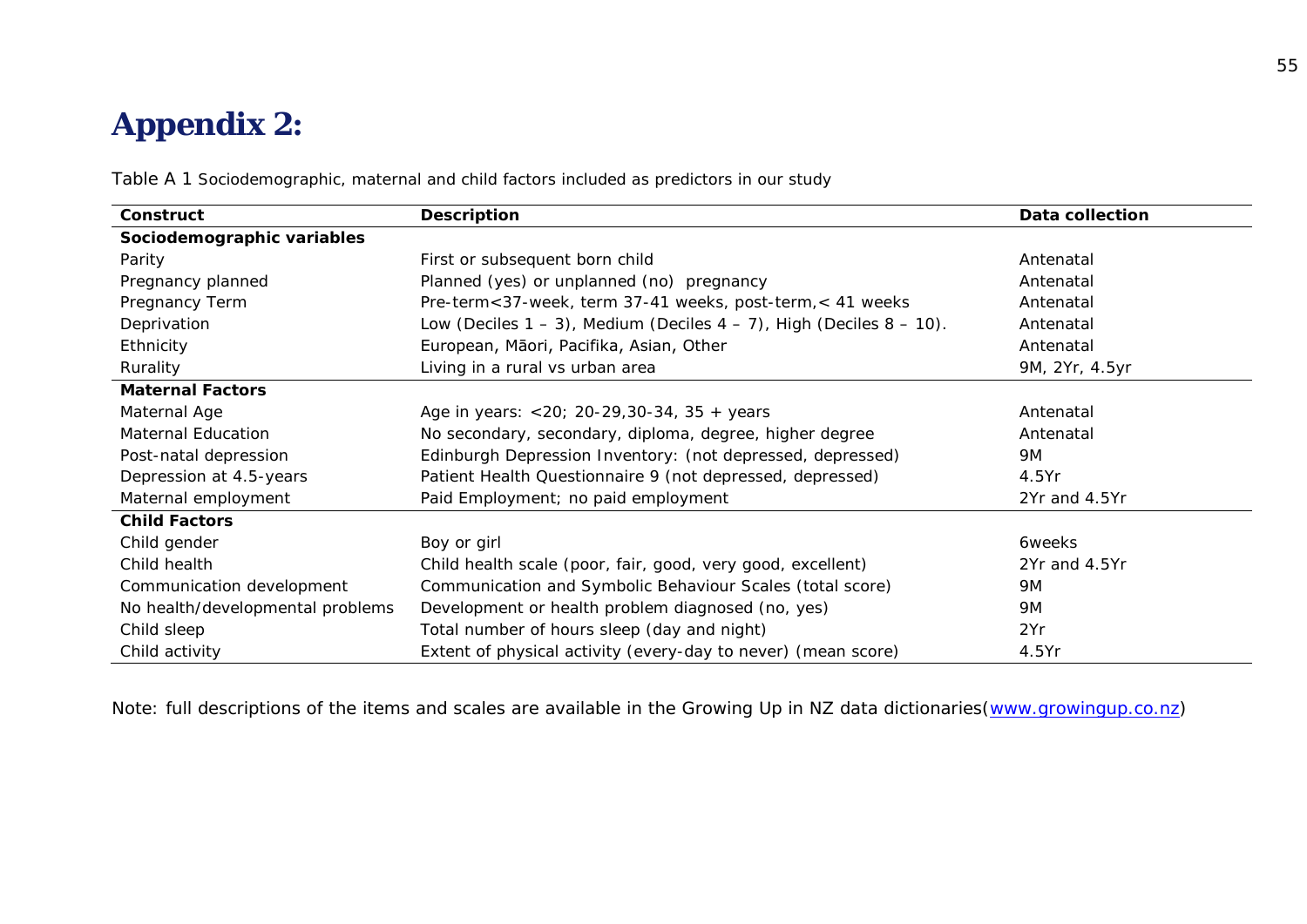# Appendix 2:

Table A 1 Sociodemographic, maternal and child factors included as predictors in our study

| Construct | Description | Data collection |
|---|---|---|
| **Sociodemographic variables** | | |
| Parity | First or subsequent born child | Antenatal |
| Pregnancy planned | Planned (yes) or unplanned (no) pregnancy | Antenatal |
| Pregnancy Term | Pre-term<37-week, term 37-41 weeks, post-term,< 41 weeks | Antenatal |
| Deprivation | Low (Deciles 1 – 3), Medium (Deciles 4 – 7), High (Deciles 8 – 10). | Antenatal |
| Ethnicity | European, Māori, Pacifika, Asian, Other | Antenatal |
| Rurality | Living in a rural vs urban area | 9M, 2Yr, 4.5yr |
| **Maternal Factors** | | |
| Maternal Age | Age in years: <20; 20-29,30-34, 35 + years | Antenatal |
| Maternal Education | No secondary, secondary, diploma, degree, higher degree | Antenatal |
| Post-natal depression | Edinburgh Depression Inventory: (not depressed, depressed) | 9M |
| Depression at 4.5-years | Patient Health Questionnaire 9 (not depressed, depressed) | 4.5Yr |
| Maternal employment | Paid Employment; no paid employment | 2Yr and 4.5Yr |
| **Child Factors** | | |
| Child gender | Boy or girl | 6weeks |
| Child health | Child health scale (poor, fair, good, very good, excellent) | 2Yr and 4.5Yr |
| Communication development | Communication and Symbolic Behaviour Scales (total score) | 9M |
| No health/developmental problems | Development or health problem diagnosed (no, yes) | 9M |
| Child sleep | Total number of hours sleep (day and night) | 2Yr |
| Child activity | Extent of physical activity (every-day to never) (mean score) | 4.5Yr |

Note: full descriptions of the items and scales are available in the Growing Up in NZ data dictionaries(www.growingup.co.nz)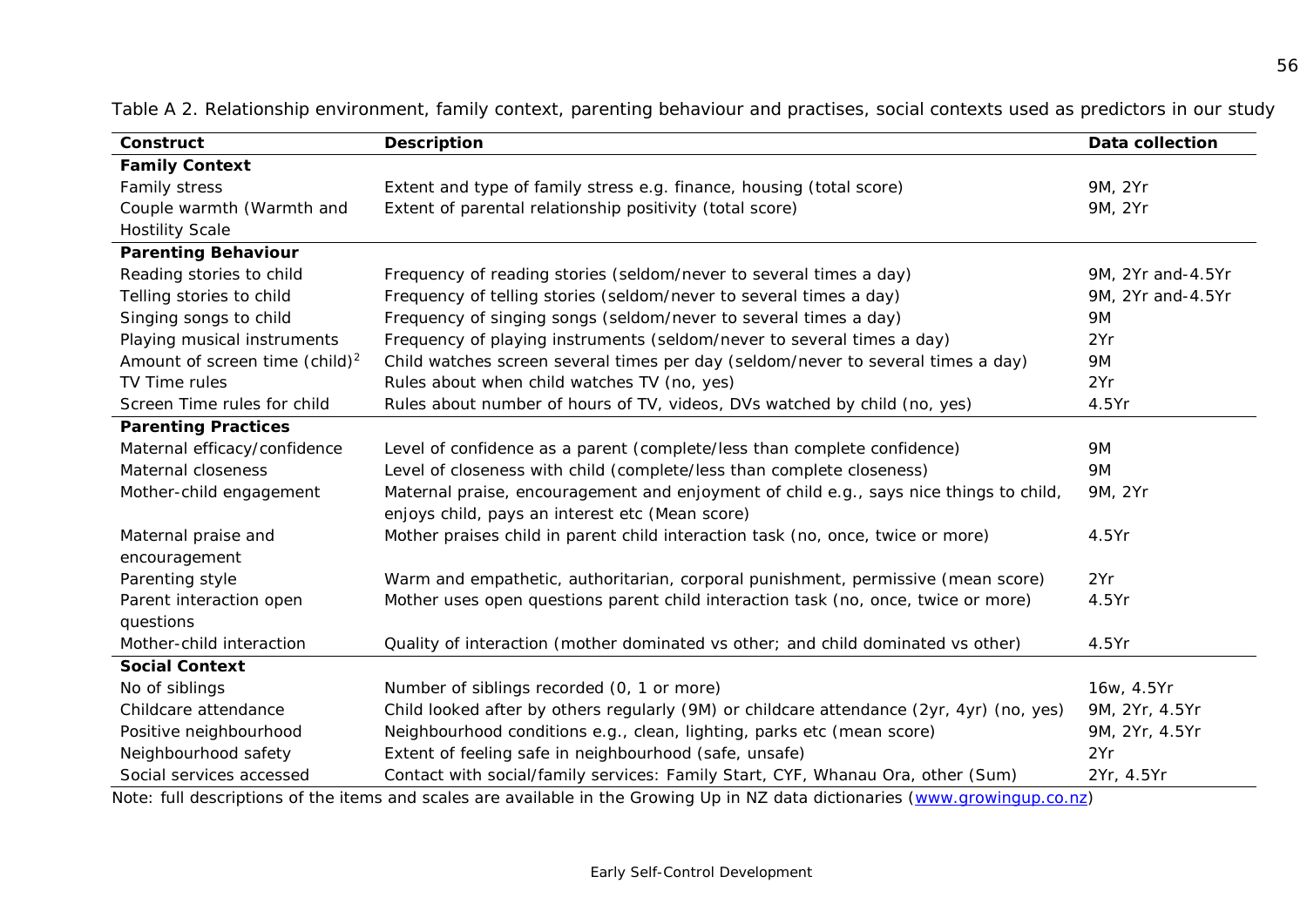Table A 2. Relationship environment, family context, parenting behaviour and practises, social contexts used as predictors in our study

| Construct | Description | Data collection |
|---|---|---|
| **Family Context** | | |
| Family stress | Extent and type of family stress e.g. finance, housing (total score) | 9M, 2Yr |
| Couple warmth (Warmth and Hostility Scale | Extent of parental relationship positivity (total score) | 9M, 2Yr |
| **Parenting Behaviour** | | |
| Reading stories to child | Frequency of reading stories (seldom/never to several times a day) | 9M, 2Yr and-4.5Yr |
| Telling stories to child | Frequency of telling stories (seldom/never to several times a day) | 9M, 2Yr and-4.5Yr |
| Singing songs to child | Frequency of singing songs (seldom/never to several times a day) | 9M |
| Playing musical instruments | Frequency of playing instruments (seldom/never to several times a day) | 2Yr |
| Amount of screen time (child)[2] | Child watches screen several times per day (seldom/never to several times a day) | 9M |
| TV Time rules | Rules about when child watches TV (no, yes) | 2Yr |
| Screen Time rules for child | Rules about number of hours of TV, videos, DVs watched by child (no, yes) | 4.5Yr |
| **Parenting Practices** | | |
| Maternal efficacy/confidence | Level of confidence as a parent (complete/less than complete confidence) | 9M |
| Maternal closeness | Level of closeness with child (complete/less than complete closeness) | 9M |
| Mother-child engagement | Maternal praise, encouragement and enjoyment of child e.g., says nice things to child, enjoys child, pays an interest etc (Mean score) | 9M, 2Yr |
| Maternal praise and encouragement | Mother praises child in parent child interaction task (no, once, twice or more) | 4.5Yr |
| Parenting style | Warm and empathetic, authoritarian, corporal punishment, permissive (mean score) | 2Yr |
| Parent interaction open questions | Mother uses open questions parent child interaction task (no, once, twice or more) | 4.5Yr |
| Mother-child interaction | Quality of interaction (mother dominated vs other; and child dominated vs other) | 4.5Yr |
| **Social Context** | | |
| No of siblings | Number of siblings recorded (0, 1 or more) | 16w, 4.5Yr |
| Childcare attendance | Child looked after by others regularly (9M) or childcare attendance (2yr, 4yr) (no, yes) | 9M, 2Yr, 4.5Yr |
| Positive neighbourhood | Neighbourhood conditions e.g., clean, lighting, parks etc (mean score) | 9M, 2Yr, 4.5Yr |
| Neighbourhood safety | Extent of feeling safe in neighbourhood (safe, unsafe) | 2Yr |
| Social services accessed | Contact with social/family services: Family Start, CYF, Whanau Ora, other (Sum) | 2Yr, 4.5Yr |

Note: full descriptions of the items and scales are available in the Growing Up in NZ data dictionaries (www.growingup.co.nz)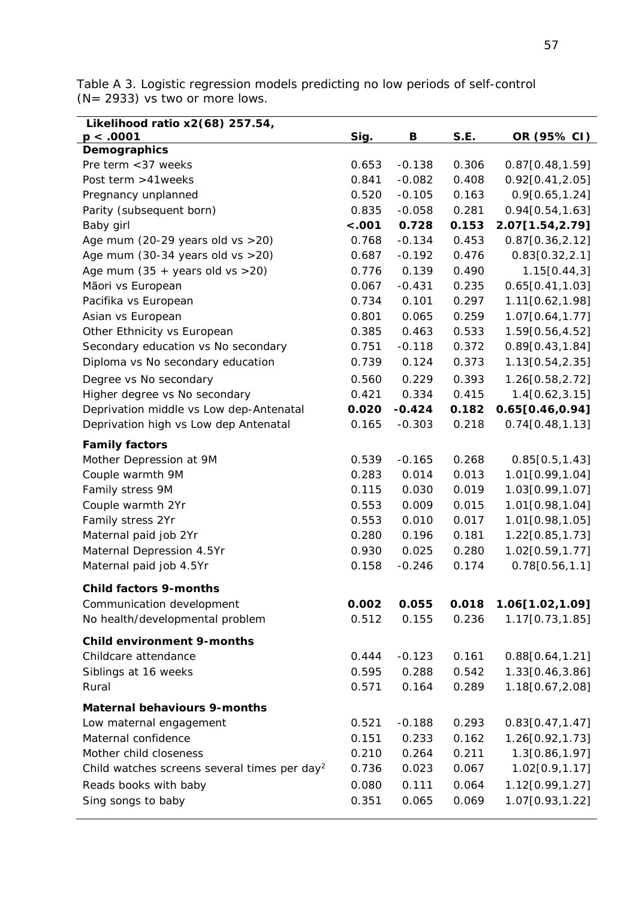Table A 3. Logistic regression models predicting no low periods of self-control (N= 2933) vs two or more lows.

| Likelihood ratio x2(68) 257.54, p < .0001 | Sig. | B | S.E. | OR (95% CI) |
|---|---|---|---|---|
| **Demographics** | | | | |
| Pre term <37 weeks | 0.653 | -0.138 | 0.306 | 0.87[0.48,1.59] |
| Post term >41weeks | 0.841 | -0.082 | 0.408 | 0.92[0.41,2.05] |
| Pregnancy unplanned | 0.520 | -0.105 | 0.163 | 0.9[0.65,1.24] |
| Parity (subsequent born) | 0.835 | -0.058 | 0.281 | 0.94[0.54,1.63] |
| Baby girl | **<.001** | **0.728** | **0.153** | **2.07[1.54,2.79]** |
| Age mum (20-29 years old vs >20) | 0.768 | -0.134 | 0.453 | 0.87[0.36,2.12] |
| Age mum (30-34 years old vs >20) | 0.687 | -0.192 | 0.476 | 0.83[0.32,2.1] |
| Age mum (35 + years old vs >20) | 0.776 | 0.139 | 0.490 | 1.15[0.44,3] |
| Māori vs European | 0.067 | -0.431 | 0.235 | 0.65[0.41,1.03] |
| Pacifika vs European | 0.734 | 0.101 | 0.297 | 1.11[0.62,1.98] |
| Asian vs European | 0.801 | 0.065 | 0.259 | 1.07[0.64,1.77] |
| Other Ethnicity vs European | 0.385 | 0.463 | 0.533 | 1.59[0.56,4.52] |
| Secondary education vs No secondary | 0.751 | -0.118 | 0.372 | 0.89[0.43,1.84] |
| Diploma vs No secondary education | 0.739 | 0.124 | 0.373 | 1.13[0.54,2.35] |
| Degree vs No secondary | 0.560 | 0.229 | 0.393 | 1.26[0.58,2.72] |
| Higher degree vs No secondary | 0.421 | 0.334 | 0.415 | 1.4[0.62,3.15] |
| Deprivation middle vs Low dep-Antenatal | **0.020** | **-0.424** | **0.182** | **0.65[0.46,0.94]** |
| Deprivation high vs Low dep Antenatal | 0.165 | -0.303 | 0.218 | 0.74[0.48,1.13] |
| **Family factors** | | | | |
| Mother Depression at 9M | 0.539 | -0.165 | 0.268 | 0.85[0.5,1.43] |
| Couple warmth 9M | 0.283 | 0.014 | 0.013 | 1.01[0.99,1.04] |
| Family stress 9M | 0.115 | 0.030 | 0.019 | 1.03[0.99,1.07] |
| Couple warmth 2Yr | 0.553 | 0.009 | 0.015 | 1.01[0.98,1.04] |
| Family stress 2Yr | 0.553 | 0.010 | 0.017 | 1.01[0.98,1.05] |
| Maternal paid job 2Yr | 0.280 | 0.196 | 0.181 | 1.22[0.85,1.73] |
| Maternal Depression 4.5Yr | 0.930 | 0.025 | 0.280 | 1.02[0.59,1.77] |
| Maternal paid job 4.5Yr | 0.158 | -0.246 | 0.174 | 0.78[0.56,1.1] |
| **Child factors 9-months** | | | | |
| Communication development | **0.002** | **0.055** | **0.018** | **1.06[1.02,1.09]** |
| No health/developmental problem | 0.512 | 0.155 | 0.236 | 1.17[0.73,1.85] |
| **Child environment 9-months** | | | | |
| Childcare attendance | 0.444 | -0.123 | 0.161 | 0.88[0.64,1.21] |
| Siblings at 16 weeks | 0.595 | 0.288 | 0.542 | 1.33[0.46,3.86] |
| Rural | 0.571 | 0.164 | 0.289 | 1.18[0.67,2.08] |
| **Maternal behaviours 9-months** | | | | |
| Low maternal engagement | 0.521 | -0.188 | 0.293 | 0.83[0.47,1.47] |
| Maternal confidence | 0.151 | 0.233 | 0.162 | 1.26[0.92,1.73] |
| Mother child closeness | 0.210 | 0.264 | 0.211 | 1.3[0.86,1.97] |
| Child watches screens several times per day[2] | 0.736 | 0.023 | 0.067 | 1.02[0.9,1.17] |
| Reads books with baby | 0.080 | 0.111 | 0.064 | 1.12[0.99,1.27] |
| Sing songs to baby | 0.351 | 0.065 | 0.069 | 1.07[0.93,1.22] |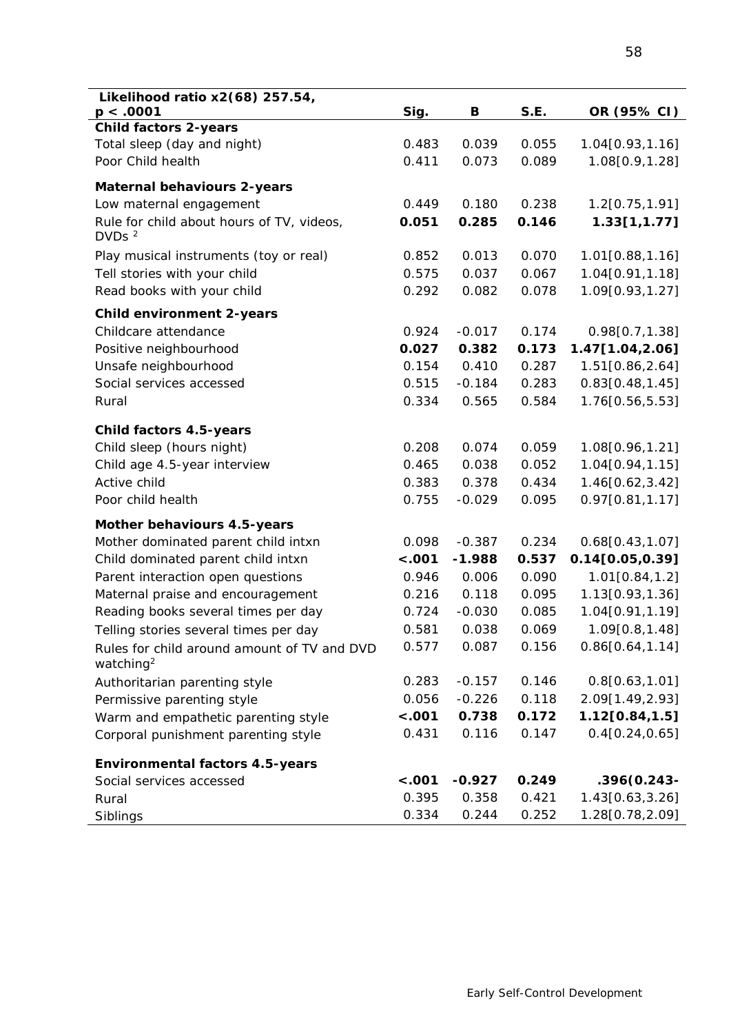| **Likelihood ratio x2(68) 257.54, p < .0001** | **Sig.** | **B** | **S.E.** | **OR (95% CI)** |
|---|---|---|---|---|
| **Child factors 2-years** | | | | |
| Total sleep (day and night) | 0.483 | 0.039 | 0.055 | 1.04[0.93,1.16] |
| Poor Child health | 0.411 | 0.073 | 0.089 | 1.08[0.9,1.28] |
| **Maternal behaviours 2-years** | | | | |
| Low maternal engagement | 0.449 | 0.180 | 0.238 | 1.2[0.75,1.91] |
| Rule for child about hours of TV, videos, DVDs [2] | **0.051** | **0.285** | **0.146** | **1.33[1,1.77]** |
| Play musical instruments (toy or real) | 0.852 | 0.013 | 0.070 | 1.01[0.88,1.16] |
| Tell stories with your child | 0.575 | 0.037 | 0.067 | 1.04[0.91,1.18] |
| Read books with your child | 0.292 | 0.082 | 0.078 | 1.09[0.93,1.27] |
| **Child environment 2-years** | | | | |
| Childcare attendance | 0.924 | -0.017 | 0.174 | 0.98[0.7,1.38] |
| Positive neighbourhood | **0.027** | **0.382** | **0.173** | **1.47[1.04,2.06]** |
| Unsafe neighbourhood | 0.154 | 0.410 | 0.287 | 1.51[0.86,2.64] |
| Social services accessed | 0.515 | -0.184 | 0.283 | 0.83[0.48,1.45] |
| Rural | 0.334 | 0.565 | 0.584 | 1.76[0.56,5.53] |
| **Child factors 4.5-years** | | | | |
| Child sleep (hours night) | 0.208 | 0.074 | 0.059 | 1.08[0.96,1.21] |
| Child age 4.5-year interview | 0.465 | 0.038 | 0.052 | 1.04[0.94,1.15] |
| Active child | 0.383 | 0.378 | 0.434 | 1.46[0.62,3.42] |
| Poor child health | 0.755 | -0.029 | 0.095 | 0.97[0.81,1.17] |
| **Mother behaviours 4.5-years** | | | | |
| Mother dominated parent child intxn | 0.098 | -0.387 | 0.234 | 0.68[0.43,1.07] |
| Child dominated parent child intxn | **<.001** | **-1.988** | **0.537** | **0.14[0.05,0.39]** |
| Parent interaction open questions | 0.946 | 0.006 | 0.090 | 1.01[0.84,1.2] |
| Maternal praise and encouragement | 0.216 | 0.118 | 0.095 | 1.13[0.93,1.36] |
| Reading books several times per day | 0.724 | -0.030 | 0.085 | 1.04[0.91,1.19] |
| Telling stories several times per day | 0.581 | 0.038 | 0.069 | 1.09[0.8,1.48] |
| Rules for child around amount of TV and DVD watching[2] | 0.577 | 0.087 | 0.156 | 0.86[0.64,1.14] |
| Authoritarian parenting style | 0.283 | -0.157 | 0.146 | 0.8[0.63,1.01] |
| Permissive parenting style | 0.056 | -0.226 | 0.118 | 2.09[1.49,2.93] |
| Warm and empathetic parenting style | **<.001** | **0.738** | **0.172** | **1.12[0.84,1.5]** |
| Corporal punishment parenting style | 0.431 | 0.116 | 0.147 | 0.4[0.24,0.65] |
| **Environmental factors 4.5-years** | | | | |
| Social services accessed | **<.001** | **-0.927** | **0.249** | **.396(0.243-** |
| Rural | 0.395 | 0.358 | 0.421 | 1.43[0.63,3.26] |
| Siblings | 0.334 | 0.244 | 0.252 | 1.28[0.78,2.09] |